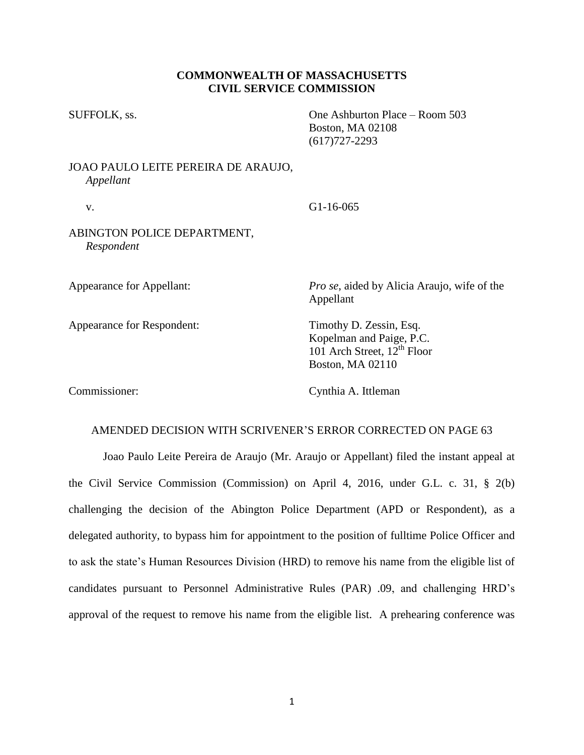**COMMONWEALTH OF MASSACHUSETTS**
**CIVIL SERVICE COMMISSION**

SUFFOLK, ss.

One Ashburton Place – Room 503
Boston, MA 02108
(617)727-2293

JOAO PAULO LEITE PEREIRA DE ARAUJO,
*Appellant*

v.

G1-16-065

ABINGTON POLICE DEPARTMENT,
*Respondent*

Appearance for Appellant: *Pro se*, aided by Alicia Araujo, wife of the Appellant

Appearance for Respondent: Timothy D. Zessin, Esq.
Kopelman and Paige, P.C.
101 Arch Street, 12th Floor
Boston, MA 02110

Commissioner: Cynthia A. Ittleman

AMENDED DECISION WITH SCRIVENER'S ERROR CORRECTED ON PAGE 63

Joao Paulo Leite Pereira de Araujo (Mr. Araujo or Appellant) filed the instant appeal at the Civil Service Commission (Commission) on April 4, 2016, under G.L. c. 31, § 2(b) challenging the decision of the Abington Police Department (APD or Respondent), as a delegated authority, to bypass him for appointment to the position of fulltime Police Officer and to ask the state's Human Resources Division (HRD) to remove his name from the eligible list of candidates pursuant to Personnel Administrative Rules (PAR) .09, and challenging HRD's approval of the request to remove his name from the eligible list. A prehearing conference was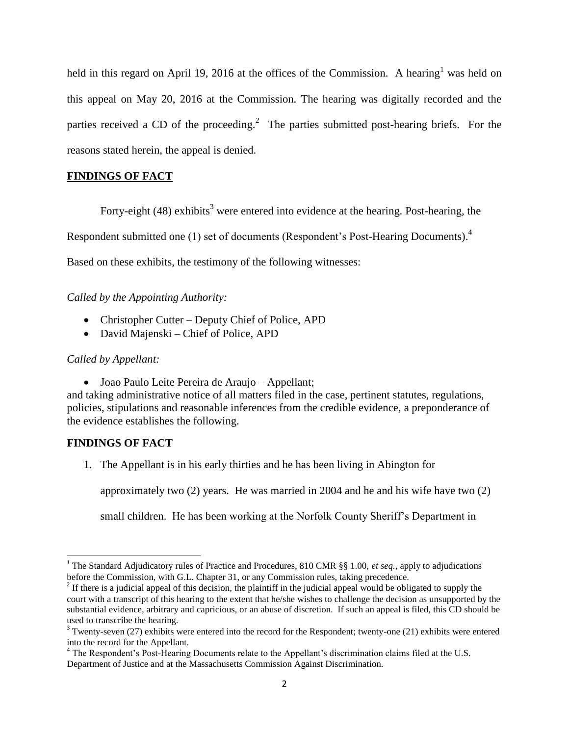held in this regard on April 19, 2016 at the offices of the Commission. A hearing[1] was held on this appeal on May 20, 2016 at the Commission. The hearing was digitally recorded and the parties received a CD of the proceeding.[2] The parties submitted post-hearing briefs. For the reasons stated herein, the appeal is denied.

## FINDINGS OF FACT

Forty-eight (48) exhibits[3] were entered into evidence at the hearing. Post-hearing, the Respondent submitted one (1) set of documents (Respondent's Post-Hearing Documents).[4]

Based on these exhibits, the testimony of the following witnesses:

*Called by the Appointing Authority:*

- Christopher Cutter – Deputy Chief of Police, APD
- David Majenski – Chief of Police, APD

*Called by Appellant:*

- Joao Paulo Leite Pereira de Araujo – Appellant;

and taking administrative notice of all matters filed in the case, pertinent statutes, regulations, policies, stipulations and reasonable inferences from the credible evidence, a preponderance of the evidence establishes the following.

## FINDINGS OF FACT

1. The Appellant is in his early thirties and he has been living in Abington for approximately two (2) years. He was married in 2004 and he and his wife have two (2) small children. He has been working at the Norfolk County Sheriff's Department in

---

[1] The Standard Adjudicatory rules of Practice and Procedures, 810 CMR §§ 1.00, *et seq.*, apply to adjudications before the Commission, with G.L. Chapter 31, or any Commission rules, taking precedence.

[2] If there is a judicial appeal of this decision, the plaintiff in the judicial appeal would be obligated to supply the court with a transcript of this hearing to the extent that he/she wishes to challenge the decision as unsupported by the substantial evidence, arbitrary and capricious, or an abuse of discretion. If such an appeal is filed, this CD should be used to transcribe the hearing.

[3] Twenty-seven (27) exhibits were entered into the record for the Respondent; twenty-one (21) exhibits were entered into the record for the Appellant.

[4] The Respondent's Post-Hearing Documents relate to the Appellant's discrimination claims filed at the U.S. Department of Justice and at the Massachusetts Commission Against Discrimination.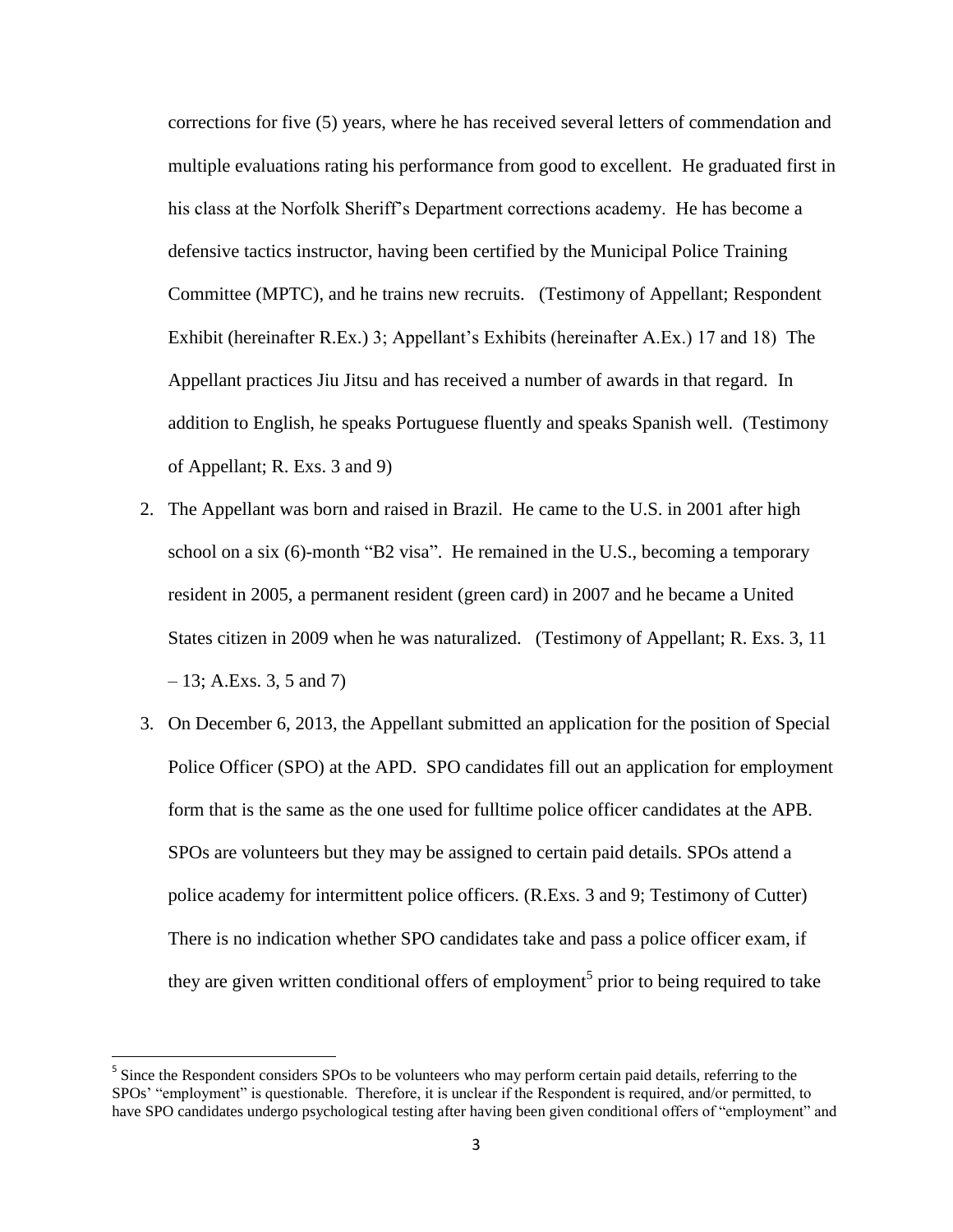corrections for five (5) years, where he has received several letters of commendation and multiple evaluations rating his performance from good to excellent. He graduated first in his class at the Norfolk Sheriff's Department corrections academy. He has become a defensive tactics instructor, having been certified by the Municipal Police Training Committee (MPTC), and he trains new recruits. (Testimony of Appellant; Respondent Exhibit (hereinafter R.Ex.) 3; Appellant's Exhibits (hereinafter A.Ex.) 17 and 18) The Appellant practices Jiu Jitsu and has received a number of awards in that regard. In addition to English, he speaks Portuguese fluently and speaks Spanish well. (Testimony of Appellant; R. Exs. 3 and 9)

2. The Appellant was born and raised in Brazil. He came to the U.S. in 2001 after high school on a six (6)-month "B2 visa". He remained in the U.S., becoming a temporary resident in 2005, a permanent resident (green card) in 2007 and he became a United States citizen in 2009 when he was naturalized. (Testimony of Appellant; R. Exs. 3, 11 – 13; A.Exs. 3, 5 and 7)

3. On December 6, 2013, the Appellant submitted an application for the position of Special Police Officer (SPO) at the APD. SPO candidates fill out an application for employment form that is the same as the one used for fulltime police officer candidates at the APB. SPOs are volunteers but they may be assigned to certain paid details. SPOs attend a police academy for intermittent police officers. (R.Exs. 3 and 9; Testimony of Cutter) There is no indication whether SPO candidates take and pass a police officer exam, if they are given written conditional offers of employment[5] prior to being required to take

[5] Since the Respondent considers SPOs to be volunteers who may perform certain paid details, referring to the SPOs' "employment" is questionable. Therefore, it is unclear if the Respondent is required, and/or permitted, to have SPO candidates undergo psychological testing after having been given conditional offers of "employment" and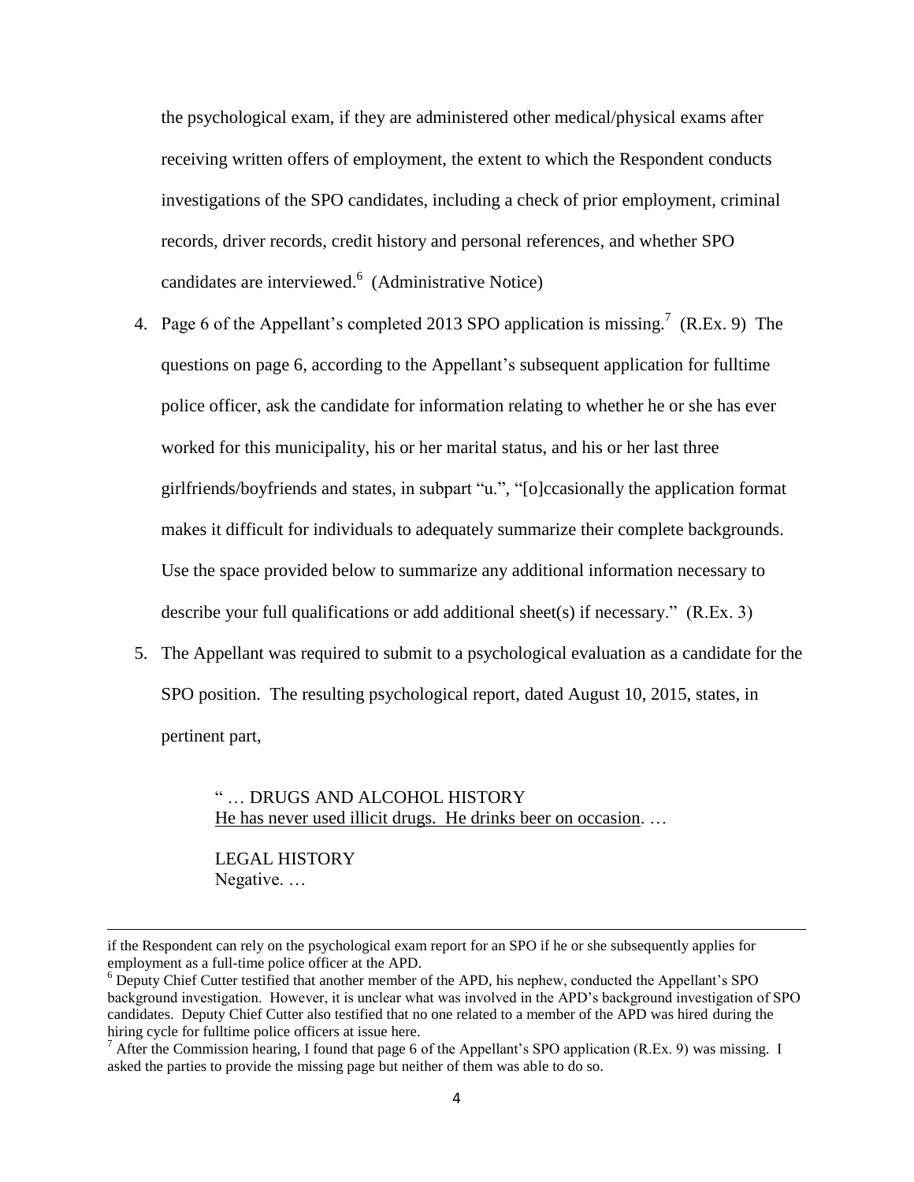the psychological exam, if they are administered other medical/physical exams after receiving written offers of employment, the extent to which the Respondent conducts investigations of the SPO candidates, including a check of prior employment, criminal records, driver records, credit history and personal references, and whether SPO candidates are interviewed.[6] (Administrative Notice)

4. Page 6 of the Appellant's completed 2013 SPO application is missing.[7] (R.Ex. 9) The questions on page 6, according to the Appellant's subsequent application for fulltime police officer, ask the candidate for information relating to whether he or she has ever worked for this municipality, his or her marital status, and his or her last three girlfriends/boyfriends and states, in subpart "u.", "[o]ccasionally the application format makes it difficult for individuals to adequately summarize their complete backgrounds. Use the space provided below to summarize any additional information necessary to describe your full qualifications or add additional sheet(s) if necessary." (R.Ex. 3)

5. The Appellant was required to submit to a psychological evaluation as a candidate for the SPO position. The resulting psychological report, dated August 10, 2015, states, in pertinent part,

> " … DRUGS AND ALCOHOL HISTORY
> <u>He has never used illicit drugs. He drinks beer on occasion</u>. …
>
> LEGAL HISTORY
> Negative. …

---

if the Respondent can rely on the psychological exam report for an SPO if he or she subsequently applies for employment as a full-time police officer at the APD.

[6] Deputy Chief Cutter testified that another member of the APD, his nephew, conducted the Appellant's SPO background investigation. However, it is unclear what was involved in the APD's background investigation of SPO candidates. Deputy Chief Cutter also testified that no one related to a member of the APD was hired during the hiring cycle for fulltime police officers at issue here.

[7] After the Commission hearing, I found that page 6 of the Appellant's SPO application (R.Ex. 9) was missing. I asked the parties to provide the missing page but neither of them was able to do so.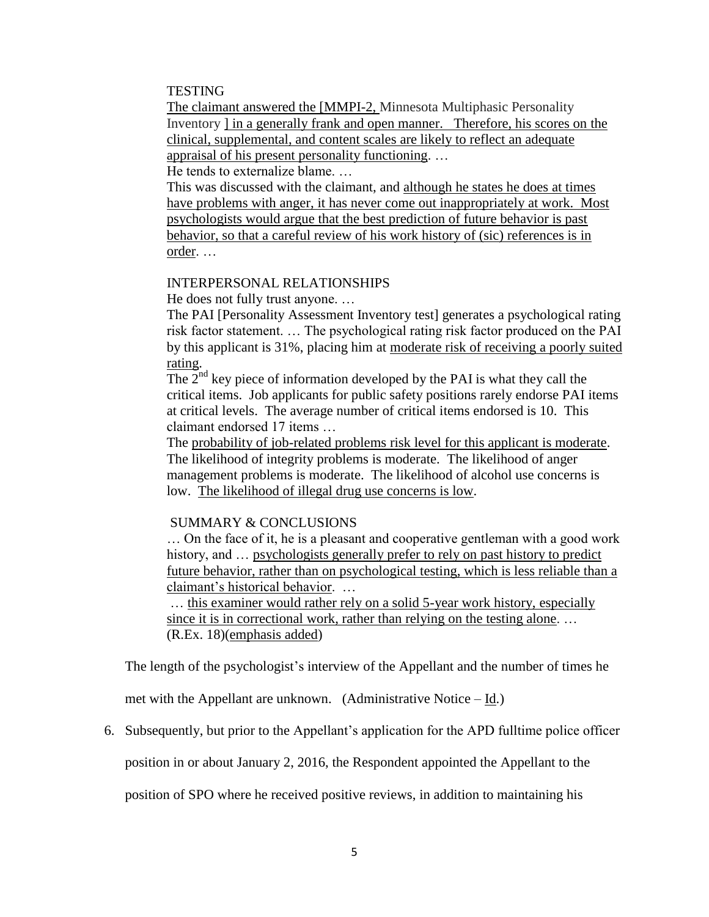TESTING

The claimant answered the [MMPI-2, Minnesota Multiphasic Personality Inventory ] in a generally frank and open manner. Therefore, his scores on the clinical, supplemental, and content scales are likely to reflect an adequate appraisal of his present personality functioning. …

He tends to externalize blame. …

This was discussed with the claimant, and although he states he does at times have problems with anger, it has never come out inappropriately at work. Most psychologists would argue that the best prediction of future behavior is past behavior, so that a careful review of his work history of (sic) references is in order. …

INTERPERSONAL RELATIONSHIPS

He does not fully trust anyone. …

The PAI [Personality Assessment Inventory test] generates a psychological rating risk factor statement. … The psychological rating risk factor produced on the PAI by this applicant is 31%, placing him at moderate risk of receiving a poorly suited rating.

The 2nd key piece of information developed by the PAI is what they call the critical items. Job applicants for public safety positions rarely endorse PAI items at critical levels. The average number of critical items endorsed is 10. This claimant endorsed 17 items …

The probability of job-related problems risk level for this applicant is moderate. The likelihood of integrity problems is moderate. The likelihood of anger management problems is moderate. The likelihood of alcohol use concerns is low. The likelihood of illegal drug use concerns is low.

SUMMARY & CONCLUSIONS

… On the face of it, he is a pleasant and cooperative gentleman with a good work history, and … psychologists generally prefer to rely on past history to predict future behavior, rather than on psychological testing, which is less reliable than a claimant's historical behavior. …

… this examiner would rather rely on a solid 5-year work history, especially since it is in correctional work, rather than relying on the testing alone. … (R.Ex. 18)(emphasis added)

The length of the psychologist's interview of the Appellant and the number of times he met with the Appellant are unknown. (Administrative Notice – Id.)

6. Subsequently, but prior to the Appellant's application for the APD fulltime police officer position in or about January 2, 2016, the Respondent appointed the Appellant to the position of SPO where he received positive reviews, in addition to maintaining his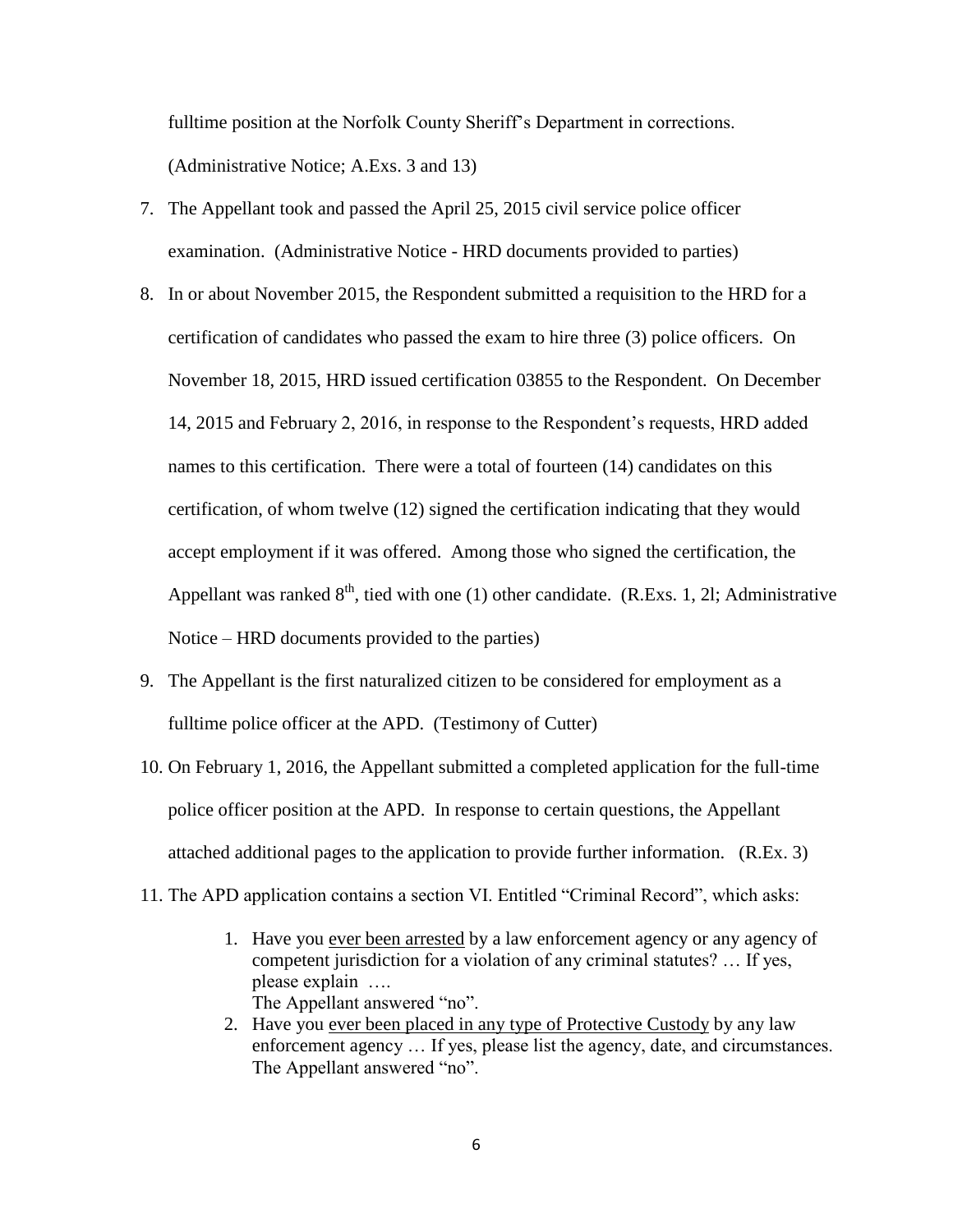fulltime position at the Norfolk County Sheriff's Department in corrections. (Administrative Notice; A.Exs. 3 and 13)

7. The Appellant took and passed the April 25, 2015 civil service police officer examination. (Administrative Notice - HRD documents provided to parties)

8. In or about November 2015, the Respondent submitted a requisition to the HRD for a certification of candidates who passed the exam to hire three (3) police officers. On November 18, 2015, HRD issued certification 03855 to the Respondent. On December 14, 2015 and February 2, 2016, in response to the Respondent's requests, HRD added names to this certification. There were a total of fourteen (14) candidates on this certification, of whom twelve (12) signed the certification indicating that they would accept employment if it was offered. Among those who signed the certification, the Appellant was ranked 8th, tied with one (1) other candidate. (R.Exs. 1, 2l; Administrative Notice – HRD documents provided to the parties)

9. The Appellant is the first naturalized citizen to be considered for employment as a fulltime police officer at the APD. (Testimony of Cutter)

10. On February 1, 2016, the Appellant submitted a completed application for the full-time police officer position at the APD. In response to certain questions, the Appellant attached additional pages to the application to provide further information. (R.Ex. 3)

11. The APD application contains a section VI. Entitled "Criminal Record", which asks:

    1. Have you <u>ever been arrested</u> by a law enforcement agency or any agency of competent jurisdiction for a violation of any criminal statutes? … If yes, please explain ….
       The Appellant answered "no".
    2. Have you <u>ever been placed in any type of Protective Custody</u> by any law enforcement agency … If yes, please list the agency, date, and circumstances.
       The Appellant answered "no".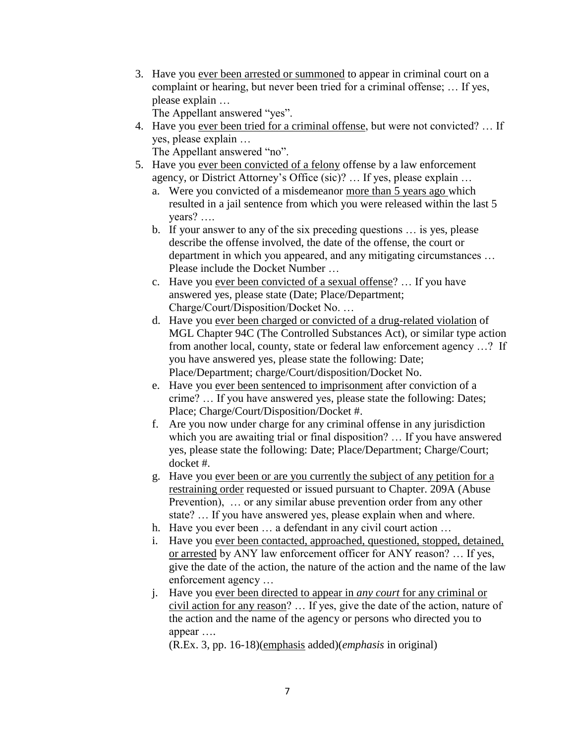3. Have you <u>ever been arrested or summoned</u> to appear in criminal court on a complaint or hearing, but never been tried for a criminal offense; … If yes, please explain …
   The Appellant answered "yes".
4. Have you <u>ever been tried for a criminal offense</u>, but were not convicted? … If yes, please explain …
   The Appellant answered "no".
5. Have you <u>ever been convicted of a felony</u> offense by a law enforcement agency, or District Attorney's Office (sic)? … If yes, please explain …
   a. Were you convicted of a misdemeanor <u>more than 5 years ago</u> which resulted in a jail sentence from which you were released within the last 5 years? ….
   b. If your answer to any of the six preceding questions … is yes, please describe the offense involved, the date of the offense, the court or department in which you appeared, and any mitigating circumstances … Please include the Docket Number …
   c. Have you <u>ever been convicted of a sexual offense</u>? … If you have answered yes, please state (Date; Place/Department; Charge/Court/Disposition/Docket No. …
   d. Have you <u>ever been charged or convicted of a drug-related violation</u> of MGL Chapter 94C (The Controlled Substances Act), or similar type action from another local, county, state or federal law enforcement agency …? If you have answered yes, please state the following: Date; Place/Department; charge/Court/disposition/Docket No.
   e. Have you <u>ever been sentenced to imprisonment</u> after conviction of a crime? … If you have answered yes, please state the following: Dates; Place; Charge/Court/Disposition/Docket #.
   f. Are you now under charge for any criminal offense in any jurisdiction which you are awaiting trial or final disposition? … If you have answered yes, please state the following: Date; Place/Department; Charge/Court; docket #.
   g. Have you <u>ever been or are you currently the subject of any petition for a restraining order</u> requested or issued pursuant to Chapter. 209A (Abuse Prevention), … or any similar abuse prevention order from any other state? … If you have answered yes, please explain when and where.
   h. Have you ever been … a defendant in any civil court action …
   i. Have you <u>ever been contacted, approached, questioned, stopped, detained, or arrested</u> by ANY law enforcement officer for ANY reason? … If yes, give the date of the action, the nature of the action and the name of the law enforcement agency …
   j. Have you <u>ever been directed to appear in *any court* for any criminal or civil action for any reason</u>? … If yes, give the date of the action, nature of the action and the name of the agency or persons who directed you to appear ….
   (R.Ex. 3, pp. 16-18)(<u>emphasis</u> added)(*emphasis* in original)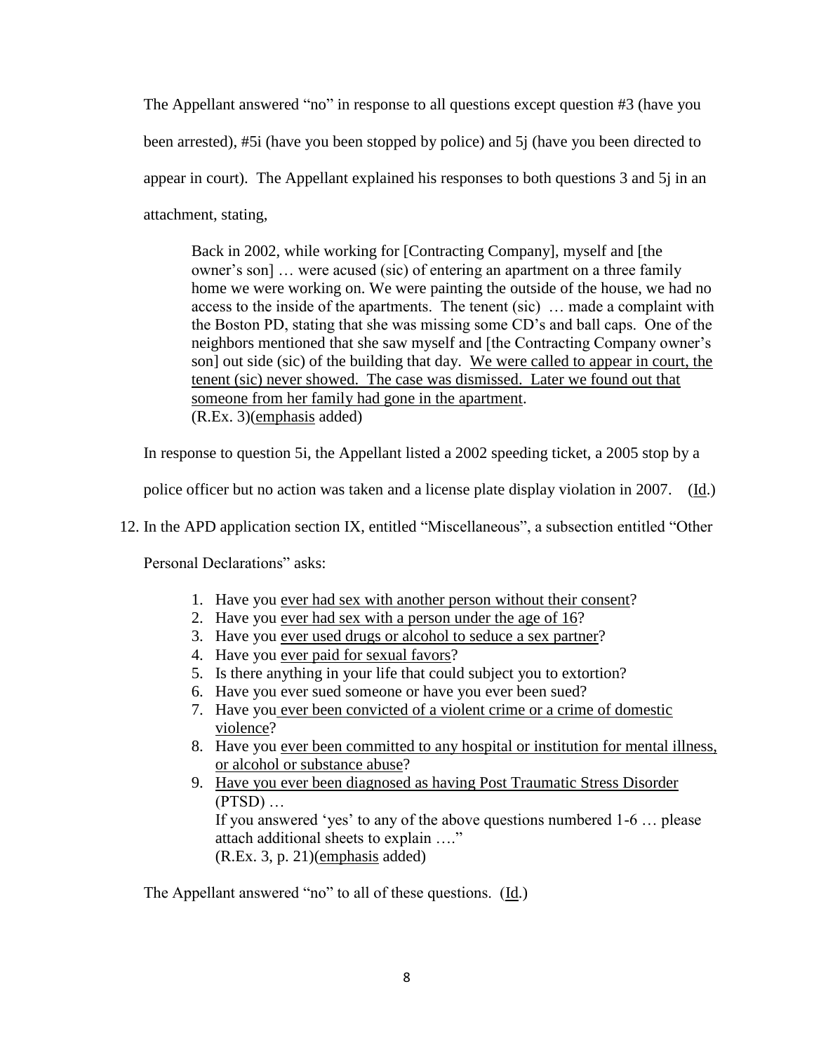The Appellant answered "no" in response to all questions except question #3 (have you been arrested), #5i (have you been stopped by police) and 5j (have you been directed to appear in court). The Appellant explained his responses to both questions 3 and 5j in an attachment, stating,

> Back in 2002, while working for [Contracting Company], myself and [the owner's son] … were acused (sic) of entering an apartment on a three family home we were working on. We were painting the outside of the house, we had no access to the inside of the apartments. The tenent (sic) … made a complaint with the Boston PD, stating that she was missing some CD's and ball caps. One of the neighbors mentioned that she saw myself and [the Contracting Company owner's son] out side (sic) of the building that day. <u>We were called to appear in court, the tenent (sic) never showed. The case was dismissed. Later we found out that someone from her family had gone in the apartment</u>.
> (R.Ex. 3)(<u>emphasis</u> added)

In response to question 5i, the Appellant listed a 2002 speeding ticket, a 2005 stop by a police officer but no action was taken and a license plate display violation in 2007. (<u>Id</u>.)

12. In the APD application section IX, entitled "Miscellaneous", a subsection entitled "Other Personal Declarations" asks:

> 1. Have you <u>ever had sex with another person without their consent</u>?
> 2. Have you <u>ever had sex with a person under the age of 16</u>?
> 3. Have you <u>ever used drugs or alcohol to seduce a sex partner</u>?
> 4. Have you <u>ever paid for sexual favors</u>?
> 5. Is there anything in your life that could subject you to extortion?
> 6. Have you ever sued someone or have you ever been sued?
> 7. Have you <u>ever been convicted of a violent crime or a crime of domestic violence</u>?
> 8. Have you <u>ever been committed to any hospital or institution for mental illness, or alcohol or substance abuse</u>?
> 9. <u>Have you ever been diagnosed as having Post Traumatic Stress Disorder</u> (PTSD) …
>
> If you answered 'yes' to any of the above questions numbered 1-6 … please attach additional sheets to explain …."
> (R.Ex. 3, p. 21)(<u>emphasis</u> added)

The Appellant answered "no" to all of these questions. (<u>Id</u>.)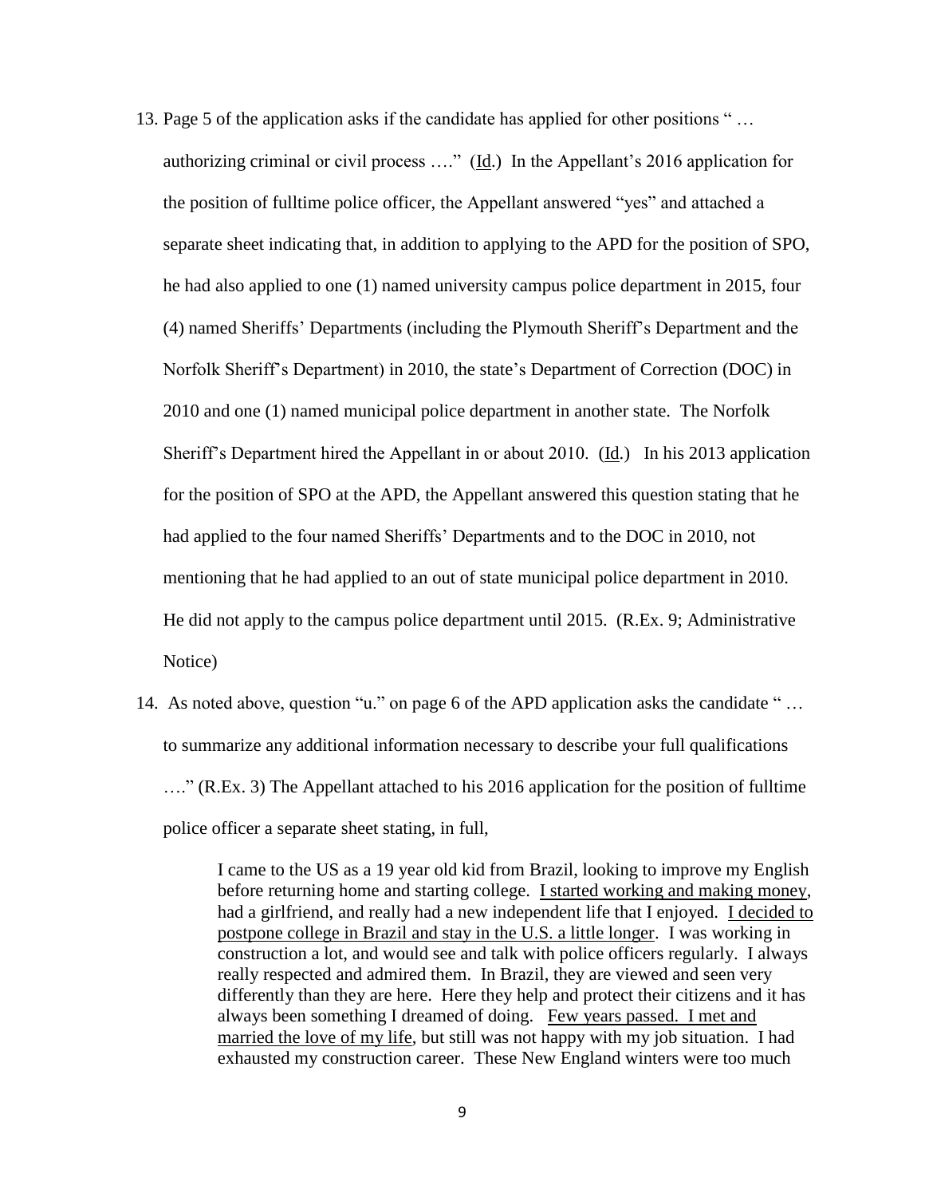13. Page 5 of the application asks if the candidate has applied for other positions " … authorizing criminal or civil process …." (Id.) In the Appellant's 2016 application for the position of fulltime police officer, the Appellant answered "yes" and attached a separate sheet indicating that, in addition to applying to the APD for the position of SPO, he had also applied to one (1) named university campus police department in 2015, four (4) named Sheriffs' Departments (including the Plymouth Sheriff's Department and the Norfolk Sheriff's Department) in 2010, the state's Department of Correction (DOC) in 2010 and one (1) named municipal police department in another state. The Norfolk Sheriff's Department hired the Appellant in or about 2010. (Id.) In his 2013 application for the position of SPO at the APD, the Appellant answered this question stating that he had applied to the four named Sheriffs' Departments and to the DOC in 2010, not mentioning that he had applied to an out of state municipal police department in 2010. He did not apply to the campus police department until 2015. (R.Ex. 9; Administrative Notice)

14. As noted above, question "u." on page 6 of the APD application asks the candidate " … to summarize any additional information necessary to describe your full qualifications …." (R.Ex. 3) The Appellant attached to his 2016 application for the position of fulltime police officer a separate sheet stating, in full,

> I came to the US as a 19 year old kid from Brazil, looking to improve my English before returning home and starting college. I started working and making money, had a girlfriend, and really had a new independent life that I enjoyed. I decided to postpone college in Brazil and stay in the U.S. a little longer. I was working in construction a lot, and would see and talk with police officers regularly. I always really respected and admired them. In Brazil, they are viewed and seen very differently than they are here. Here they help and protect their citizens and it has always been something I dreamed of doing. Few years passed. I met and married the love of my life, but still was not happy with my job situation. I had exhausted my construction career. These New England winters were too much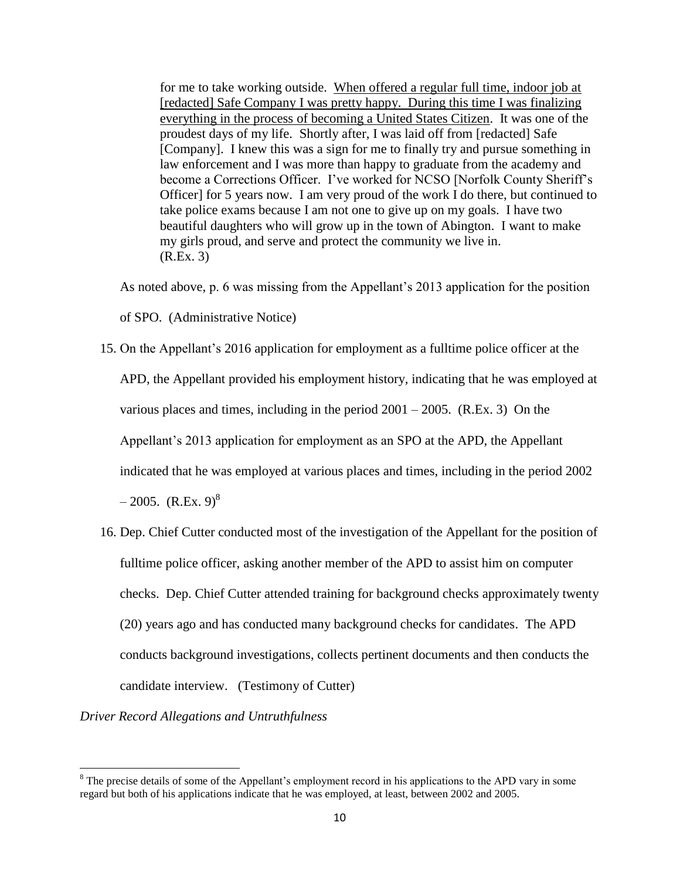> for me to take working outside. <u>When offered a regular full time, indoor job at [redacted] Safe Company I was pretty happy. During this time I was finalizing everything in the process of becoming a United States Citizen</u>. It was one of the proudest days of my life. Shortly after, I was laid off from [redacted] Safe [Company]. I knew this was a sign for me to finally try and pursue something in law enforcement and I was more than happy to graduate from the academy and become a Corrections Officer. I've worked for NCSO [Norfolk County Sheriff's Officer] for 5 years now. I am very proud of the work I do there, but continued to take police exams because I am not one to give up on my goals. I have two beautiful daughters who will grow up in the town of Abington. I want to make my girls proud, and serve and protect the community we live in.
> (R.Ex. 3)

As noted above, p. 6 was missing from the Appellant's 2013 application for the position of SPO. (Administrative Notice)

15. On the Appellant's 2016 application for employment as a fulltime police officer at the APD, the Appellant provided his employment history, indicating that he was employed at various places and times, including in the period 2001 – 2005. (R.Ex. 3) On the Appellant's 2013 application for employment as an SPO at the APD, the Appellant indicated that he was employed at various places and times, including in the period 2002 – 2005. (R.Ex. 9)[8]

16. Dep. Chief Cutter conducted most of the investigation of the Appellant for the position of fulltime police officer, asking another member of the APD to assist him on computer checks. Dep. Chief Cutter attended training for background checks approximately twenty (20) years ago and has conducted many background checks for candidates. The APD conducts background investigations, collects pertinent documents and then conducts the candidate interview. (Testimony of Cutter)

*Driver Record Allegations and Untruthfulness*

[8] The precise details of some of the Appellant's employment record in his applications to the APD vary in some regard but both of his applications indicate that he was employed, at least, between 2002 and 2005.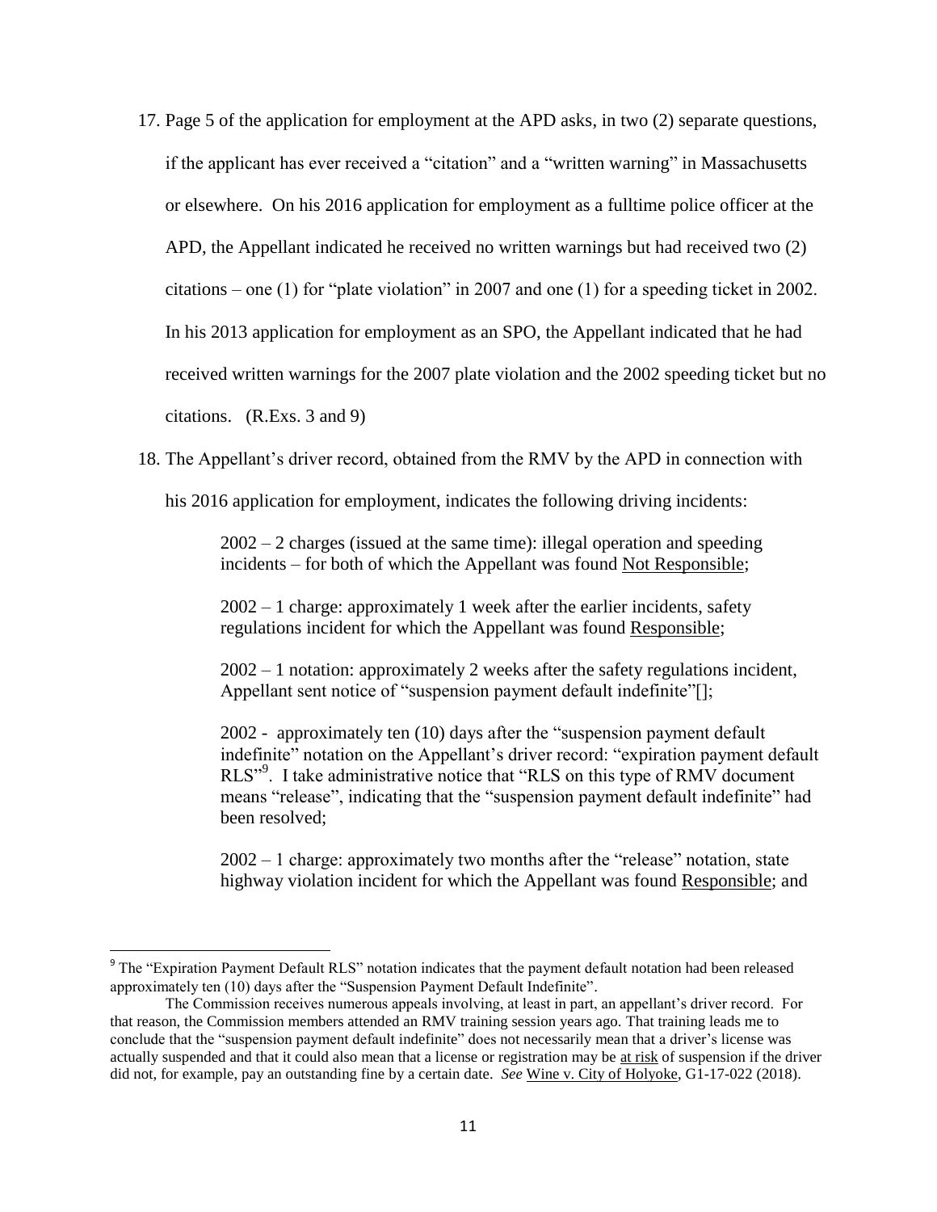17. Page 5 of the application for employment at the APD asks, in two (2) separate questions, if the applicant has ever received a "citation" and a "written warning" in Massachusetts or elsewhere. On his 2016 application for employment as a fulltime police officer at the APD, the Appellant indicated he received no written warnings but had received two (2) citations – one (1) for "plate violation" in 2007 and one (1) for a speeding ticket in 2002. In his 2013 application for employment as an SPO, the Appellant indicated that he had received written warnings for the 2007 plate violation and the 2002 speeding ticket but no citations. (R.Exs. 3 and 9)

18. The Appellant's driver record, obtained from the RMV by the APD in connection with his 2016 application for employment, indicates the following driving incidents:

    2002 – 2 charges (issued at the same time): illegal operation and speeding incidents – for both of which the Appellant was found <u>Not Responsible</u>;

    2002 – 1 charge: approximately 1 week after the earlier incidents, safety regulations incident for which the Appellant was found <u>Responsible</u>;

    2002 – 1 notation: approximately 2 weeks after the safety regulations incident, Appellant sent notice of "suspension payment default indefinite"[];

    2002 - approximately ten (10) days after the "suspension payment default indefinite" notation on the Appellant's driver record: "expiration payment default RLS"[9]. I take administrative notice that "RLS on this type of RMV document means "release", indicating that the "suspension payment default indefinite" had been resolved;

    2002 – 1 charge: approximately two months after the "release" notation, state highway violation incident for which the Appellant was found <u>Responsible</u>; and

---

[9] The "Expiration Payment Default RLS" notation indicates that the payment default notation had been released approximately ten (10) days after the "Suspension Payment Default Indefinite".

The Commission receives numerous appeals involving, at least in part, an appellant's driver record. For that reason, the Commission members attended an RMV training session years ago. That training leads me to conclude that the "suspension payment default indefinite" does not necessarily mean that a driver's license was actually suspended and that it could also mean that a license or registration may be <u>at risk</u> of suspension if the driver did not, for example, pay an outstanding fine by a certain date. *See* <u>Wine v. City of Holyoke</u>, G1-17-022 (2018).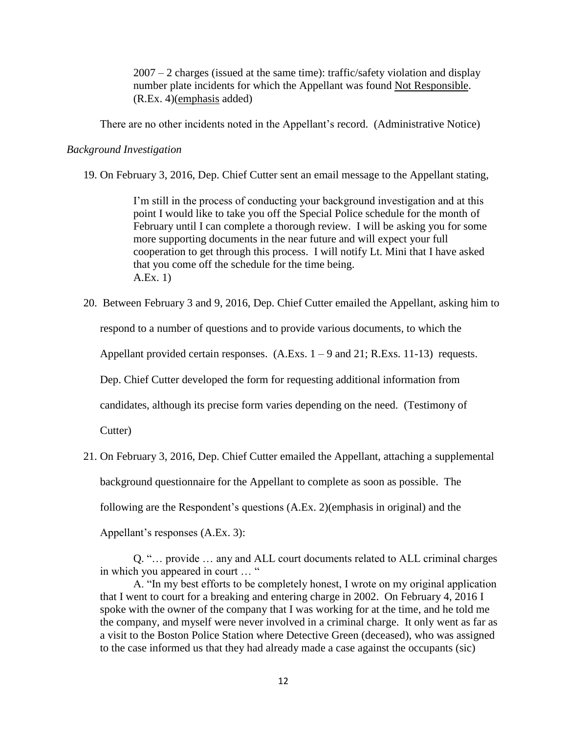2007 – 2 charges (issued at the same time): traffic/safety violation and display number plate incidents for which the Appellant was found Not Responsible. (R.Ex. 4)(emphasis added)

There are no other incidents noted in the Appellant's record. (Administrative Notice)

*Background Investigation*

19. On February 3, 2016, Dep. Chief Cutter sent an email message to the Appellant stating,

> I'm still in the process of conducting your background investigation and at this point I would like to take you off the Special Police schedule for the month of February until I can complete a thorough review. I will be asking you for some more supporting documents in the near future and will expect your full cooperation to get through this process. I will notify Lt. Mini that I have asked that you come off the schedule for the time being.
> A.Ex. 1)

20. Between February 3 and 9, 2016, Dep. Chief Cutter emailed the Appellant, asking him to respond to a number of questions and to provide various documents, to which the Appellant provided certain responses. (A.Exs. 1 – 9 and 21; R.Exs. 11-13) requests. Dep. Chief Cutter developed the form for requesting additional information from candidates, although its precise form varies depending on the need. (Testimony of Cutter)

21. On February 3, 2016, Dep. Chief Cutter emailed the Appellant, attaching a supplemental background questionnaire for the Appellant to complete as soon as possible. The following are the Respondent's questions (A.Ex. 2)(emphasis in original) and the Appellant's responses (A.Ex. 3):

> Q. "… provide … any and ALL court documents related to ALL criminal charges in which you appeared in court … "
>
> A. "In my best efforts to be completely honest, I wrote on my original application that I went to court for a breaking and entering charge in 2002. On February 4, 2016 I spoke with the owner of the company that I was working for at the time, and he told me the company, and myself were never involved in a criminal charge. It only went as far as a visit to the Boston Police Station where Detective Green (deceased), who was assigned to the case informed us that they had already made a case against the occupants (sic)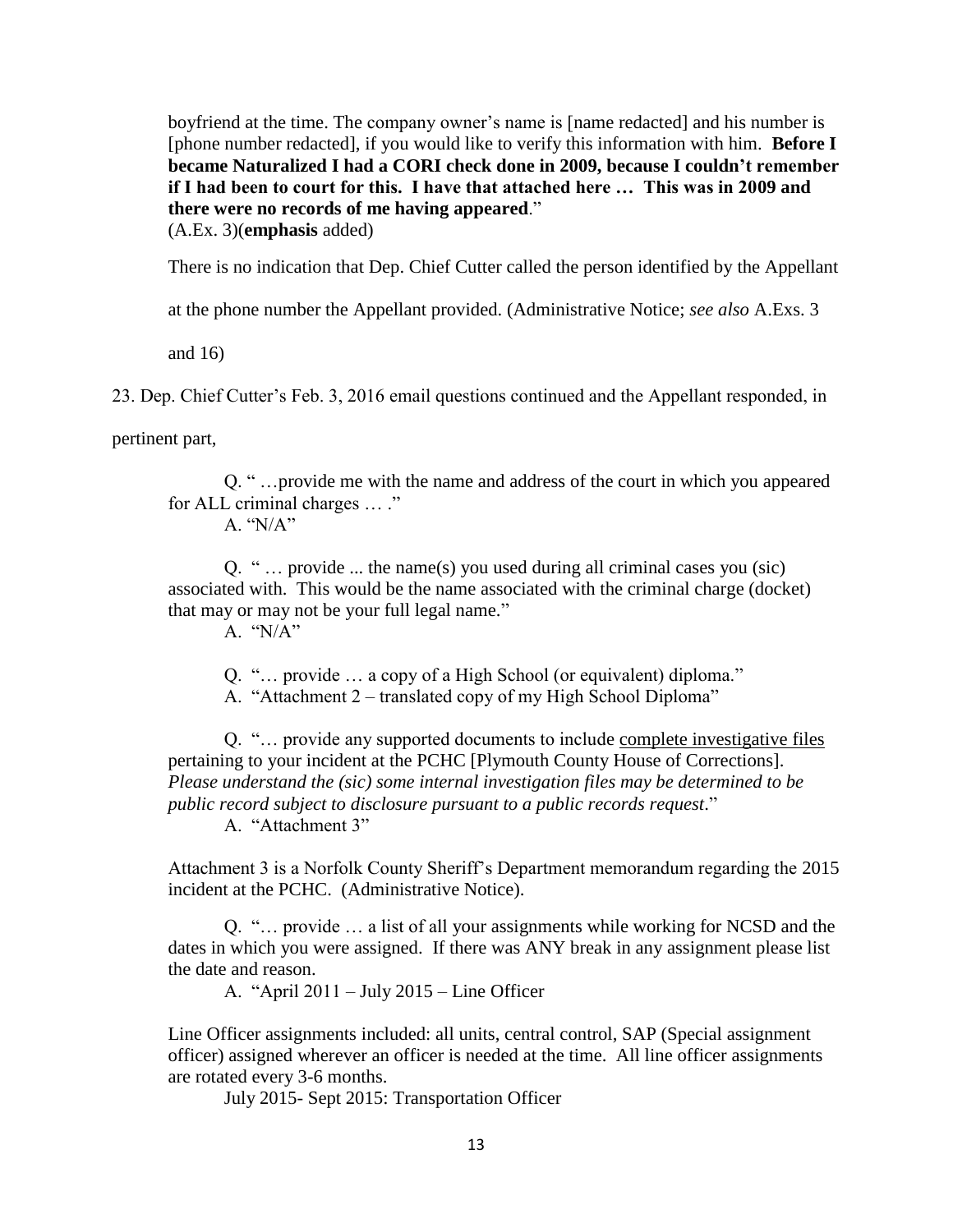boyfriend at the time. The company owner's name is [name redacted] and his number is [phone number redacted], if you would like to verify this information with him. **Before I became Naturalized I had a CORI check done in 2009, because I couldn't remember if I had been to court for this. I have that attached here … This was in 2009 and there were no records of me having appeared**."
(A.Ex. 3)(**emphasis** added)

There is no indication that Dep. Chief Cutter called the person identified by the Appellant at the phone number the Appellant provided. (Administrative Notice; *see also* A.Exs. 3 and 16)

23. Dep. Chief Cutter's Feb. 3, 2016 email questions continued and the Appellant responded, in pertinent part,

> Q. " …provide me with the name and address of the court in which you appeared for ALL criminal charges … ."
> A. "N/A"
>
> Q. " … provide ... the name(s) you used during all criminal cases you (sic) associated with. This would be the name associated with the criminal charge (docket) that may or may not be your full legal name."
> A. "N/A"
>
> Q. "… provide … a copy of a High School (or equivalent) diploma."
> A. "Attachment 2 – translated copy of my High School Diploma"
>
> Q. "… provide any supported documents to include <u>complete investigative files</u> pertaining to your incident at the PCHC [Plymouth County House of Corrections]. *Please understand the (sic) some internal investigation files may be determined to be public record subject to disclosure pursuant to a public records request*."
> A. "Attachment 3"
>
> Attachment 3 is a Norfolk County Sheriff's Department memorandum regarding the 2015 incident at the PCHC. (Administrative Notice).
>
> Q. "… provide … a list of all your assignments while working for NCSD and the dates in which you were assigned. If there was ANY break in any assignment please list the date and reason.
> A. "April 2011 – July 2015 – Line Officer
>
> Line Officer assignments included: all units, central control, SAP (Special assignment officer) assigned wherever an officer is needed at the time. All line officer assignments are rotated every 3-6 months.
> July 2015- Sept 2015: Transportation Officer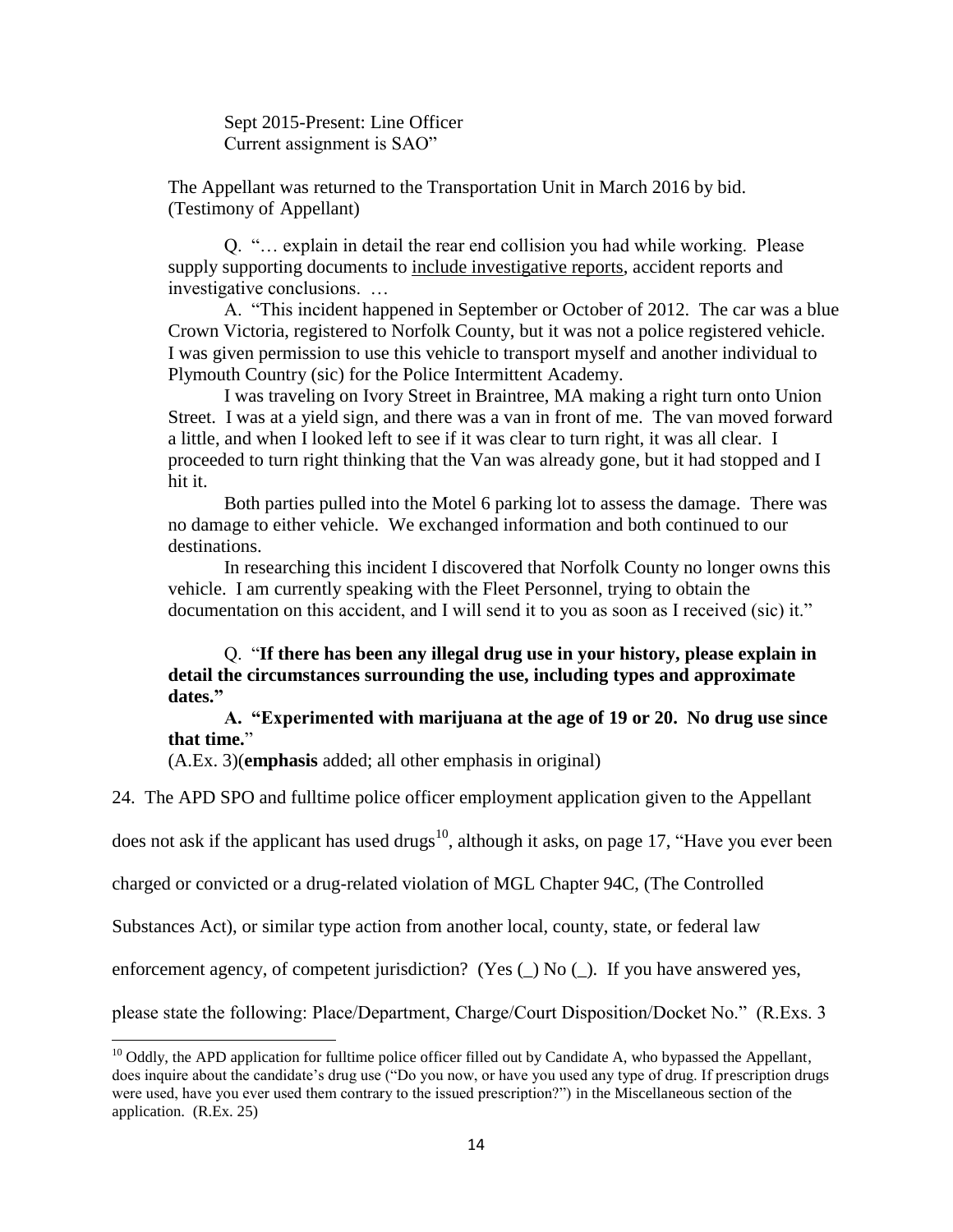Sept 2015-Present: Line Officer
Current assignment is SAO"

The Appellant was returned to the Transportation Unit in March 2016 by bid. (Testimony of Appellant)

Q. "… explain in detail the rear end collision you had while working. Please supply supporting documents to <u>include investigative reports</u>, accident reports and investigative conclusions. …

A. "This incident happened in September or October of 2012. The car was a blue Crown Victoria, registered to Norfolk County, but it was not a police registered vehicle. I was given permission to use this vehicle to transport myself and another individual to Plymouth Country (sic) for the Police Intermittent Academy.

I was traveling on Ivory Street in Braintree, MA making a right turn onto Union Street. I was at a yield sign, and there was a van in front of me. The van moved forward a little, and when I looked left to see if it was clear to turn right, it was all clear. I proceeded to turn right thinking that the Van was already gone, but it had stopped and I hit it.

Both parties pulled into the Motel 6 parking lot to assess the damage. There was no damage to either vehicle. We exchanged information and both continued to our destinations.

In researching this incident I discovered that Norfolk County no longer owns this vehicle. I am currently speaking with the Fleet Personnel, trying to obtain the documentation on this accident, and I will send it to you as soon as I received (sic) it."

Q. "**If there has been any illegal drug use in your history, please explain in detail the circumstances surrounding the use, including types and approximate dates."**

**A. "Experimented with marijuana at the age of 19 or 20. No drug use since that time.**"

(A.Ex. 3)(**emphasis** added; all other emphasis in original)

24. The APD SPO and fulltime police officer employment application given to the Appellant does not ask if the applicant has used drugs[10], although it asks, on page 17, "Have you ever been charged or convicted or a drug-related violation of MGL Chapter 94C, (The Controlled Substances Act), or similar type action from another local, county, state, or federal law enforcement agency, of competent jurisdiction? (Yes (_) No (_). If you have answered yes, please state the following: Place/Department, Charge/Court Disposition/Docket No." (R.Exs. 3

[10] Oddly, the APD application for fulltime police officer filled out by Candidate A, who bypassed the Appellant, does inquire about the candidate's drug use ("Do you now, or have you used any type of drug. If prescription drugs were used, have you ever used them contrary to the issued prescription?") in the Miscellaneous section of the application. (R.Ex. 25)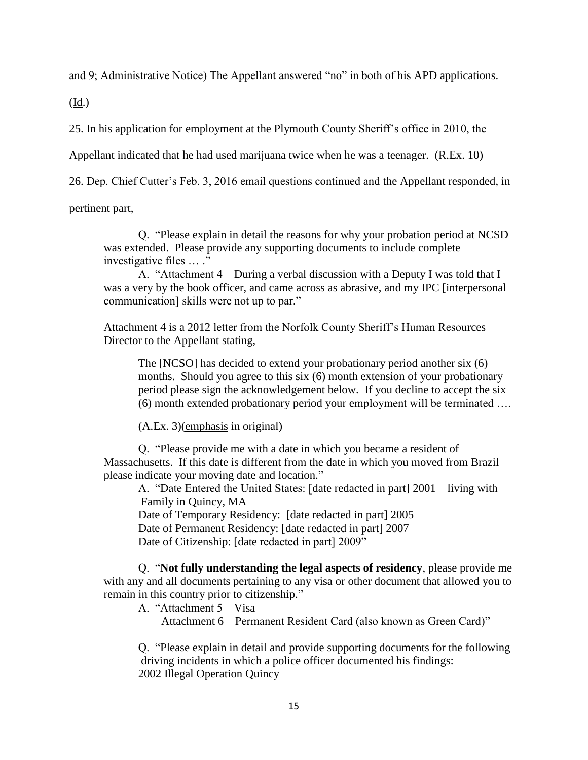and 9; Administrative Notice) The Appellant answered "no" in both of his APD applications. (Id.)

25. In his application for employment at the Plymouth County Sheriff's office in 2010, the Appellant indicated that he had used marijuana twice when he was a teenager. (R.Ex. 10)

26. Dep. Chief Cutter's Feb. 3, 2016 email questions continued and the Appellant responded, in pertinent part,

> Q. "Please explain in detail the reasons for why your probation period at NCSD was extended. Please provide any supporting documents to include complete investigative files … ."
>
> A. "Attachment 4 During a verbal discussion with a Deputy I was told that I was a very by the book officer, and came across as abrasive, and my IPC [interpersonal communication] skills were not up to par."
>
> Attachment 4 is a 2012 letter from the Norfolk County Sheriff's Human Resources Director to the Appellant stating,
>
> > The [NCSO] has decided to extend your probationary period another six (6) months. Should you agree to this six (6) month extension of your probationary period please sign the acknowledgement below. If you decline to accept the six (6) month extended probationary period your employment will be terminated ….
> >
> > (A.Ex. 3)(emphasis in original)
>
> Q. "Please provide me with a date in which you became a resident of Massachusetts. If this date is different from the date in which you moved from Brazil please indicate your moving date and location."
>
> A. "Date Entered the United States: [date redacted in part] 2001 – living with Family in Quincy, MA
> Date of Temporary Residency: [date redacted in part] 2005
> Date of Permanent Residency: [date redacted in part] 2007
> Date of Citizenship: [date redacted in part] 2009"
>
> Q. "**Not fully understanding the legal aspects of residency**, please provide me with any and all documents pertaining to any visa or other document that allowed you to remain in this country prior to citizenship."
>
> A. "Attachment 5 – Visa
> Attachment 6 – Permanent Resident Card (also known as Green Card)"
>
> Q. "Please explain in detail and provide supporting documents for the following driving incidents in which a police officer documented his findings:
> 2002 Illegal Operation Quincy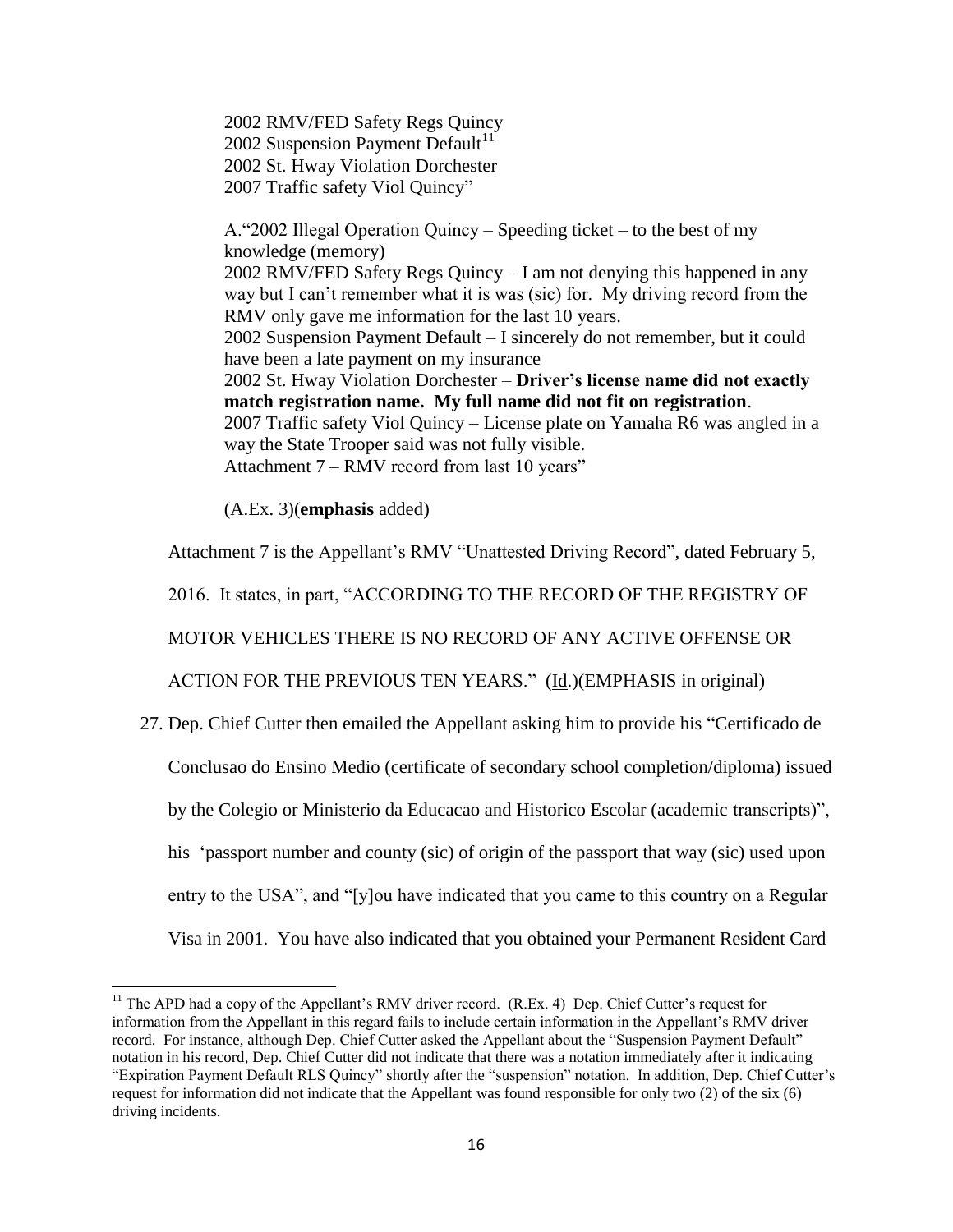2002 RMV/FED Safety Regs Quincy
2002 Suspension Payment Default[11]
2002 St. Hway Violation Dorchester
2007 Traffic safety Viol Quincy"

A."2002 Illegal Operation Quincy – Speeding ticket – to the best of my knowledge (memory)
2002 RMV/FED Safety Regs Quincy – I am not denying this happened in any way but I can't remember what it is was (sic) for. My driving record from the RMV only gave me information for the last 10 years.
2002 Suspension Payment Default – I sincerely do not remember, but it could have been a late payment on my insurance
2002 St. Hway Violation Dorchester – **Driver's license name did not exactly match registration name. My full name did not fit on registration**.
2007 Traffic safety Viol Quincy – License plate on Yamaha R6 was angled in a way the State Trooper said was not fully visible.
Attachment 7 – RMV record from last 10 years"

(A.Ex. 3)(**emphasis** added)

Attachment 7 is the Appellant's RMV "Unattested Driving Record", dated February 5, 2016. It states, in part, "ACCORDING TO THE RECORD OF THE REGISTRY OF MOTOR VEHICLES THERE IS NO RECORD OF ANY ACTIVE OFFENSE OR ACTION FOR THE PREVIOUS TEN YEARS." (Id.)(EMPHASIS in original)

27. Dep. Chief Cutter then emailed the Appellant asking him to provide his "Certificado de Conclusao do Ensino Medio (certificate of secondary school completion/diploma) issued by the Colegio or Ministerio da Educacao and Historico Escolar (academic transcripts)", his 'passport number and county (sic) of origin of the passport that way (sic) used upon entry to the USA", and "[y]ou have indicated that you came to this country on a Regular Visa in 2001. You have also indicated that you obtained your Permanent Resident Card

[11] The APD had a copy of the Appellant's RMV driver record. (R.Ex. 4) Dep. Chief Cutter's request for information from the Appellant in this regard fails to include certain information in the Appellant's RMV driver record. For instance, although Dep. Chief Cutter asked the Appellant about the "Suspension Payment Default" notation in his record, Dep. Chief Cutter did not indicate that there was a notation immediately after it indicating "Expiration Payment Default RLS Quincy" shortly after the "suspension" notation. In addition, Dep. Chief Cutter's request for information did not indicate that the Appellant was found responsible for only two (2) of the six (6) driving incidents.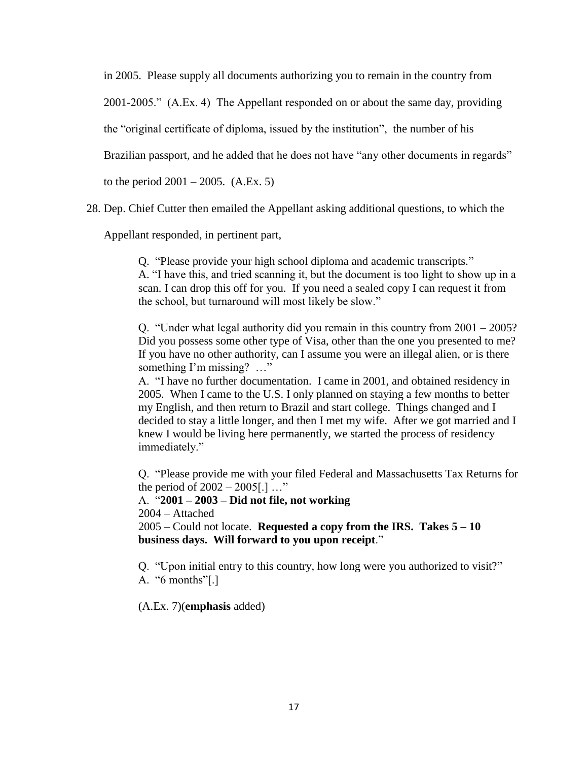in 2005. Please supply all documents authorizing you to remain in the country from 2001-2005." (A.Ex. 4) The Appellant responded on or about the same day, providing the "original certificate of diploma, issued by the institution", the number of his Brazilian passport, and he added that he does not have "any other documents in regards" to the period 2001 – 2005. (A.Ex. 5)

28. Dep. Chief Cutter then emailed the Appellant asking additional questions, to which the Appellant responded, in pertinent part,

> Q. "Please provide your high school diploma and academic transcripts."
> A. "I have this, and tried scanning it, but the document is too light to show up in a scan. I can drop this off for you. If you need a sealed copy I can request it from the school, but turnaround will most likely be slow."
>
> Q. "Under what legal authority did you remain in this country from 2001 – 2005? Did you possess some other type of Visa, other than the one you presented to me? If you have no other authority, can I assume you were an illegal alien, or is there something I'm missing? …"
> A. "I have no further documentation. I came in 2001, and obtained residency in 2005. When I came to the U.S. I only planned on staying a few months to better my English, and then return to Brazil and start college. Things changed and I decided to stay a little longer, and then I met my wife. After we got married and I knew I would be living here permanently, we started the process of residency immediately."
>
> Q. "Please provide me with your filed Federal and Massachusetts Tax Returns for the period of 2002 – 2005[.] …"
> A. "**2001 – 2003 – Did not file, not working**
> 2004 – Attached
> 2005 – Could not locate. **Requested a copy from the IRS. Takes 5 – 10 business days. Will forward to you upon receipt**."
>
> Q. "Upon initial entry to this country, how long were you authorized to visit?"
> A. "6 months"[.]
>
> (A.Ex. 7)(**emphasis** added)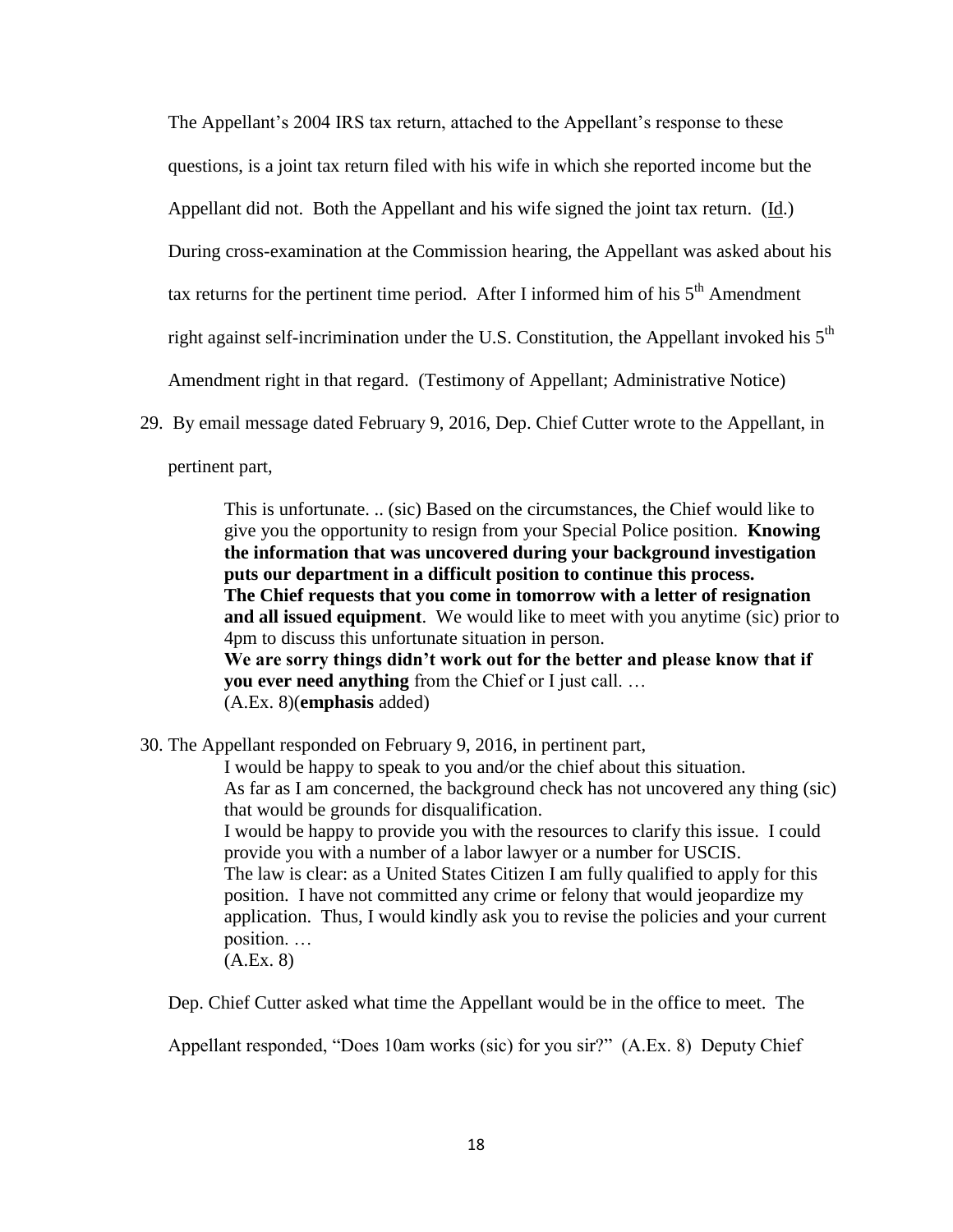The Appellant's 2004 IRS tax return, attached to the Appellant's response to these questions, is a joint tax return filed with his wife in which she reported income but the Appellant did not. Both the Appellant and his wife signed the joint tax return. (Id.) During cross-examination at the Commission hearing, the Appellant was asked about his tax returns for the pertinent time period. After I informed him of his 5th Amendment right against self-incrimination under the U.S. Constitution, the Appellant invoked his 5th Amendment right in that regard. (Testimony of Appellant; Administrative Notice)

29. By email message dated February 9, 2016, Dep. Chief Cutter wrote to the Appellant, in pertinent part,

> This is unfortunate. .. (sic) Based on the circumstances, the Chief would like to give you the opportunity to resign from your Special Police position. **Knowing the information that was uncovered during your background investigation puts our department in a difficult position to continue this process.**
> **The Chief requests that you come in tomorrow with a letter of resignation and all issued equipment**. We would like to meet with you anytime (sic) prior to 4pm to discuss this unfortunate situation in person.
> **We are sorry things didn't work out for the better and please know that if you ever need anything** from the Chief or I just call. …
> (A.Ex. 8)(**emphasis** added)

30. The Appellant responded on February 9, 2016, in pertinent part,

> I would be happy to speak to you and/or the chief about this situation.
> As far as I am concerned, the background check has not uncovered any thing (sic) that would be grounds for disqualification.
> I would be happy to provide you with the resources to clarify this issue. I could provide you with a number of a labor lawyer or a number for USCIS.
> The law is clear: as a United States Citizen I am fully qualified to apply for this position. I have not committed any crime or felony that would jeopardize my application. Thus, I would kindly ask you to revise the policies and your current position. …
> (A.Ex. 8)

Dep. Chief Cutter asked what time the Appellant would be in the office to meet. The Appellant responded, "Does 10am works (sic) for you sir?" (A.Ex. 8) Deputy Chief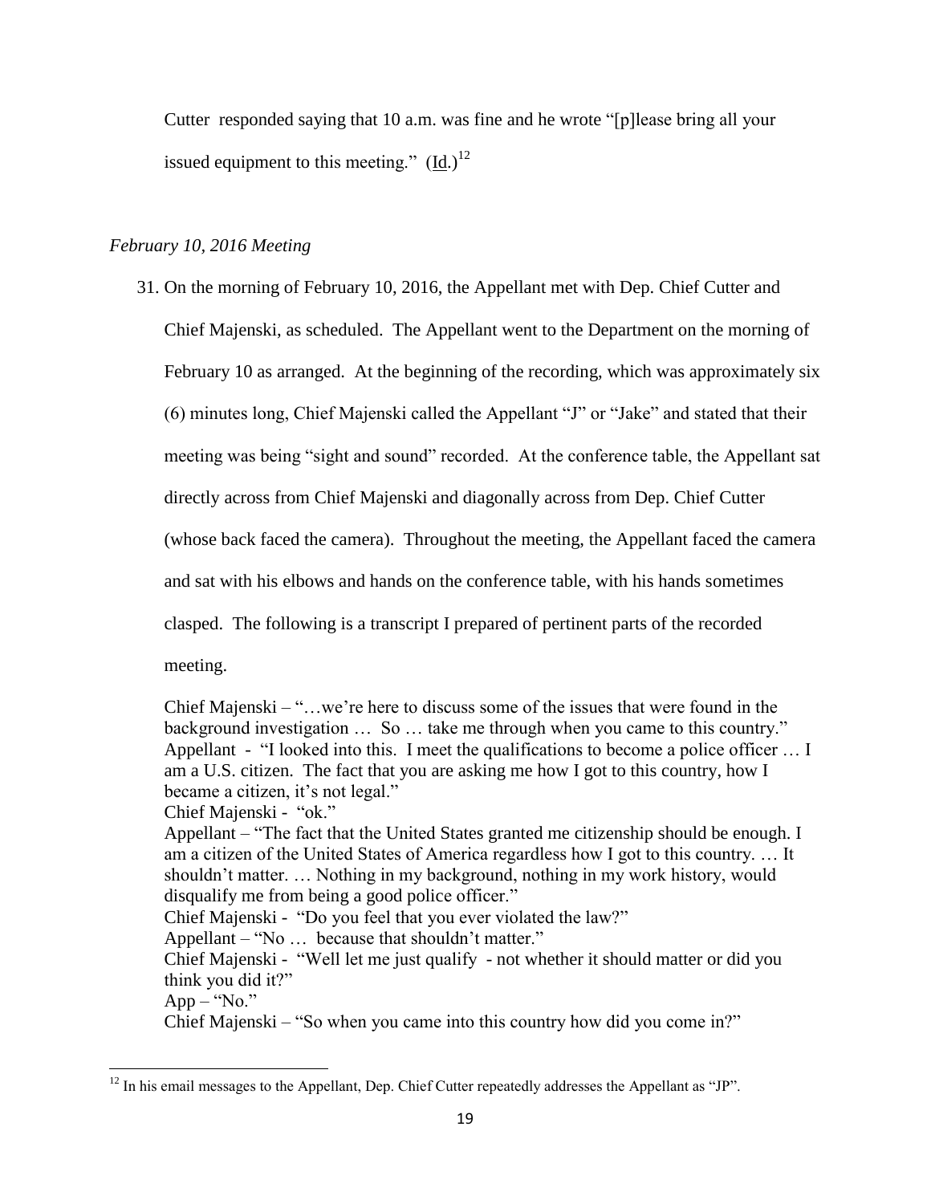Cutter responded saying that 10 a.m. was fine and he wrote "[p]lease bring all your issued equipment to this meeting." (Id.)[12]

*February 10, 2016 Meeting*

31. On the morning of February 10, 2016, the Appellant met with Dep. Chief Cutter and Chief Majenski, as scheduled. The Appellant went to the Department on the morning of February 10 as arranged. At the beginning of the recording, which was approximately six (6) minutes long, Chief Majenski called the Appellant "J" or "Jake" and stated that their meeting was being "sight and sound" recorded. At the conference table, the Appellant sat directly across from Chief Majenski and diagonally across from Dep. Chief Cutter (whose back faced the camera). Throughout the meeting, the Appellant faced the camera and sat with his elbows and hands on the conference table, with his hands sometimes clasped. The following is a transcript I prepared of pertinent parts of the recorded meeting.

   Chief Majenski – "…we're here to discuss some of the issues that were found in the background investigation … So … take me through when you came to this country."
   Appellant - "I looked into this. I meet the qualifications to become a police officer … I am a U.S. citizen. The fact that you are asking me how I got to this country, how I became a citizen, it's not legal."
   Chief Majenski - "ok."
   Appellant – "The fact that the United States granted me citizenship should be enough. I am a citizen of the United States of America regardless how I got to this country. … It shouldn't matter. … Nothing in my background, nothing in my work history, would disqualify me from being a good police officer."
   Chief Majenski - "Do you feel that you ever violated the law?"
   Appellant – "No … because that shouldn't matter."
   Chief Majenski - "Well let me just qualify - not whether it should matter or did you think you did it?"
   App – "No."
   Chief Majenski – "So when you came into this country how did you come in?"

[12] In his email messages to the Appellant, Dep. Chief Cutter repeatedly addresses the Appellant as "JP".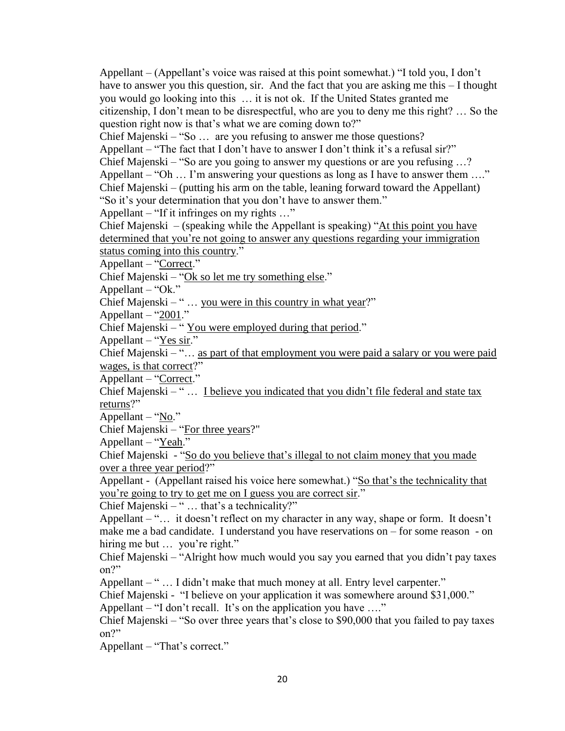Appellant – (Appellant's voice was raised at this point somewhat.) "I told you, I don't have to answer you this question, sir. And the fact that you are asking me this – I thought you would go looking into this … it is not ok. If the United States granted me citizenship, I don't mean to be disrespectful, who are you to deny me this right? … So the question right now is that's what we are coming down to?"

Chief Majenski – "So … are you refusing to answer me those questions?

Appellant – "The fact that I don't have to answer I don't think it's a refusal sir?"

Chief Majenski – "So are you going to answer my questions or are you refusing …?

Appellant – "Oh … I'm answering your questions as long as I have to answer them …."

Chief Majenski – (putting his arm on the table, leaning forward toward the Appellant) "So it's your determination that you don't have to answer them."

Appellant – "If it infringes on my rights …"

Chief Majenski – (speaking while the Appellant is speaking) "<u>At this point you have determined that you're not going to answer any questions regarding your immigration status coming into this country</u>."

Appellant – "<u>Correct</u>."

Chief Majenski – "<u>Ok so let me try something else</u>."

Appellant – "Ok."

Chief Majenski – " … <u>you were in this country in what year</u>?"

Appellant – "<u>2001</u>."

Chief Majenski – " <u>You were employed during that period</u>."

Appellant – "<u>Yes sir</u>."

Chief Majenski – "… <u>as part of that employment you were paid a salary or you were paid wages, is that correct</u>?"

Appellant – "<u>Correct</u>."

Chief Majenski – " … <u>I believe you indicated that you didn't file federal and state tax returns</u>?"

Appellant – "<u>No</u>."

Chief Majenski – "<u>For three years</u>?"

Appellant – "<u>Yeah</u>."

Chief Majenski - "<u>So do you believe that's illegal to not claim money that you made over a three year period</u>?"

Appellant - (Appellant raised his voice here somewhat.) "<u>So that's the technicality that you're going to try to get me on I guess you are correct sir</u>."

Chief Majenski – " … that's a technicality?"

Appellant – "… it doesn't reflect on my character in any way, shape or form. It doesn't make me a bad candidate. I understand you have reservations on – for some reason - on hiring me but … you're right."

Chief Majenski – "Alright how much would you say you earned that you didn't pay taxes on?"

Appellant – " … I didn't make that much money at all. Entry level carpenter."

Chief Majenski - "I believe on your application it was somewhere around $31,000."

Appellant – "I don't recall. It's on the application you have …."

Chief Majenski – "So over three years that's close to $90,000 that you failed to pay taxes on?"

Appellant – "That's correct."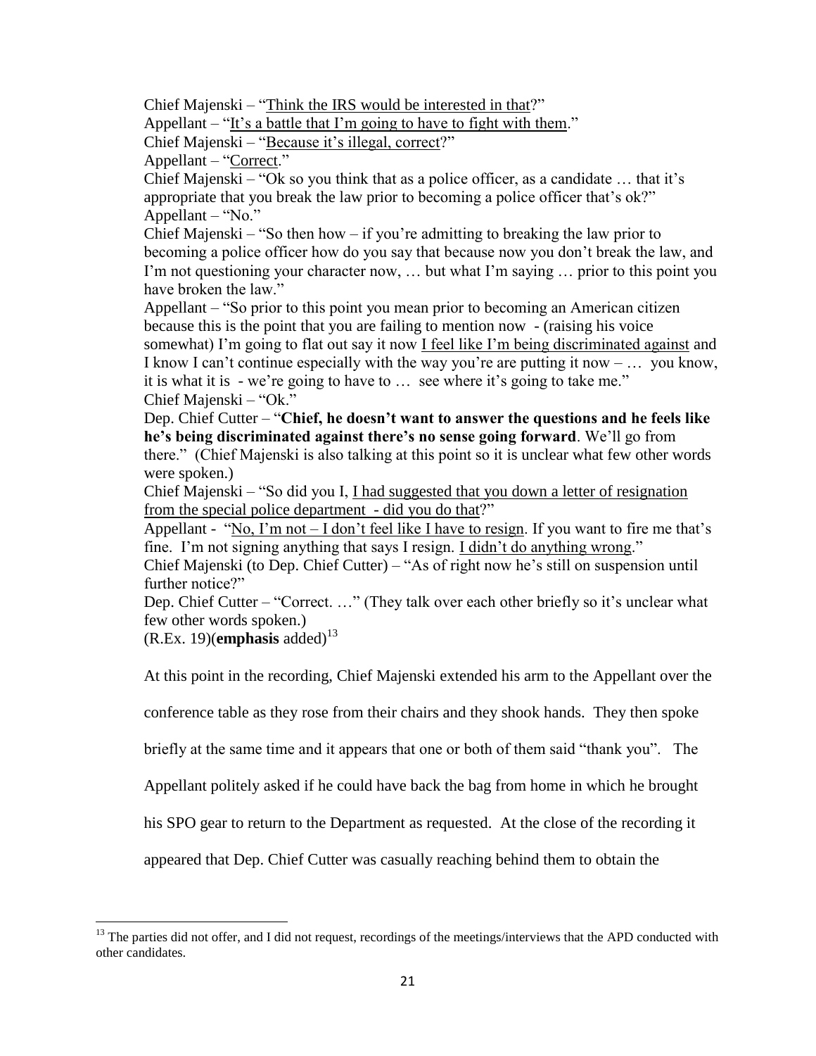Chief Majenski – "Think the IRS would be interested in that?"
Appellant – "It's a battle that I'm going to have to fight with them."
Chief Majenski – "Because it's illegal, correct?"
Appellant – "Correct."
Chief Majenski – "Ok so you think that as a police officer, as a candidate … that it's appropriate that you break the law prior to becoming a police officer that's ok?"
Appellant – "No."
Chief Majenski – "So then how – if you're admitting to breaking the law prior to becoming a police officer how do you say that because now you don't break the law, and I'm not questioning your character now, … but what I'm saying … prior to this point you have broken the law."
Appellant – "So prior to this point you mean prior to becoming an American citizen because this is the point that you are failing to mention now - (raising his voice somewhat) I'm going to flat out say it now I feel like I'm being discriminated against and I know I can't continue especially with the way you're are putting it now – … you know, it is what it is - we're going to have to … see where it's going to take me."
Chief Majenski – "Ok."
Dep. Chief Cutter – "**Chief, he doesn't want to answer the questions and he feels like he's being discriminated against there's no sense going forward**. We'll go from there." (Chief Majenski is also talking at this point so it is unclear what few other words were spoken.)
Chief Majenski – "So did you I, I had suggested that you down a letter of resignation from the special police department - did you do that?"
Appellant - "No, I'm not – I don't feel like I have to resign. If you want to fire me that's fine. I'm not signing anything that says I resign. I didn't do anything wrong."
Chief Majenski (to Dep. Chief Cutter) – "As of right now he's still on suspension until further notice?"
Dep. Chief Cutter – "Correct. …" (They talk over each other briefly so it's unclear what few other words spoken.)
(R.Ex. 19)(**emphasis** added)[13]

At this point in the recording, Chief Majenski extended his arm to the Appellant over the conference table as they rose from their chairs and they shook hands. They then spoke briefly at the same time and it appears that one or both of them said "thank you". The Appellant politely asked if he could have back the bag from home in which he brought his SPO gear to return to the Department as requested. At the close of the recording it appeared that Dep. Chief Cutter was casually reaching behind them to obtain the

[13] The parties did not offer, and I did not request, recordings of the meetings/interviews that the APD conducted with other candidates.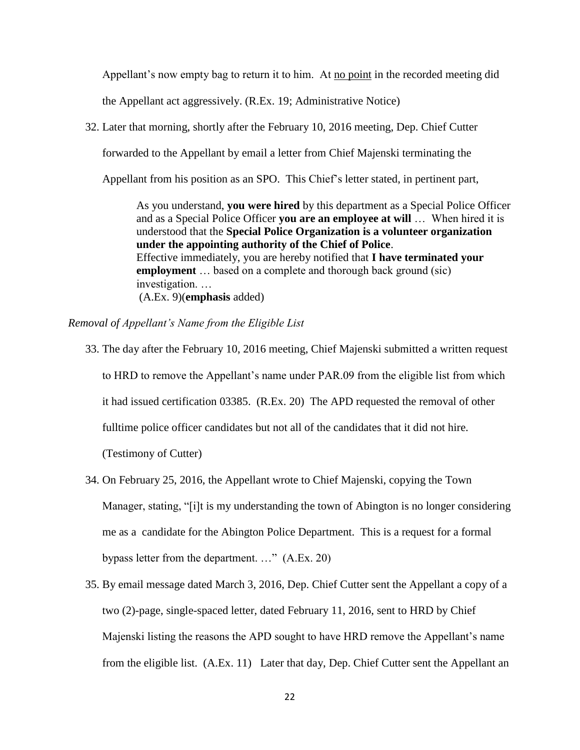Appellant's now empty bag to return it to him. At <u>no point</u> in the recorded meeting did the Appellant act aggressively. (R.Ex. 19; Administrative Notice)

32. Later that morning, shortly after the February 10, 2016 meeting, Dep. Chief Cutter forwarded to the Appellant by email a letter from Chief Majenski terminating the Appellant from his position as an SPO. This Chief's letter stated, in pertinent part,

> As you understand, **you were hired** by this department as a Special Police Officer and as a Special Police Officer **you are an employee at will** … When hired it is understood that the **Special Police Organization is a volunteer organization under the appointing authority of the Chief of Police**.
> Effective immediately, you are hereby notified that **I have terminated your employment** … based on a complete and thorough back ground (sic) investigation. …
> (A.Ex. 9)(**emphasis** added)

*Removal of Appellant's Name from the Eligible List*

33. The day after the February 10, 2016 meeting, Chief Majenski submitted a written request to HRD to remove the Appellant's name under PAR.09 from the eligible list from which it had issued certification 03385. (R.Ex. 20) The APD requested the removal of other fulltime police officer candidates but not all of the candidates that it did not hire. (Testimony of Cutter)

34. On February 25, 2016, the Appellant wrote to Chief Majenski, copying the Town Manager, stating, "[i]t is my understanding the town of Abington is no longer considering me as a candidate for the Abington Police Department. This is a request for a formal bypass letter from the department. …" (A.Ex. 20)

35. By email message dated March 3, 2016, Dep. Chief Cutter sent the Appellant a copy of a two (2)-page, single-spaced letter, dated February 11, 2016, sent to HRD by Chief Majenski listing the reasons the APD sought to have HRD remove the Appellant's name from the eligible list. (A.Ex. 11) Later that day, Dep. Chief Cutter sent the Appellant an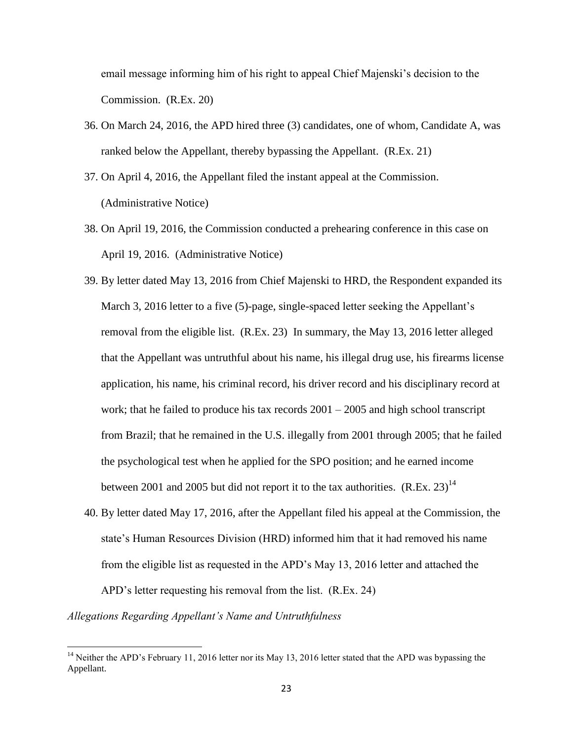email message informing him of his right to appeal Chief Majenski's decision to the Commission. (R.Ex. 20)

36. On March 24, 2016, the APD hired three (3) candidates, one of whom, Candidate A, was ranked below the Appellant, thereby bypassing the Appellant. (R.Ex. 21)
37. On April 4, 2016, the Appellant filed the instant appeal at the Commission. (Administrative Notice)
38. On April 19, 2016, the Commission conducted a prehearing conference in this case on April 19, 2016. (Administrative Notice)
39. By letter dated May 13, 2016 from Chief Majenski to HRD, the Respondent expanded its March 3, 2016 letter to a five (5)-page, single-spaced letter seeking the Appellant's removal from the eligible list. (R.Ex. 23) In summary, the May 13, 2016 letter alleged that the Appellant was untruthful about his name, his illegal drug use, his firearms license application, his name, his criminal record, his driver record and his disciplinary record at work; that he failed to produce his tax records 2001 – 2005 and high school transcript from Brazil; that he remained in the U.S. illegally from 2001 through 2005; that he failed the psychological test when he applied for the SPO position; and he earned income between 2001 and 2005 but did not report it to the tax authorities. (R.Ex. 23)[14]
40. By letter dated May 17, 2016, after the Appellant filed his appeal at the Commission, the state's Human Resources Division (HRD) informed him that it had removed his name from the eligible list as requested in the APD's May 13, 2016 letter and attached the APD's letter requesting his removal from the list. (R.Ex. 24)

*Allegations Regarding Appellant's Name and Untruthfulness*

[14] Neither the APD's February 11, 2016 letter nor its May 13, 2016 letter stated that the APD was bypassing the Appellant.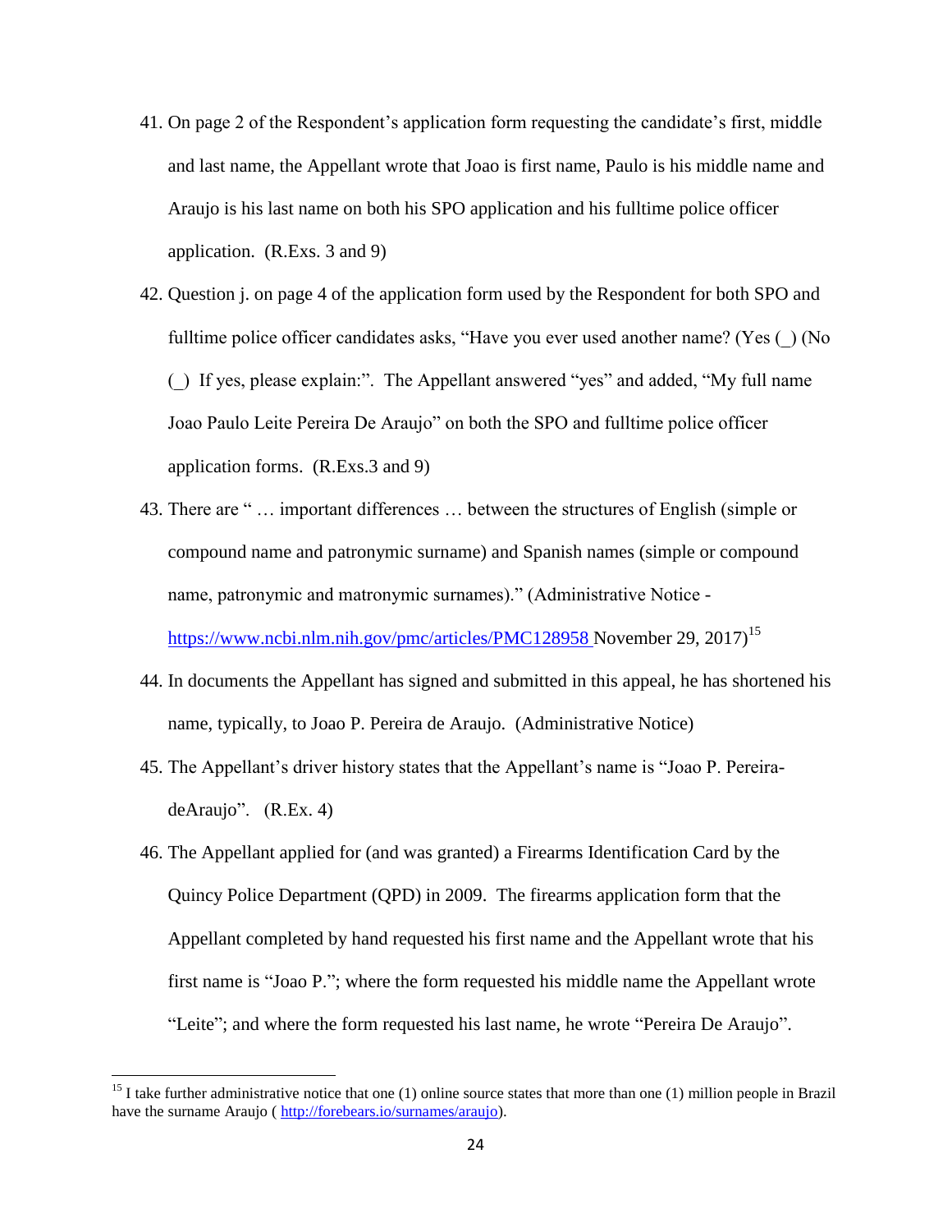41. On page 2 of the Respondent's application form requesting the candidate's first, middle and last name, the Appellant wrote that Joao is first name, Paulo is his middle name and Araujo is his last name on both his SPO application and his fulltime police officer application. (R.Exs. 3 and 9)

42. Question j. on page 4 of the application form used by the Respondent for both SPO and fulltime police officer candidates asks, "Have you ever used another name? (Yes (_) (No (_) If yes, please explain:". The Appellant answered "yes" and added, "My full name Joao Paulo Leite Pereira De Araujo" on both the SPO and fulltime police officer application forms. (R.Exs.3 and 9)

43. There are " … important differences … between the structures of English (simple or compound name and patronymic surname) and Spanish names (simple or compound name, patronymic and matronymic surnames)." (Administrative Notice - https://www.ncbi.nlm.nih.gov/pmc/articles/PMC128958 November 29, 2017)[15]

44. In documents the Appellant has signed and submitted in this appeal, he has shortened his name, typically, to Joao P. Pereira de Araujo. (Administrative Notice)

45. The Appellant's driver history states that the Appellant's name is "Joao P. Pereira-deAraujo". (R.Ex. 4)

46. The Appellant applied for (and was granted) a Firearms Identification Card by the Quincy Police Department (QPD) in 2009. The firearms application form that the Appellant completed by hand requested his first name and the Appellant wrote that his first name is "Joao P."; where the form requested his middle name the Appellant wrote "Leite"; and where the form requested his last name, he wrote "Pereira De Araujo".

---

[15] I take further administrative notice that one (1) online source states that more than one (1) million people in Brazil have the surname Araujo ( http://forebears.io/surnames/araujo).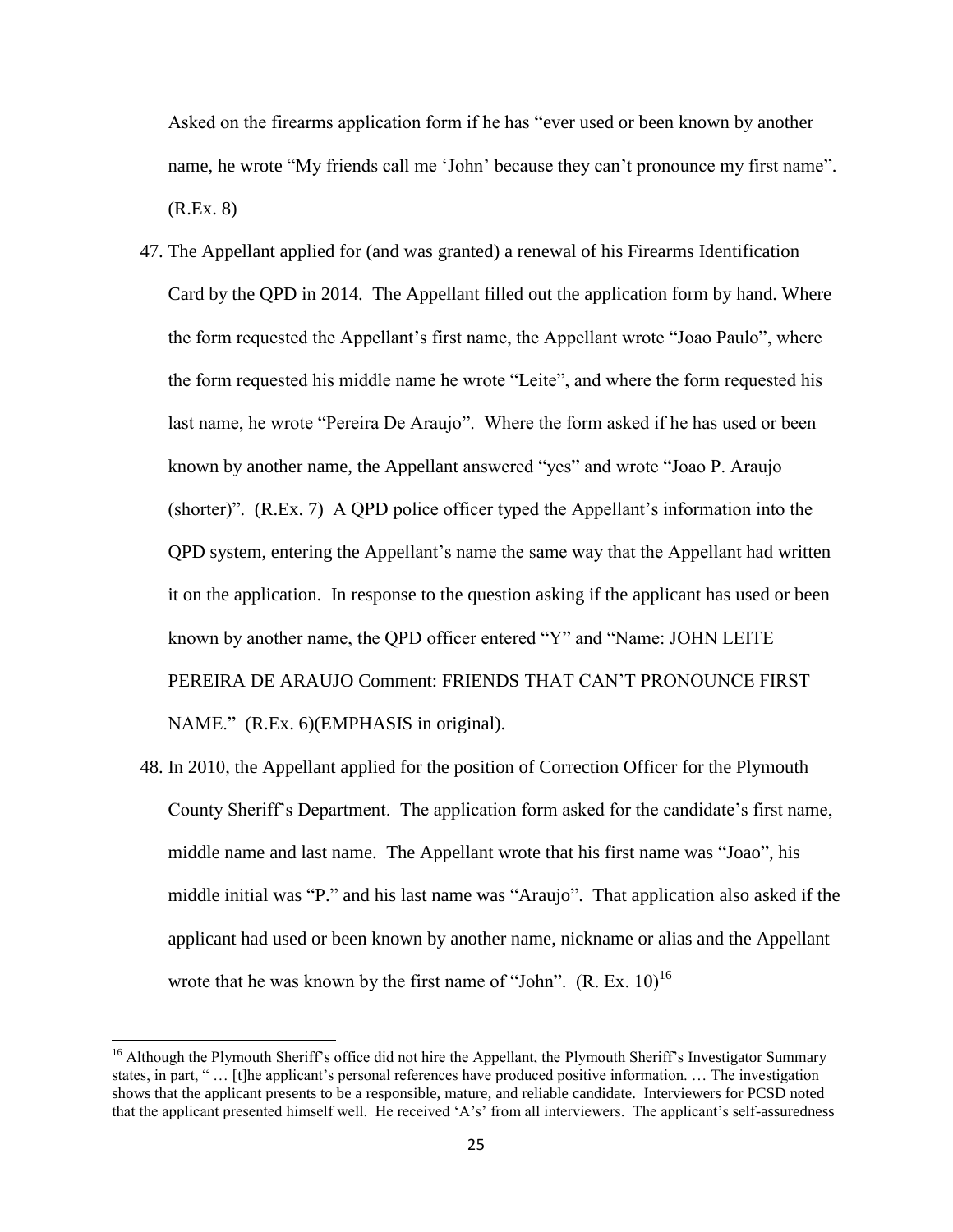Asked on the firearms application form if he has "ever used or been known by another name, he wrote "My friends call me 'John' because they can't pronounce my first name". (R.Ex. 8)

47. The Appellant applied for (and was granted) a renewal of his Firearms Identification Card by the QPD in 2014. The Appellant filled out the application form by hand. Where the form requested the Appellant's first name, the Appellant wrote "Joao Paulo", where the form requested his middle name he wrote "Leite", and where the form requested his last name, he wrote "Pereira De Araujo". Where the form asked if he has used or been known by another name, the Appellant answered "yes" and wrote "Joao P. Araujo (shorter)". (R.Ex. 7) A QPD police officer typed the Appellant's information into the QPD system, entering the Appellant's name the same way that the Appellant had written it on the application. In response to the question asking if the applicant has used or been known by another name, the QPD officer entered "Y" and "Name: JOHN LEITE PEREIRA DE ARAUJO Comment: FRIENDS THAT CAN'T PRONOUNCE FIRST NAME." (R.Ex. 6)(EMPHASIS in original).

48. In 2010, the Appellant applied for the position of Correction Officer for the Plymouth County Sheriff's Department. The application form asked for the candidate's first name, middle name and last name. The Appellant wrote that his first name was "Joao", his middle initial was "P." and his last name was "Araujo". That application also asked if the applicant had used or been known by another name, nickname or alias and the Appellant wrote that he was known by the first name of "John". (R. Ex. 10)[16]

---

[16] Although the Plymouth Sheriff's office did not hire the Appellant, the Plymouth Sheriff's Investigator Summary states, in part, " … [t]he applicant's personal references have produced positive information. … The investigation shows that the applicant presents to be a responsible, mature, and reliable candidate. Interviewers for PCSD noted that the applicant presented himself well. He received 'A's' from all interviewers. The applicant's self-assuredness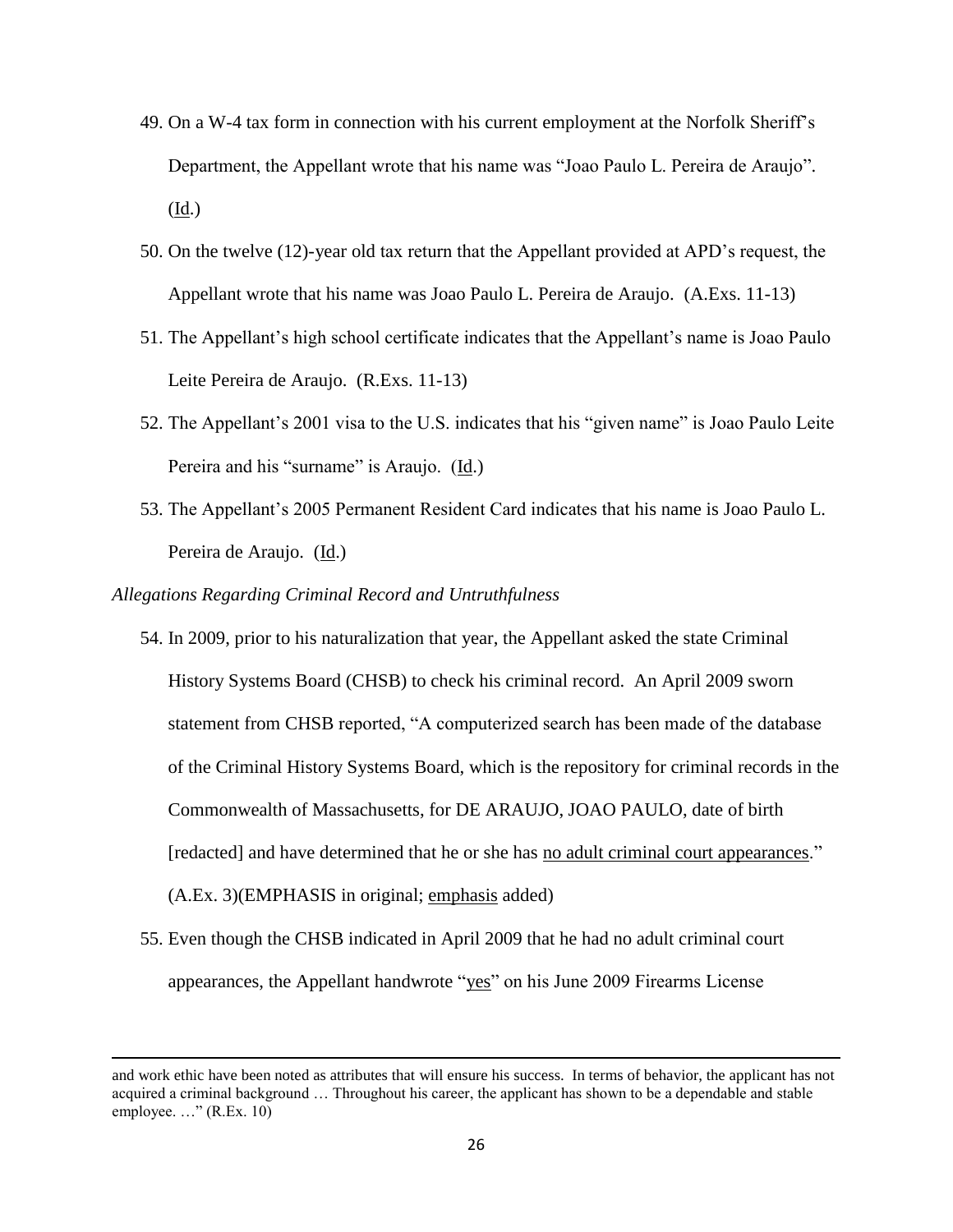49. On a W-4 tax form in connection with his current employment at the Norfolk Sheriff's Department, the Appellant wrote that his name was "Joao Paulo L. Pereira de Araujo". (Id.)

50. On the twelve (12)-year old tax return that the Appellant provided at APD's request, the Appellant wrote that his name was Joao Paulo L. Pereira de Araujo. (A.Exs. 11-13)

51. The Appellant's high school certificate indicates that the Appellant's name is Joao Paulo Leite Pereira de Araujo. (R.Exs. 11-13)

52. The Appellant's 2001 visa to the U.S. indicates that his "given name" is Joao Paulo Leite Pereira and his "surname" is Araujo. (Id.)

53. The Appellant's 2005 Permanent Resident Card indicates that his name is Joao Paulo L. Pereira de Araujo. (Id.)

*Allegations Regarding Criminal Record and Untruthfulness*

54. In 2009, prior to his naturalization that year, the Appellant asked the state Criminal History Systems Board (CHSB) to check his criminal record. An April 2009 sworn statement from CHSB reported, "A computerized search has been made of the database of the Criminal History Systems Board, which is the repository for criminal records in the Commonwealth of Massachusetts, for DE ARAUJO, JOAO PAULO, date of birth [redacted] and have determined that he or she has <u>no adult criminal court appearances</u>." (A.Ex. 3)(EMPHASIS in original; <u>emphasis</u> added)

55. Even though the CHSB indicated in April 2009 that he had no adult criminal court appearances, the Appellant handwrote "<u>yes</u>" on his June 2009 Firearms License

---

and work ethic have been noted as attributes that will ensure his success. In terms of behavior, the applicant has not acquired a criminal background … Throughout his career, the applicant has shown to be a dependable and stable employee. …" (R.Ex. 10)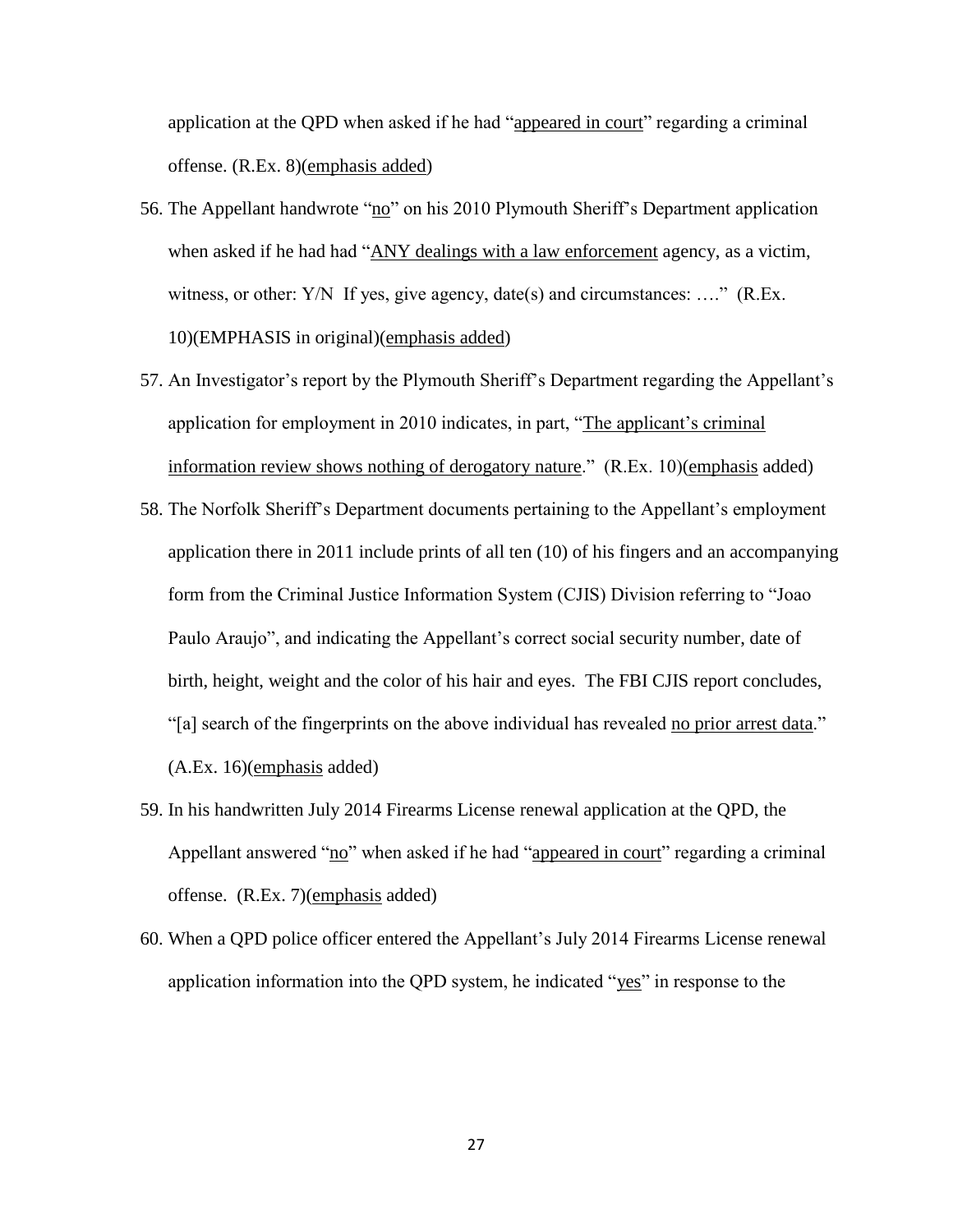application at the QPD when asked if he had "<u>appeared in court</u>" regarding a criminal offense. (R.Ex. 8)(<u>emphasis added</u>)

56. The Appellant handwrote "<u>no</u>" on his 2010 Plymouth Sheriff's Department application when asked if he had had "<u>ANY dealings with a law enforcement</u> agency, as a victim, witness, or other: Y/N If yes, give agency, date(s) and circumstances: …." (R.Ex. 10)(EMPHASIS in original)(<u>emphasis added</u>)

57. An Investigator's report by the Plymouth Sheriff's Department regarding the Appellant's application for employment in 2010 indicates, in part, "<u>The applicant's criminal information review shows nothing of derogatory nature</u>." (R.Ex. 10)(<u>emphasis</u> added)

58. The Norfolk Sheriff's Department documents pertaining to the Appellant's employment application there in 2011 include prints of all ten (10) of his fingers and an accompanying form from the Criminal Justice Information System (CJIS) Division referring to "Joao Paulo Araujo", and indicating the Appellant's correct social security number, date of birth, height, weight and the color of his hair and eyes. The FBI CJIS report concludes, "[a] search of the fingerprints on the above individual has revealed <u>no prior arrest data</u>." (A.Ex. 16)(<u>emphasis</u> added)

59. In his handwritten July 2014 Firearms License renewal application at the QPD, the Appellant answered "<u>no</u>" when asked if he had "<u>appeared in court</u>" regarding a criminal offense. (R.Ex. 7)(<u>emphasis</u> added)

60. When a QPD police officer entered the Appellant's July 2014 Firearms License renewal application information into the QPD system, he indicated "<u>yes</u>" in response to the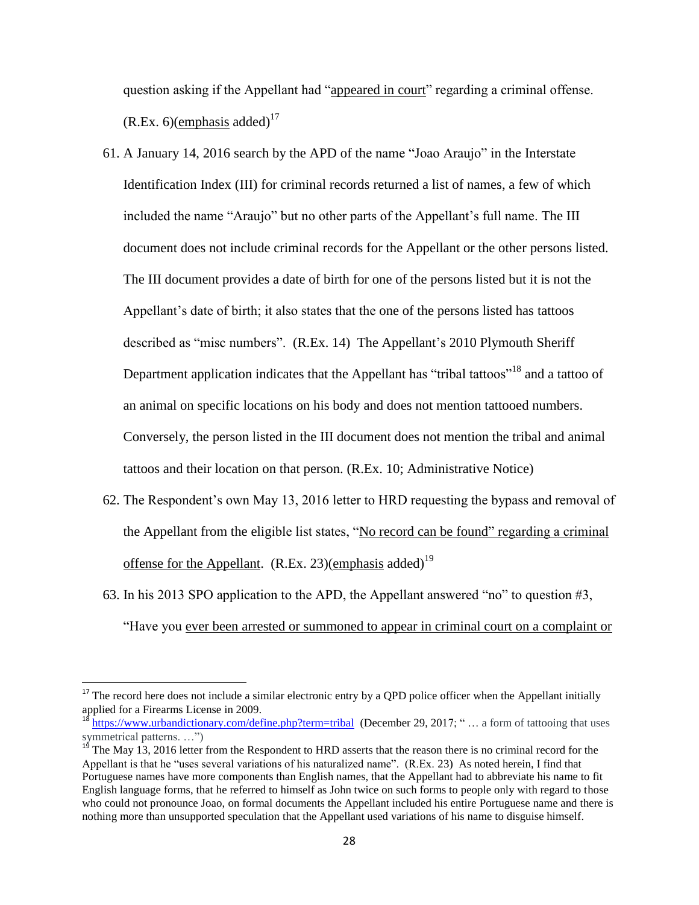question asking if the Appellant had "<u>appeared in court</u>" regarding a criminal offense. (R.Ex. 6)(<u>emphasis</u> added)[17]

61. A January 14, 2016 search by the APD of the name "Joao Araujo" in the Interstate Identification Index (III) for criminal records returned a list of names, a few of which included the name "Araujo" but no other parts of the Appellant's full name. The III document does not include criminal records for the Appellant or the other persons listed. The III document provides a date of birth for one of the persons listed but it is not the Appellant's date of birth; it also states that the one of the persons listed has tattoos described as "misc numbers". (R.Ex. 14) The Appellant's 2010 Plymouth Sheriff Department application indicates that the Appellant has "tribal tattoos"[18] and a tattoo of an animal on specific locations on his body and does not mention tattooed numbers. Conversely, the person listed in the III document does not mention the tribal and animal tattoos and their location on that person. (R.Ex. 10; Administrative Notice)

62. The Respondent's own May 13, 2016 letter to HRD requesting the bypass and removal of the Appellant from the eligible list states, "<u>No record can be found" regarding a criminal offense for the Appellant</u>. (R.Ex. 23)(<u>emphasis</u> added)[19]

63. In his 2013 SPO application to the APD, the Appellant answered "no" to question #3, "Have you <u>ever been arrested or summoned to appear in criminal court on a complaint or</u>

---

[17] The record here does not include a similar electronic entry by a QPD police officer when the Appellant initially applied for a Firearms License in 2009.

[18] https://www.urbandictionary.com/define.php?term=tribal (December 29, 2017; " … a form of tattooing that uses symmetrical patterns. …")

[19] The May 13, 2016 letter from the Respondent to HRD asserts that the reason there is no criminal record for the Appellant is that he "uses several variations of his naturalized name". (R.Ex. 23) As noted herein, I find that Portuguese names have more components than English names, that the Appellant had to abbreviate his name to fit English language forms, that he referred to himself as John twice on such forms to people only with regard to those who could not pronounce Joao, on formal documents the Appellant included his entire Portuguese name and there is nothing more than unsupported speculation that the Appellant used variations of his name to disguise himself.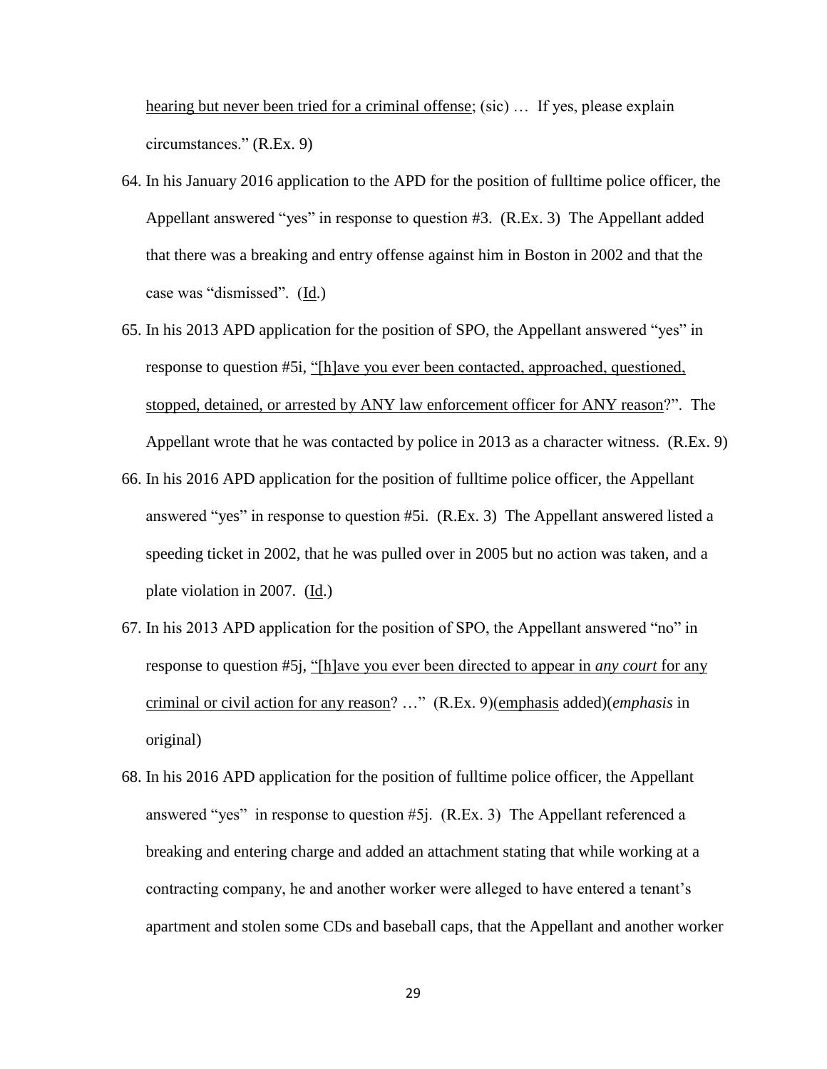hearing but never been tried for a criminal offense; (sic) … If yes, please explain circumstances." (R.Ex. 9)

64. In his January 2016 application to the APD for the position of fulltime police officer, the Appellant answered "yes" in response to question #3. (R.Ex. 3) The Appellant added that there was a breaking and entry offense against him in Boston in 2002 and that the case was "dismissed". (Id.)

65. In his 2013 APD application for the position of SPO, the Appellant answered "yes" in response to question #5i, "[h]ave you ever been contacted, approached, questioned, stopped, detained, or arrested by ANY law enforcement officer for ANY reason?". The Appellant wrote that he was contacted by police in 2013 as a character witness. (R.Ex. 9)

66. In his 2016 APD application for the position of fulltime police officer, the Appellant answered "yes" in response to question #5i. (R.Ex. 3) The Appellant answered listed a speeding ticket in 2002, that he was pulled over in 2005 but no action was taken, and a plate violation in 2007. (Id.)

67. In his 2013 APD application for the position of SPO, the Appellant answered "no" in response to question #5j, "[h]ave you ever been directed to appear in *any court* for any criminal or civil action for any reason? …" (R.Ex. 9)(emphasis added)(*emphasis* in original)

68. In his 2016 APD application for the position of fulltime police officer, the Appellant answered "yes" in response to question #5j. (R.Ex. 3) The Appellant referenced a breaking and entering charge and added an attachment stating that while working at a contracting company, he and another worker were alleged to have entered a tenant's apartment and stolen some CDs and baseball caps, that the Appellant and another worker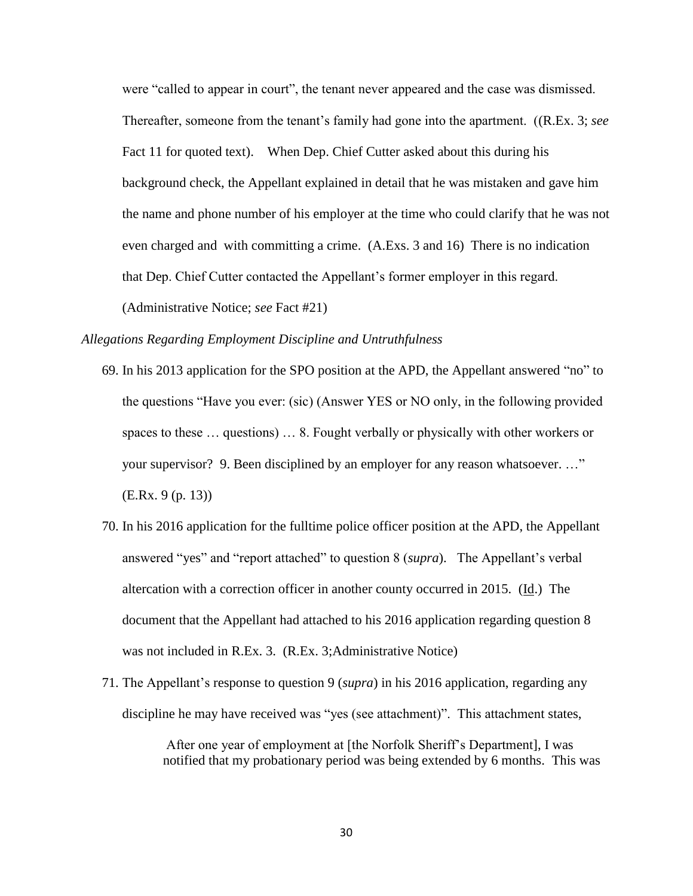were "called to appear in court", the tenant never appeared and the case was dismissed. Thereafter, someone from the tenant's family had gone into the apartment. ((R.Ex. 3; *see* Fact 11 for quoted text). When Dep. Chief Cutter asked about this during his background check, the Appellant explained in detail that he was mistaken and gave him the name and phone number of his employer at the time who could clarify that he was not even charged and with committing a crime. (A.Exs. 3 and 16) There is no indication that Dep. Chief Cutter contacted the Appellant's former employer in this regard. (Administrative Notice; *see* Fact #21)

*Allegations Regarding Employment Discipline and Untruthfulness*

69. In his 2013 application for the SPO position at the APD, the Appellant answered "no" to the questions "Have you ever: (sic) (Answer YES or NO only, in the following provided spaces to these … questions) … 8. Fought verbally or physically with other workers or your supervisor? 9. Been disciplined by an employer for any reason whatsoever. …" (E.Rx. 9 (p. 13))

70. In his 2016 application for the fulltime police officer position at the APD, the Appellant answered "yes" and "report attached" to question 8 (*supra*). The Appellant's verbal altercation with a correction officer in another county occurred in 2015. (Id.) The document that the Appellant had attached to his 2016 application regarding question 8 was not included in R.Ex. 3. (R.Ex. 3;Administrative Notice)

71. The Appellant's response to question 9 (*supra*) in his 2016 application, regarding any discipline he may have received was "yes (see attachment)". This attachment states,

> After one year of employment at [the Norfolk Sheriff's Department], I was notified that my probationary period was being extended by 6 months. This was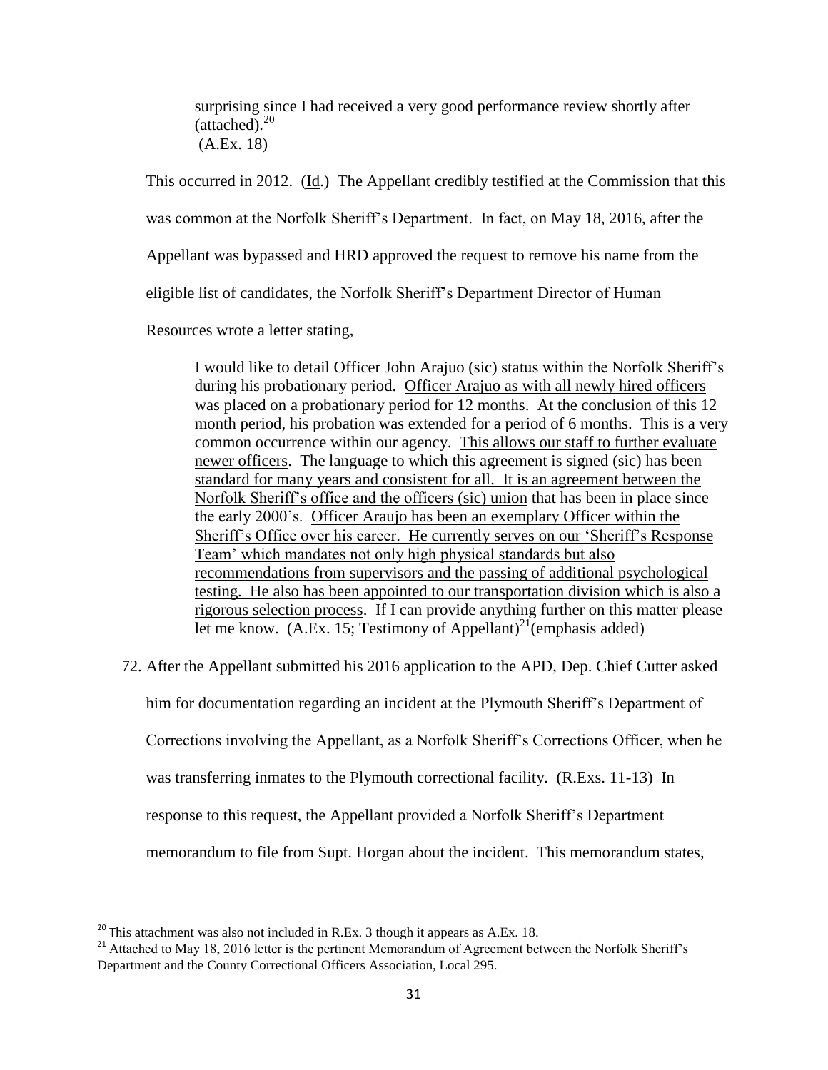> surprising since I had received a very good performance review shortly after (attached).[20]
> (A.Ex. 18)

This occurred in 2012. (Id.) The Appellant credibly testified at the Commission that this was common at the Norfolk Sheriff's Department. In fact, on May 18, 2016, after the Appellant was bypassed and HRD approved the request to remove his name from the eligible list of candidates, the Norfolk Sheriff's Department Director of Human Resources wrote a letter stating,

> I would like to detail Officer John Arajuo (sic) status within the Norfolk Sheriff's during his probationary period. <u>Officer Arajuo as with all newly hired officers</u> was placed on a probationary period for 12 months. At the conclusion of this 12 month period, his probation was extended for a period of 6 months. This is a very common occurrence within our agency. <u>This allows our staff to further evaluate newer officers</u>. The language to which this agreement is signed (sic) has been <u>standard for many years and consistent for all. It is an agreement between the Norfolk Sheriff's office and the officers (sic) union</u> that has been in place since the early 2000's. <u>Officer Araujo has been an exemplary Officer within the Sheriff's Office over his career. He currently serves on our 'Sheriff's Response Team' which mandates not only high physical standards but also recommendations from supervisors and the passing of additional psychological testing. He also has been appointed to our transportation division which is also a rigorous selection process</u>. If I can provide anything further on this matter please let me know. (A.Ex. 15; Testimony of Appellant)[21](<u>emphasis</u> added)

72. After the Appellant submitted his 2016 application to the APD, Dep. Chief Cutter asked him for documentation regarding an incident at the Plymouth Sheriff's Department of Corrections involving the Appellant, as a Norfolk Sheriff's Corrections Officer, when he was transferring inmates to the Plymouth correctional facility. (R.Exs. 11-13) In response to this request, the Appellant provided a Norfolk Sheriff's Department memorandum to file from Supt. Horgan about the incident. This memorandum states,

---

[20] This attachment was also not included in R.Ex. 3 though it appears as A.Ex. 18.

[21] Attached to May 18, 2016 letter is the pertinent Memorandum of Agreement between the Norfolk Sheriff's Department and the County Correctional Officers Association, Local 295.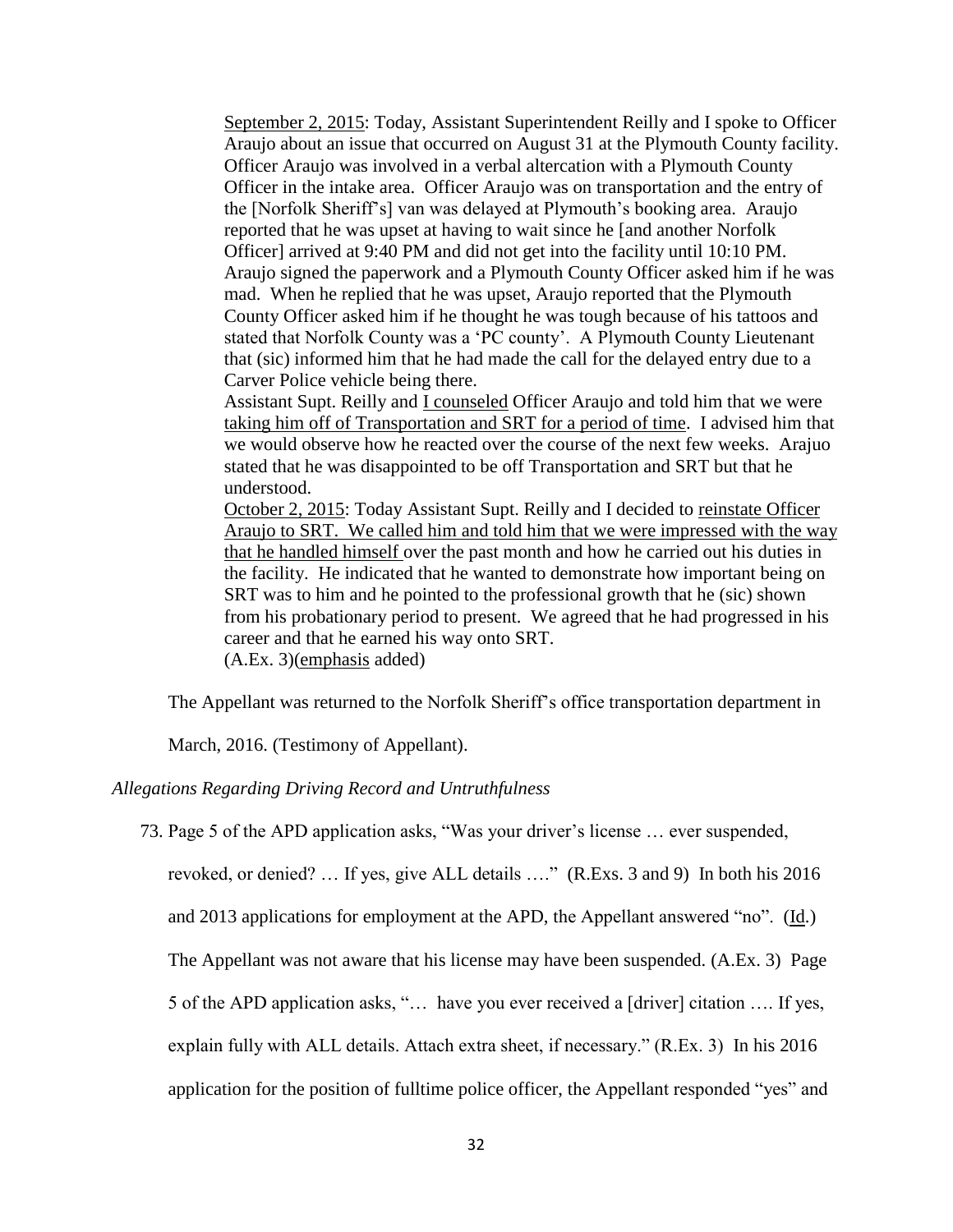> <u>September 2, 2015</u>: Today, Assistant Superintendent Reilly and I spoke to Officer Araujo about an issue that occurred on August 31 at the Plymouth County facility. Officer Araujo was involved in a verbal altercation with a Plymouth County Officer in the intake area. Officer Araujo was on transportation and the entry of the [Norfolk Sheriff's] van was delayed at Plymouth's booking area. Araujo reported that he was upset at having to wait since he [and another Norfolk Officer] arrived at 9:40 PM and did not get into the facility until 10:10 PM. Araujo signed the paperwork and a Plymouth County Officer asked him if he was mad. When he replied that he was upset, Araujo reported that the Plymouth County Officer asked him if he thought he was tough because of his tattoos and stated that Norfolk County was a 'PC county'. A Plymouth County Lieutenant that (sic) informed him that he had made the call for the delayed entry due to a Carver Police vehicle being there.
>
> Assistant Supt. Reilly and <u>I counseled</u> Officer Araujo and told him that we were <u>taking him off of Transportation and SRT for a period of time</u>. I advised him that we would observe how he reacted over the course of the next few weeks. Arajuo stated that he was disappointed to be off Transportation and SRT but that he understood.
>
> <u>October 2, 2015</u>: Today Assistant Supt. Reilly and I decided to <u>reinstate Officer Araujo to SRT. We called him and told him that we were impressed with the way that he handled himself</u> over the past month and how he carried out his duties in the facility. He indicated that he wanted to demonstrate how important being on SRT was to him and he pointed to the professional growth that he (sic) shown from his probationary period to present. We agreed that he had progressed in his career and that he earned his way onto SRT.
>
> (A.Ex. 3)(<u>emphasis</u> added)

The Appellant was returned to the Norfolk Sheriff's office transportation department in March, 2016. (Testimony of Appellant).

*Allegations Regarding Driving Record and Untruthfulness*

73. Page 5 of the APD application asks, "Was your driver's license … ever suspended, revoked, or denied? … If yes, give ALL details …." (R.Exs. 3 and 9) In both his 2016 and 2013 applications for employment at the APD, the Appellant answered "no". (<u>Id</u>.) The Appellant was not aware that his license may have been suspended. (A.Ex. 3) Page 5 of the APD application asks, "… have you ever received a [driver] citation …. If yes, explain fully with ALL details. Attach extra sheet, if necessary." (R.Ex. 3) In his 2016 application for the position of fulltime police officer, the Appellant responded "yes" and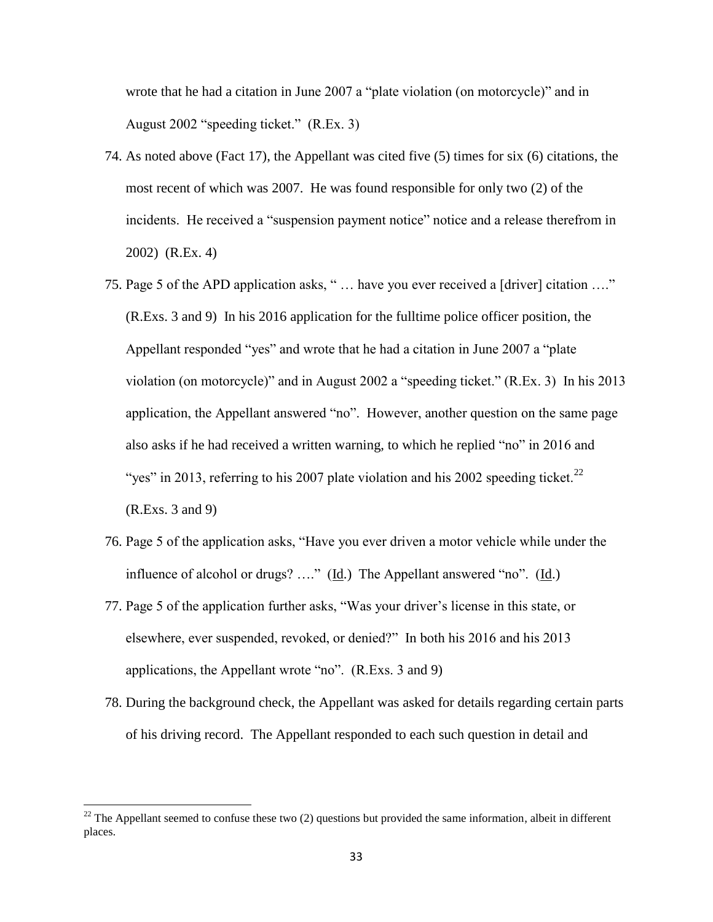wrote that he had a citation in June 2007 a "plate violation (on motorcycle)" and in August 2002 "speeding ticket." (R.Ex. 3)

74. As noted above (Fact 17), the Appellant was cited five (5) times for six (6) citations, the most recent of which was 2007. He was found responsible for only two (2) of the incidents. He received a "suspension payment notice" notice and a release therefrom in 2002) (R.Ex. 4)

75. Page 5 of the APD application asks, " … have you ever received a [driver] citation …." (R.Exs. 3 and 9) In his 2016 application for the fulltime police officer position, the Appellant responded "yes" and wrote that he had a citation in June 2007 a "plate violation (on motorcycle)" and in August 2002 a "speeding ticket." (R.Ex. 3) In his 2013 application, the Appellant answered "no". However, another question on the same page also asks if he had received a written warning, to which he replied "no" in 2016 and "yes" in 2013, referring to his 2007 plate violation and his 2002 speeding ticket.[22] (R.Exs. 3 and 9)

76. Page 5 of the application asks, "Have you ever driven a motor vehicle while under the influence of alcohol or drugs? …." (Id.) The Appellant answered "no". (Id.)

77. Page 5 of the application further asks, "Was your driver's license in this state, or elsewhere, ever suspended, revoked, or denied?" In both his 2016 and his 2013 applications, the Appellant wrote "no". (R.Exs. 3 and 9)

78. During the background check, the Appellant was asked for details regarding certain parts of his driving record. The Appellant responded to each such question in detail and

[22] The Appellant seemed to confuse these two (2) questions but provided the same information, albeit in different places.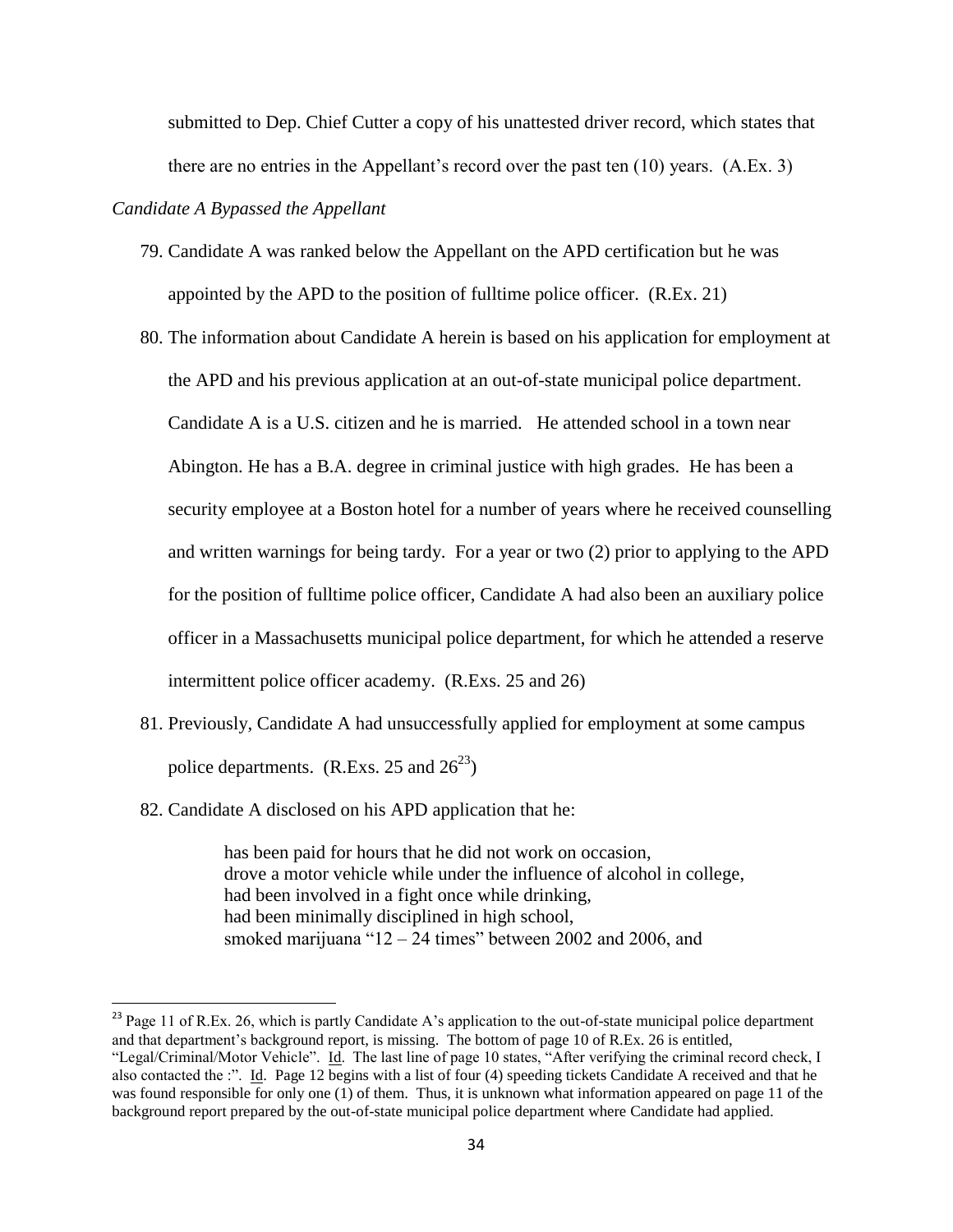submitted to Dep. Chief Cutter a copy of his unattested driver record, which states that there are no entries in the Appellant's record over the past ten (10) years. (A.Ex. 3)

*Candidate A Bypassed the Appellant*

79. Candidate A was ranked below the Appellant on the APD certification but he was appointed by the APD to the position of fulltime police officer. (R.Ex. 21)

80. The information about Candidate A herein is based on his application for employment at the APD and his previous application at an out-of-state municipal police department. Candidate A is a U.S. citizen and he is married. He attended school in a town near Abington. He has a B.A. degree in criminal justice with high grades. He has been a security employee at a Boston hotel for a number of years where he received counselling and written warnings for being tardy. For a year or two (2) prior to applying to the APD for the position of fulltime police officer, Candidate A had also been an auxiliary police officer in a Massachusetts municipal police department, for which he attended a reserve intermittent police officer academy. (R.Exs. 25 and 26)

81. Previously, Candidate A had unsuccessfully applied for employment at some campus police departments. (R.Exs. 25 and 26[23])

82. Candidate A disclosed on his APD application that he:

> has been paid for hours that he did not work on occasion,
> drove a motor vehicle while under the influence of alcohol in college,
> had been involved in a fight once while drinking,
> had been minimally disciplined in high school,
> smoked marijuana "12 – 24 times" between 2002 and 2006, and

---

[23] Page 11 of R.Ex. 26, which is partly Candidate A's application to the out-of-state municipal police department and that department's background report, is missing. The bottom of page 10 of R.Ex. 26 is entitled, "Legal/Criminal/Motor Vehicle". Id. The last line of page 10 states, "After verifying the criminal record check, I also contacted the :". Id. Page 12 begins with a list of four (4) speeding tickets Candidate A received and that he was found responsible for only one (1) of them. Thus, it is unknown what information appeared on page 11 of the background report prepared by the out-of-state municipal police department where Candidate had applied.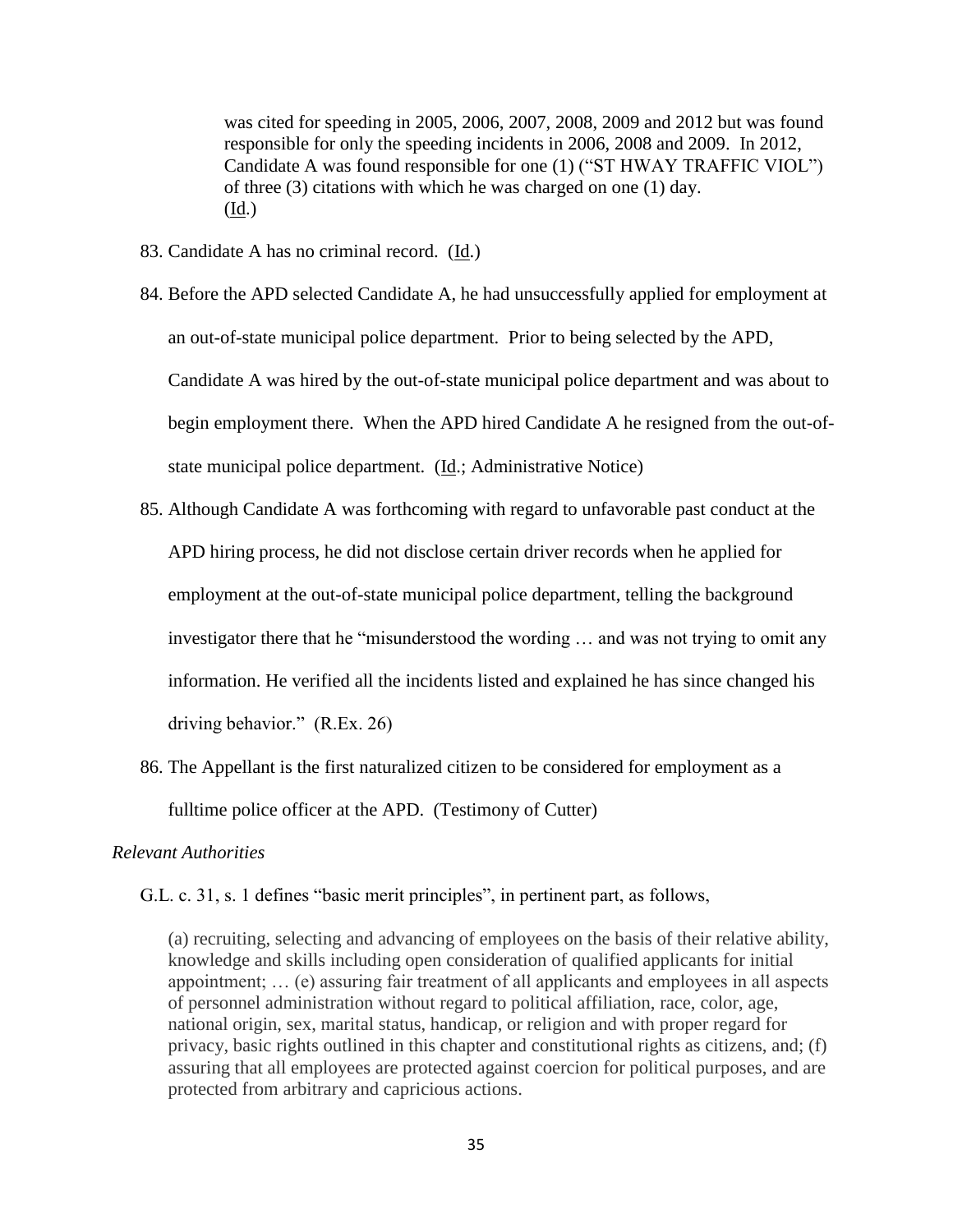was cited for speeding in 2005, 2006, 2007, 2008, 2009 and 2012 but was found responsible for only the speeding incidents in 2006, 2008 and 2009. In 2012, Candidate A was found responsible for one (1) ("ST HWAY TRAFFIC VIOL") of three (3) citations with which he was charged on one (1) day. (Id.)

83. Candidate A has no criminal record. (Id.)

84. Before the APD selected Candidate A, he had unsuccessfully applied for employment at an out-of-state municipal police department. Prior to being selected by the APD, Candidate A was hired by the out-of-state municipal police department and was about to begin employment there. When the APD hired Candidate A he resigned from the out-of-state municipal police department. (Id.; Administrative Notice)

85. Although Candidate A was forthcoming with regard to unfavorable past conduct at the APD hiring process, he did not disclose certain driver records when he applied for employment at the out-of-state municipal police department, telling the background investigator there that he "misunderstood the wording … and was not trying to omit any information. He verified all the incidents listed and explained he has since changed his driving behavior." (R.Ex. 26)

86. The Appellant is the first naturalized citizen to be considered for employment as a fulltime police officer at the APD. (Testimony of Cutter)

*Relevant Authorities*

G.L. c. 31, s. 1 defines "basic merit principles", in pertinent part, as follows,

> (a) recruiting, selecting and advancing of employees on the basis of their relative ability, knowledge and skills including open consideration of qualified applicants for initial appointment; … (e) assuring fair treatment of all applicants and employees in all aspects of personnel administration without regard to political affiliation, race, color, age, national origin, sex, marital status, handicap, or religion and with proper regard for privacy, basic rights outlined in this chapter and constitutional rights as citizens, and; (f) assuring that all employees are protected against coercion for political purposes, and are protected from arbitrary and capricious actions.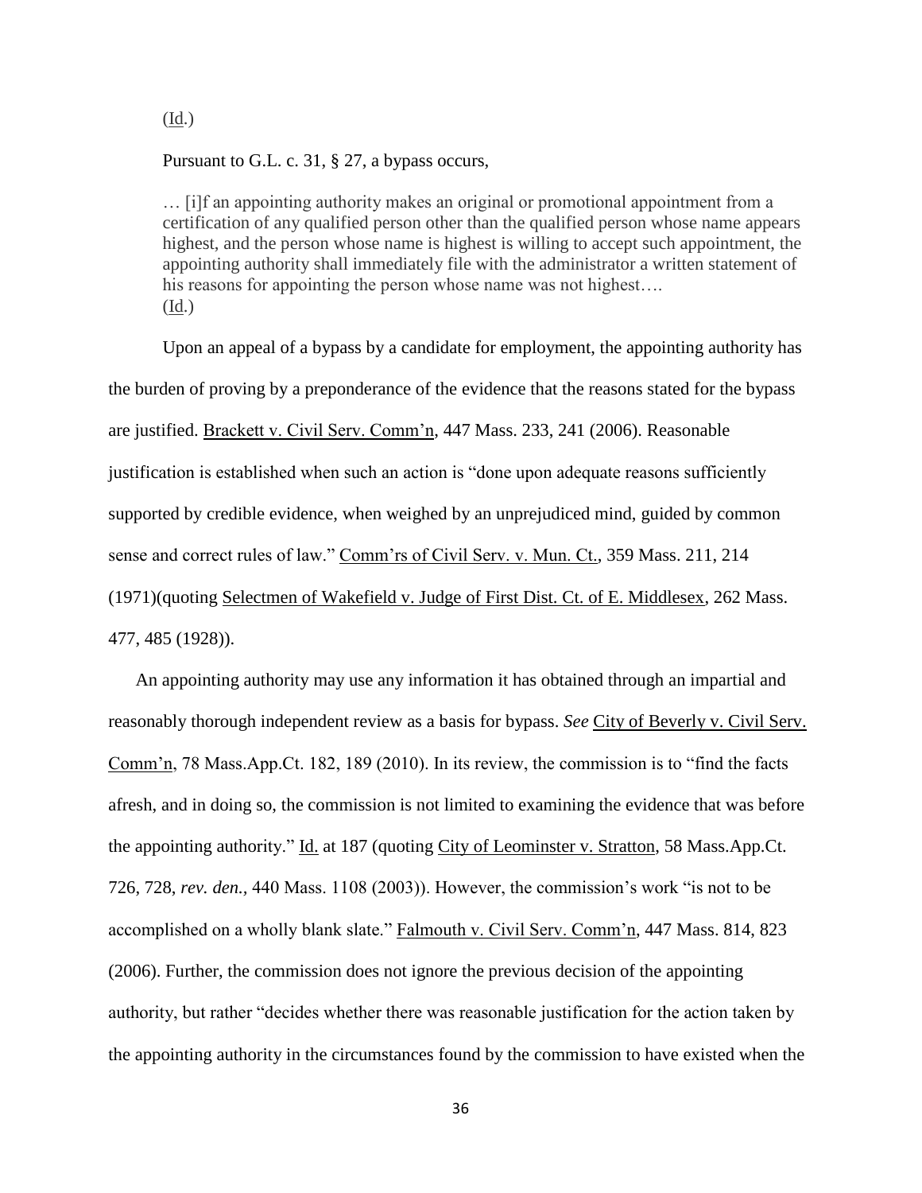(Id.)

Pursuant to G.L. c. 31, § 27, a bypass occurs,

> … [i]f an appointing authority makes an original or promotional appointment from a certification of any qualified person other than the qualified person whose name appears highest, and the person whose name is highest is willing to accept such appointment, the appointing authority shall immediately file with the administrator a written statement of his reasons for appointing the person whose name was not highest….
> (Id.)

Upon an appeal of a bypass by a candidate for employment, the appointing authority has the burden of proving by a preponderance of the evidence that the reasons stated for the bypass are justified. Brackett v. Civil Serv. Comm'n, 447 Mass. 233, 241 (2006). Reasonable justification is established when such an action is "done upon adequate reasons sufficiently supported by credible evidence, when weighed by an unprejudiced mind, guided by common sense and correct rules of law." Comm'rs of Civil Serv. v. Mun. Ct., 359 Mass. 211, 214 (1971)(quoting Selectmen of Wakefield v. Judge of First Dist. Ct. of E. Middlesex, 262 Mass. 477, 485 (1928)).

An appointing authority may use any information it has obtained through an impartial and reasonably thorough independent review as a basis for bypass. *See* City of Beverly v. Civil Serv. Comm'n, 78 Mass.App.Ct. 182, 189 (2010). In its review, the commission is to "find the facts afresh, and in doing so, the commission is not limited to examining the evidence that was before the appointing authority." Id. at 187 (quoting City of Leominster v. Stratton, 58 Mass.App.Ct. 726, 728, *rev. den.,* 440 Mass. 1108 (2003)). However, the commission's work "is not to be accomplished on a wholly blank slate." Falmouth v. Civil Serv. Comm'n, 447 Mass. 814, 823 (2006). Further, the commission does not ignore the previous decision of the appointing authority, but rather "decides whether there was reasonable justification for the action taken by the appointing authority in the circumstances found by the commission to have existed when the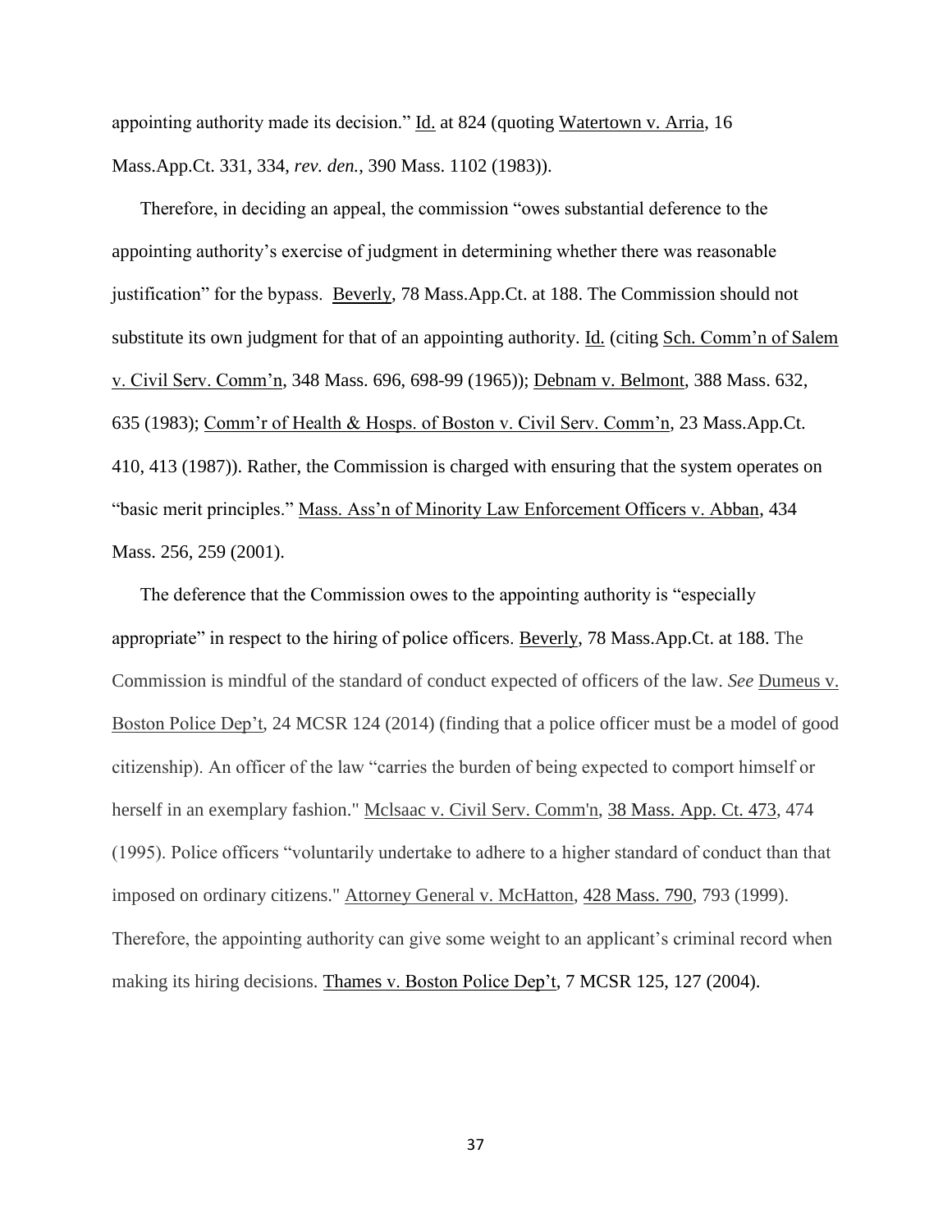appointing authority made its decision." Id. at 824 (quoting Watertown v. Arria, 16 Mass.App.Ct. 331, 334, *rev. den.*, 390 Mass. 1102 (1983)).

Therefore, in deciding an appeal, the commission "owes substantial deference to the appointing authority's exercise of judgment in determining whether there was reasonable justification" for the bypass. Beverly, 78 Mass.App.Ct. at 188. The Commission should not substitute its own judgment for that of an appointing authority. Id. (citing Sch. Comm'n of Salem v. Civil Serv. Comm'n, 348 Mass. 696, 698-99 (1965)); Debnam v. Belmont, 388 Mass. 632, 635 (1983); Comm'r of Health & Hosps. of Boston v. Civil Serv. Comm'n, 23 Mass.App.Ct. 410, 413 (1987)). Rather, the Commission is charged with ensuring that the system operates on "basic merit principles." Mass. Ass'n of Minority Law Enforcement Officers v. Abban, 434 Mass. 256, 259 (2001).

The deference that the Commission owes to the appointing authority is "especially appropriate" in respect to the hiring of police officers. Beverly, 78 Mass.App.Ct. at 188. The Commission is mindful of the standard of conduct expected of officers of the law. *See* Dumeus v. Boston Police Dep't, 24 MCSR 124 (2014) (finding that a police officer must be a model of good citizenship). An officer of the law "carries the burden of being expected to comport himself or herself in an exemplary fashion." Mclsaac v. Civil Serv. Comm'n, 38 Mass. App. Ct. 473, 474 (1995). Police officers "voluntarily undertake to adhere to a higher standard of conduct than that imposed on ordinary citizens." Attorney General v. McHatton, 428 Mass. 790, 793 (1999). Therefore, the appointing authority can give some weight to an applicant's criminal record when making its hiring decisions. Thames v. Boston Police Dep't, 7 MCSR 125, 127 (2004).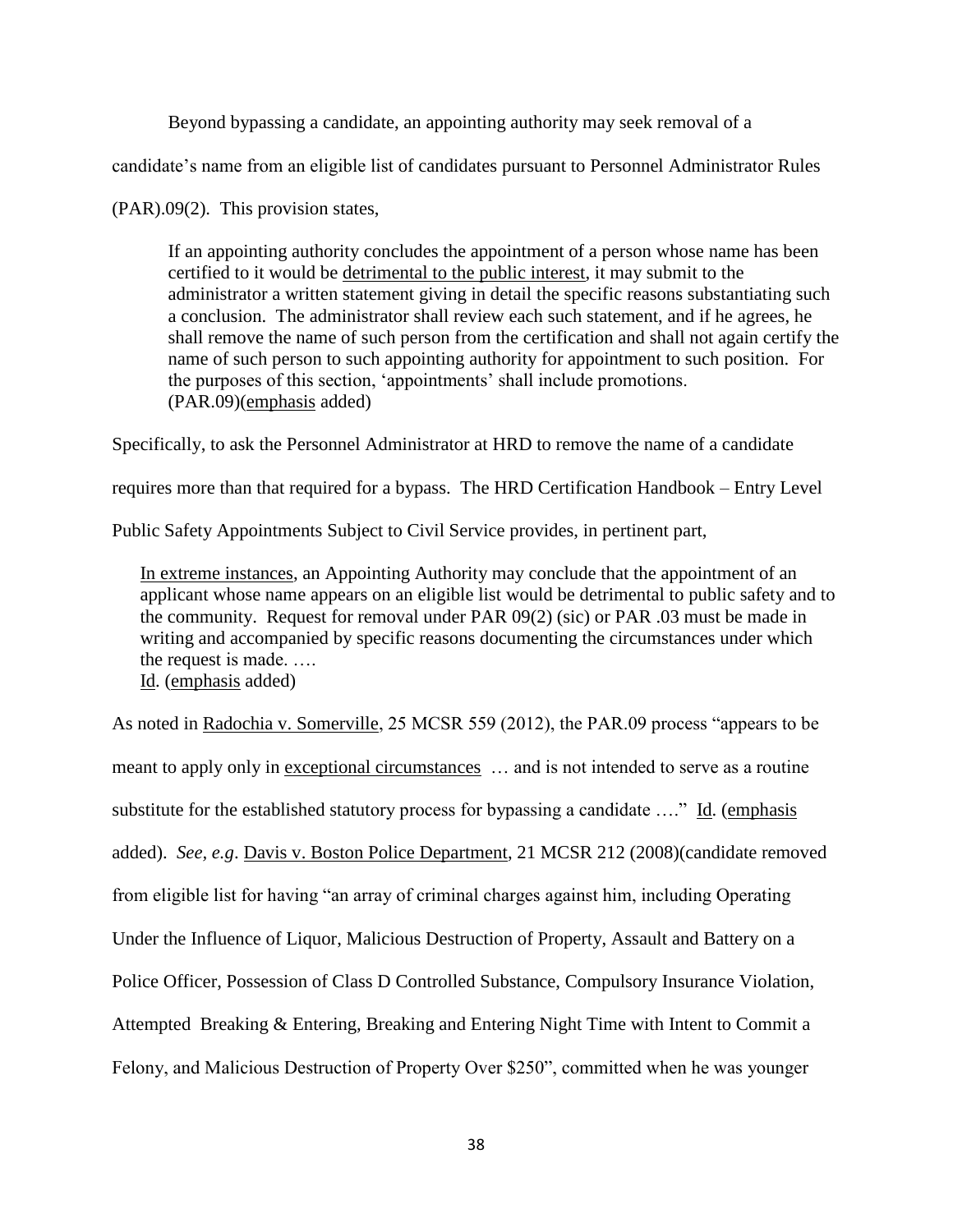Beyond bypassing a candidate, an appointing authority may seek removal of a candidate's name from an eligible list of candidates pursuant to Personnel Administrator Rules (PAR).09(2). This provision states,

> If an appointing authority concludes the appointment of a person whose name has been certified to it would be <u>detrimental to the public interest</u>, it may submit to the administrator a written statement giving in detail the specific reasons substantiating such a conclusion. The administrator shall review each such statement, and if he agrees, he shall remove the name of such person from the certification and shall not again certify the name of such person to such appointing authority for appointment to such position. For the purposes of this section, 'appointments' shall include promotions. (PAR.09)(<u>emphasis</u> added)

Specifically, to ask the Personnel Administrator at HRD to remove the name of a candidate requires more than that required for a bypass. The HRD Certification Handbook – Entry Level Public Safety Appointments Subject to Civil Service provides, in pertinent part,

> <u>In extreme instances</u>, an Appointing Authority may conclude that the appointment of an applicant whose name appears on an eligible list would be detrimental to public safety and to the community. Request for removal under PAR 09(2) (sic) or PAR .03 must be made in writing and accompanied by specific reasons documenting the circumstances under which the request is made. ….
> <u>Id</u>. (<u>emphasis</u> added)

As noted in <u>Radochia v. Somerville</u>, 25 MCSR 559 (2012), the PAR.09 process "appears to be meant to apply only in <u>exceptional circumstances</u> … and is not intended to serve as a routine substitute for the established statutory process for bypassing a candidate …." <u>Id</u>. (<u>emphasis</u> added). *See, e.g*. <u>Davis v. Boston Police Department</u>, 21 MCSR 212 (2008)(candidate removed from eligible list for having "an array of criminal charges against him, including Operating Under the Influence of Liquor, Malicious Destruction of Property, Assault and Battery on a Police Officer, Possession of Class D Controlled Substance, Compulsory Insurance Violation, Attempted Breaking & Entering, Breaking and Entering Night Time with Intent to Commit a Felony, and Malicious Destruction of Property Over $250", committed when he was younger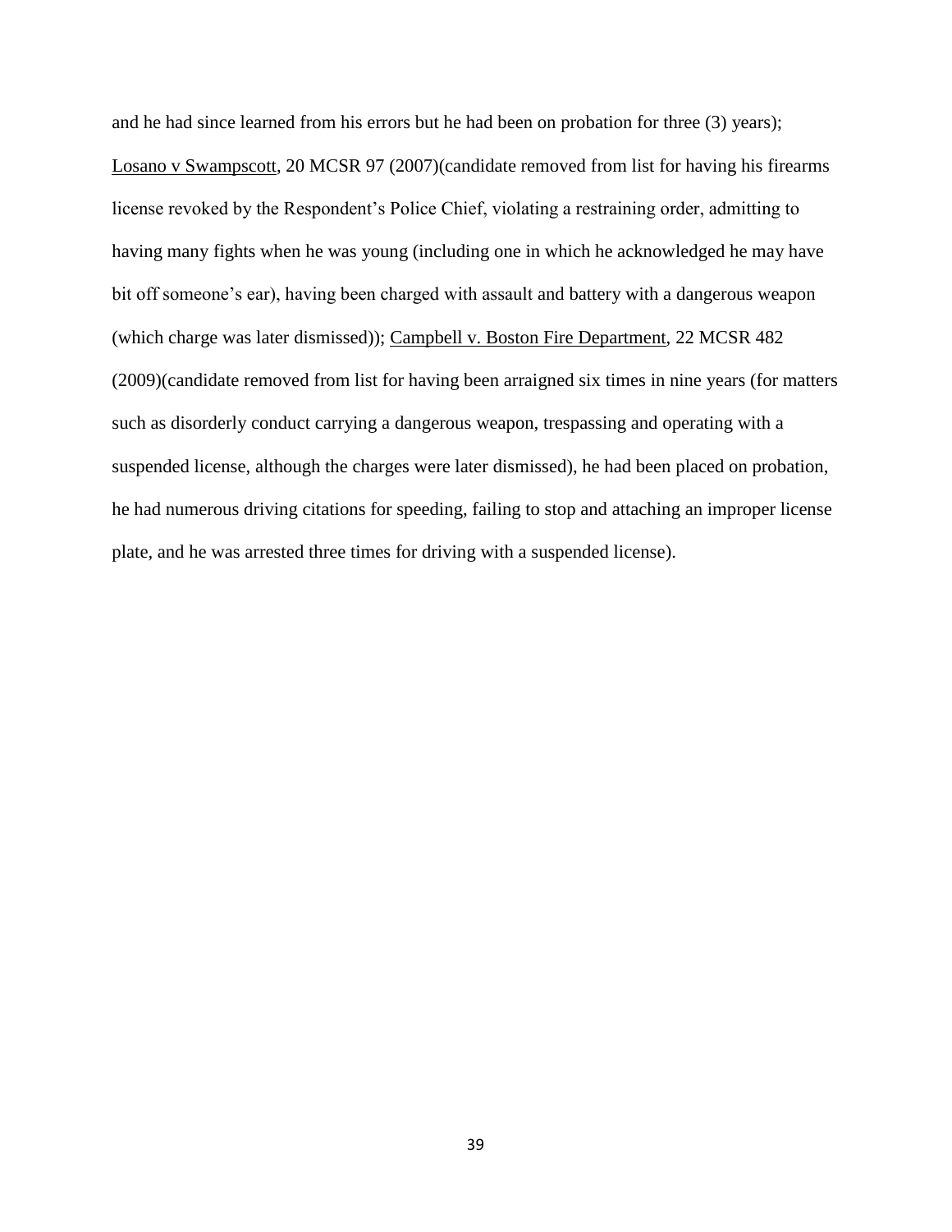and he had since learned from his errors but he had been on probation for three (3) years); Losano v Swampscott, 20 MCSR 97 (2007)(candidate removed from list for having his firearms license revoked by the Respondent's Police Chief, violating a restraining order, admitting to having many fights when he was young (including one in which he acknowledged he may have bit off someone's ear), having been charged with assault and battery with a dangerous weapon (which charge was later dismissed)); Campbell v. Boston Fire Department, 22 MCSR 482 (2009)(candidate removed from list for having been arraigned six times in nine years (for matters such as disorderly conduct carrying a dangerous weapon, trespassing and operating with a suspended license, although the charges were later dismissed), he had been placed on probation, he had numerous driving citations for speeding, failing to stop and attaching an improper license plate, and he was arrested three times for driving with a suspended license).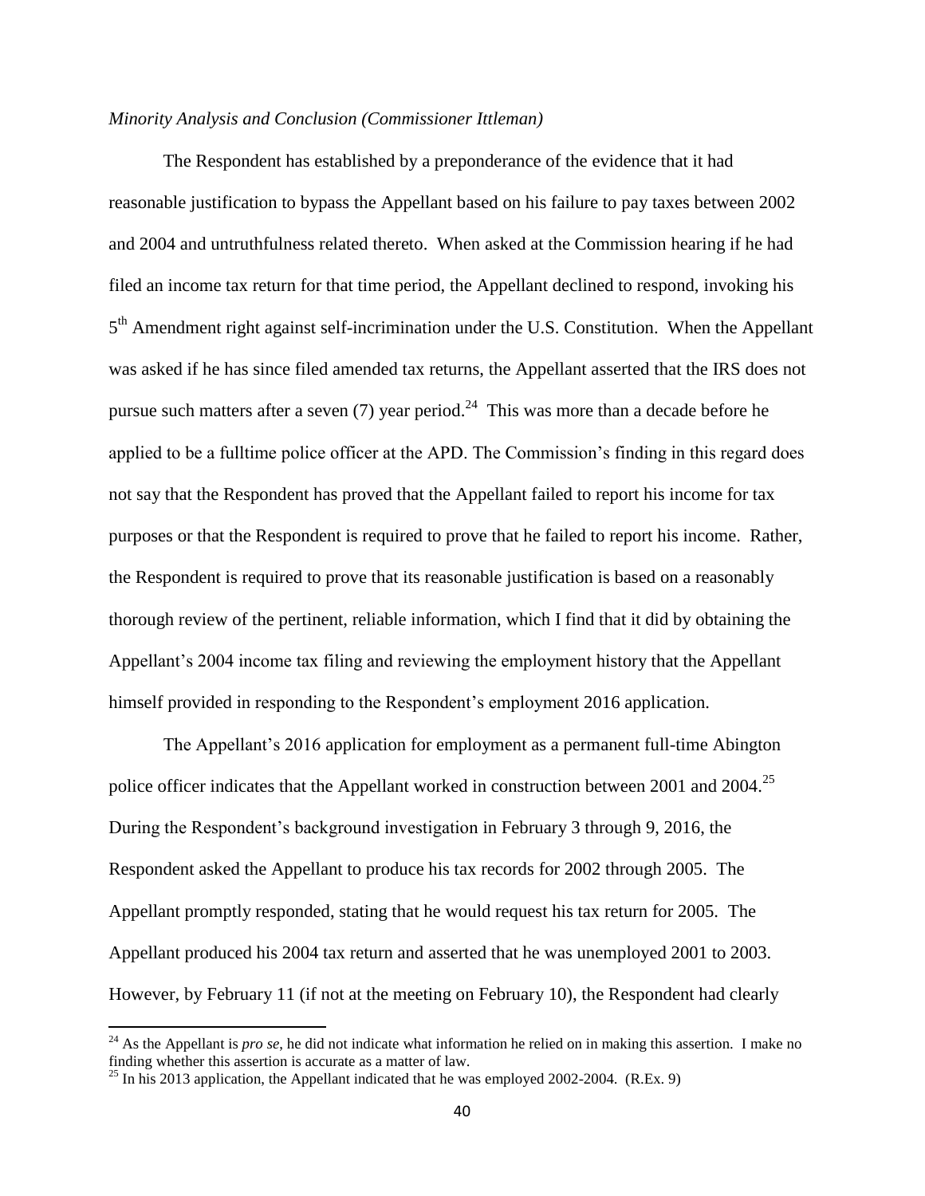*Minority Analysis and Conclusion (Commissioner Ittleman)*

The Respondent has established by a preponderance of the evidence that it had reasonable justification to bypass the Appellant based on his failure to pay taxes between 2002 and 2004 and untruthfulness related thereto. When asked at the Commission hearing if he had filed an income tax return for that time period, the Appellant declined to respond, invoking his 5th Amendment right against self-incrimination under the U.S. Constitution. When the Appellant was asked if he has since filed amended tax returns, the Appellant asserted that the IRS does not pursue such matters after a seven (7) year period.[24] This was more than a decade before he applied to be a fulltime police officer at the APD. The Commission's finding in this regard does not say that the Respondent has proved that the Appellant failed to report his income for tax purposes or that the Respondent is required to prove that he failed to report his income. Rather, the Respondent is required to prove that its reasonable justification is based on a reasonably thorough review of the pertinent, reliable information, which I find that it did by obtaining the Appellant's 2004 income tax filing and reviewing the employment history that the Appellant himself provided in responding to the Respondent's employment 2016 application.

The Appellant's 2016 application for employment as a permanent full-time Abington police officer indicates that the Appellant worked in construction between 2001 and 2004.[25] During the Respondent's background investigation in February 3 through 9, 2016, the Respondent asked the Appellant to produce his tax records for 2002 through 2005. The Appellant promptly responded, stating that he would request his tax return for 2005. The Appellant produced his 2004 tax return and asserted that he was unemployed 2001 to 2003. However, by February 11 (if not at the meeting on February 10), the Respondent had clearly

---

[24] As the Appellant is *pro se*, he did not indicate what information he relied on in making this assertion. I make no finding whether this assertion is accurate as a matter of law.

[25] In his 2013 application, the Appellant indicated that he was employed 2002-2004. (R.Ex. 9)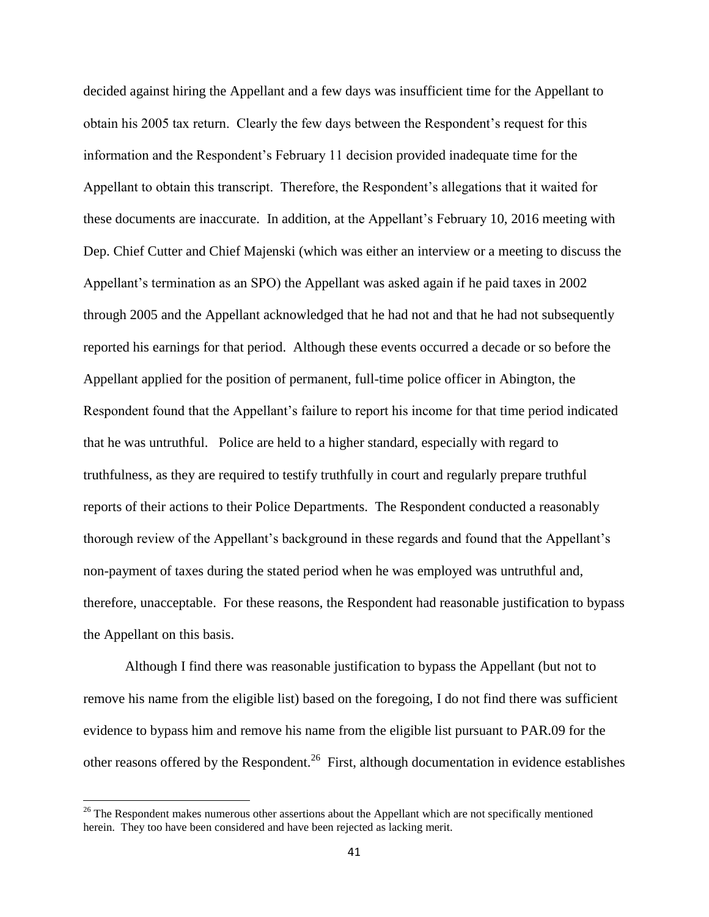decided against hiring the Appellant and a few days was insufficient time for the Appellant to obtain his 2005 tax return. Clearly the few days between the Respondent's request for this information and the Respondent's February 11 decision provided inadequate time for the Appellant to obtain this transcript. Therefore, the Respondent's allegations that it waited for these documents are inaccurate. In addition, at the Appellant's February 10, 2016 meeting with Dep. Chief Cutter and Chief Majenski (which was either an interview or a meeting to discuss the Appellant's termination as an SPO) the Appellant was asked again if he paid taxes in 2002 through 2005 and the Appellant acknowledged that he had not and that he had not subsequently reported his earnings for that period. Although these events occurred a decade or so before the Appellant applied for the position of permanent, full-time police officer in Abington, the Respondent found that the Appellant's failure to report his income for that time period indicated that he was untruthful. Police are held to a higher standard, especially with regard to truthfulness, as they are required to testify truthfully in court and regularly prepare truthful reports of their actions to their Police Departments. The Respondent conducted a reasonably thorough review of the Appellant's background in these regards and found that the Appellant's non-payment of taxes during the stated period when he was employed was untruthful and, therefore, unacceptable. For these reasons, the Respondent had reasonable justification to bypass the Appellant on this basis.

Although I find there was reasonable justification to bypass the Appellant (but not to remove his name from the eligible list) based on the foregoing, I do not find there was sufficient evidence to bypass him and remove his name from the eligible list pursuant to PAR.09 for the other reasons offered by the Respondent.[26] First, although documentation in evidence establishes

---

[26] The Respondent makes numerous other assertions about the Appellant which are not specifically mentioned herein. They too have been considered and have been rejected as lacking merit.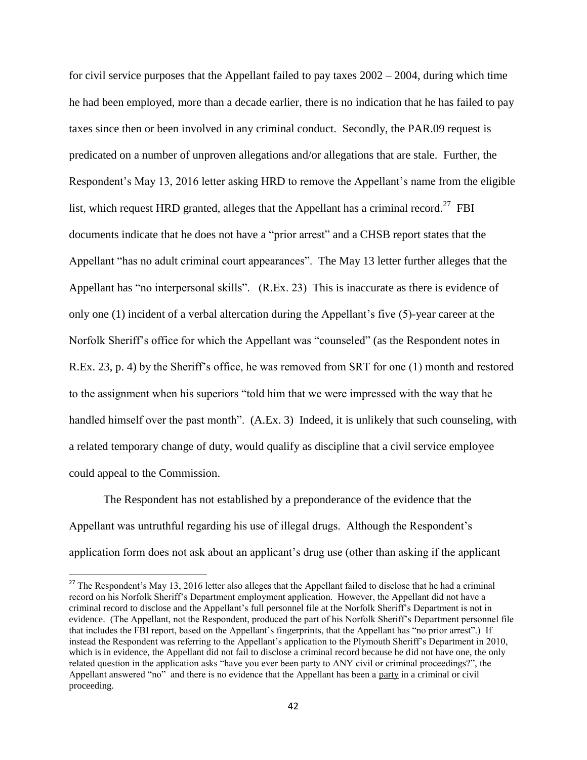for civil service purposes that the Appellant failed to pay taxes 2002 – 2004, during which time he had been employed, more than a decade earlier, there is no indication that he has failed to pay taxes since then or been involved in any criminal conduct. Secondly, the PAR.09 request is predicated on a number of unproven allegations and/or allegations that are stale. Further, the Respondent's May 13, 2016 letter asking HRD to remove the Appellant's name from the eligible list, which request HRD granted, alleges that the Appellant has a criminal record.[27] FBI documents indicate that he does not have a "prior arrest" and a CHSB report states that the Appellant "has no adult criminal court appearances". The May 13 letter further alleges that the Appellant has "no interpersonal skills". (R.Ex. 23) This is inaccurate as there is evidence of only one (1) incident of a verbal altercation during the Appellant's five (5)-year career at the Norfolk Sheriff's office for which the Appellant was "counseled" (as the Respondent notes in R.Ex. 23, p. 4) by the Sheriff's office, he was removed from SRT for one (1) month and restored to the assignment when his superiors "told him that we were impressed with the way that he handled himself over the past month". (A.Ex. 3) Indeed, it is unlikely that such counseling, with a related temporary change of duty, would qualify as discipline that a civil service employee could appeal to the Commission.

The Respondent has not established by a preponderance of the evidence that the Appellant was untruthful regarding his use of illegal drugs. Although the Respondent's application form does not ask about an applicant's drug use (other than asking if the applicant

[27] The Respondent's May 13, 2016 letter also alleges that the Appellant failed to disclose that he had a criminal record on his Norfolk Sheriff's Department employment application. However, the Appellant did not have a criminal record to disclose and the Appellant's full personnel file at the Norfolk Sheriff's Department is not in evidence. (The Appellant, not the Respondent, produced the part of his Norfolk Sheriff's Department personnel file that includes the FBI report, based on the Appellant's fingerprints, that the Appellant has "no prior arrest".) If instead the Respondent was referring to the Appellant's application to the Plymouth Sheriff's Department in 2010, which is in evidence, the Appellant did not fail to disclose a criminal record because he did not have one, the only related question in the application asks "have you ever been party to ANY civil or criminal proceedings?", the Appellant answered "no" and there is no evidence that the Appellant has been a <u>party</u> in a criminal or civil proceeding.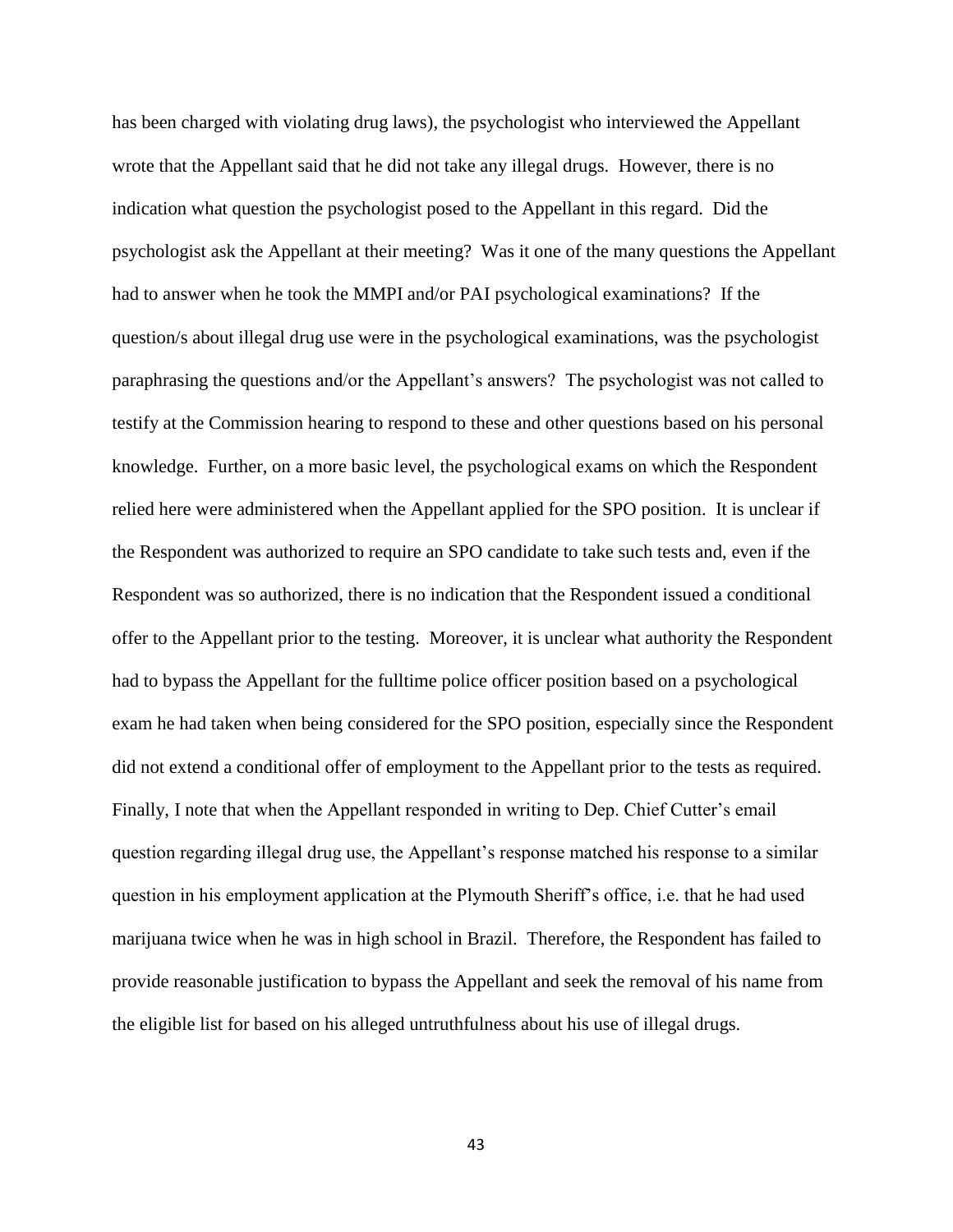has been charged with violating drug laws), the psychologist who interviewed the Appellant wrote that the Appellant said that he did not take any illegal drugs. However, there is no indication what question the psychologist posed to the Appellant in this regard. Did the psychologist ask the Appellant at their meeting? Was it one of the many questions the Appellant had to answer when he took the MMPI and/or PAI psychological examinations? If the question/s about illegal drug use were in the psychological examinations, was the psychologist paraphrasing the questions and/or the Appellant's answers? The psychologist was not called to testify at the Commission hearing to respond to these and other questions based on his personal knowledge. Further, on a more basic level, the psychological exams on which the Respondent relied here were administered when the Appellant applied for the SPO position. It is unclear if the Respondent was authorized to require an SPO candidate to take such tests and, even if the Respondent was so authorized, there is no indication that the Respondent issued a conditional offer to the Appellant prior to the testing. Moreover, it is unclear what authority the Respondent had to bypass the Appellant for the fulltime police officer position based on a psychological exam he had taken when being considered for the SPO position, especially since the Respondent did not extend a conditional offer of employment to the Appellant prior to the tests as required. Finally, I note that when the Appellant responded in writing to Dep. Chief Cutter's email question regarding illegal drug use, the Appellant's response matched his response to a similar question in his employment application at the Plymouth Sheriff's office, i.e. that he had used marijuana twice when he was in high school in Brazil. Therefore, the Respondent has failed to provide reasonable justification to bypass the Appellant and seek the removal of his name from the eligible list for based on his alleged untruthfulness about his use of illegal drugs.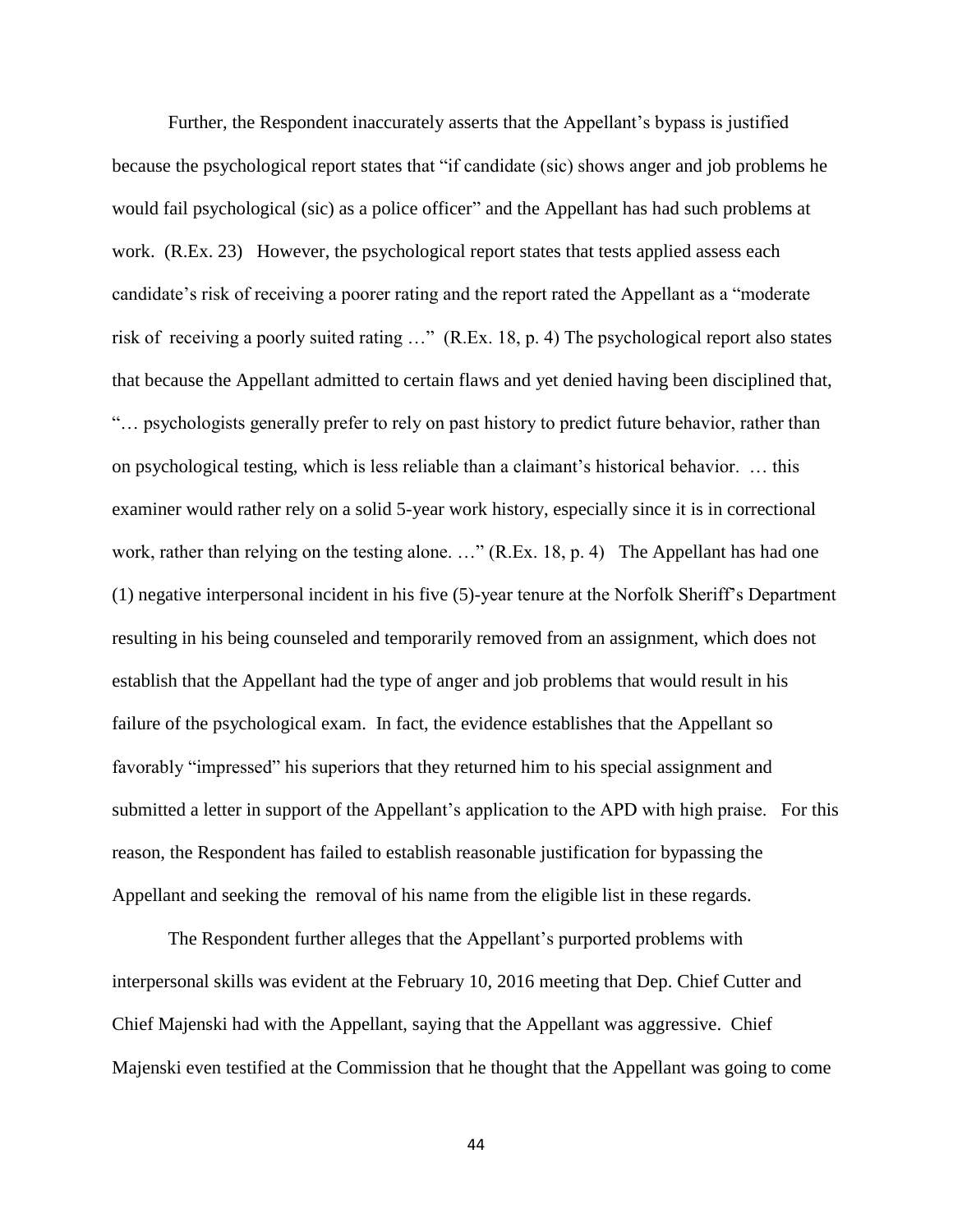Further, the Respondent inaccurately asserts that the Appellant's bypass is justified because the psychological report states that "if candidate (sic) shows anger and job problems he would fail psychological (sic) as a police officer" and the Appellant has had such problems at work. (R.Ex. 23) However, the psychological report states that tests applied assess each candidate's risk of receiving a poorer rating and the report rated the Appellant as a "moderate risk of receiving a poorly suited rating …" (R.Ex. 18, p. 4) The psychological report also states that because the Appellant admitted to certain flaws and yet denied having been disciplined that, "… psychologists generally prefer to rely on past history to predict future behavior, rather than on psychological testing, which is less reliable than a claimant's historical behavior. … this examiner would rather rely on a solid 5-year work history, especially since it is in correctional work, rather than relying on the testing alone. …" (R.Ex. 18, p. 4) The Appellant has had one (1) negative interpersonal incident in his five (5)-year tenure at the Norfolk Sheriff's Department resulting in his being counseled and temporarily removed from an assignment, which does not establish that the Appellant had the type of anger and job problems that would result in his failure of the psychological exam. In fact, the evidence establishes that the Appellant so favorably "impressed" his superiors that they returned him to his special assignment and submitted a letter in support of the Appellant's application to the APD with high praise. For this reason, the Respondent has failed to establish reasonable justification for bypassing the Appellant and seeking the removal of his name from the eligible list in these regards.

The Respondent further alleges that the Appellant's purported problems with interpersonal skills was evident at the February 10, 2016 meeting that Dep. Chief Cutter and Chief Majenski had with the Appellant, saying that the Appellant was aggressive. Chief Majenski even testified at the Commission that he thought that the Appellant was going to come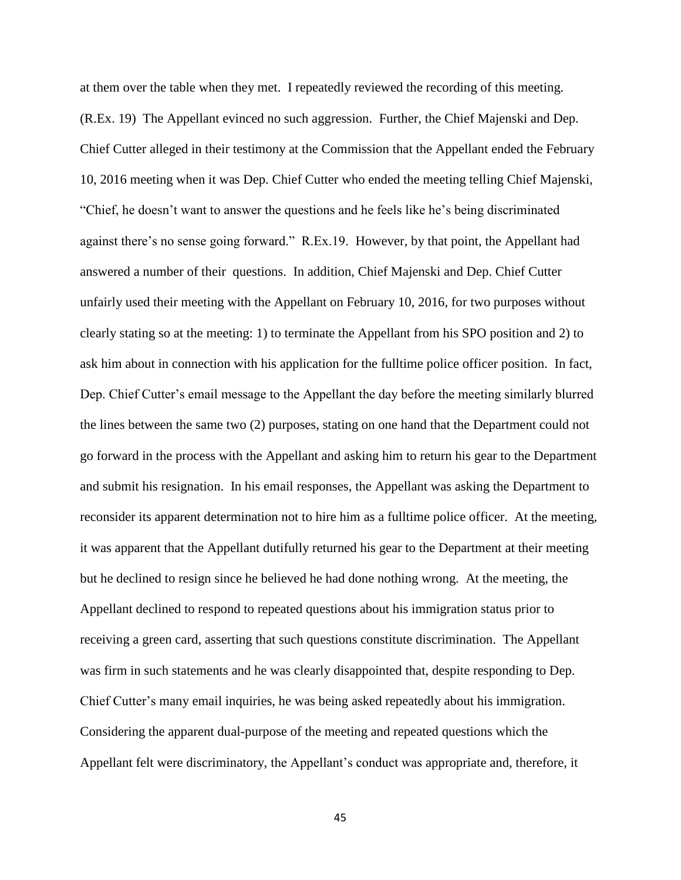at them over the table when they met. I repeatedly reviewed the recording of this meeting. (R.Ex. 19) The Appellant evinced no such aggression. Further, the Chief Majenski and Dep. Chief Cutter alleged in their testimony at the Commission that the Appellant ended the February 10, 2016 meeting when it was Dep. Chief Cutter who ended the meeting telling Chief Majenski, "Chief, he doesn't want to answer the questions and he feels like he's being discriminated against there's no sense going forward." R.Ex.19. However, by that point, the Appellant had answered a number of their questions. In addition, Chief Majenski and Dep. Chief Cutter unfairly used their meeting with the Appellant on February 10, 2016, for two purposes without clearly stating so at the meeting: 1) to terminate the Appellant from his SPO position and 2) to ask him about in connection with his application for the fulltime police officer position. In fact, Dep. Chief Cutter's email message to the Appellant the day before the meeting similarly blurred the lines between the same two (2) purposes, stating on one hand that the Department could not go forward in the process with the Appellant and asking him to return his gear to the Department and submit his resignation. In his email responses, the Appellant was asking the Department to reconsider its apparent determination not to hire him as a fulltime police officer. At the meeting, it was apparent that the Appellant dutifully returned his gear to the Department at their meeting but he declined to resign since he believed he had done nothing wrong. At the meeting, the Appellant declined to respond to repeated questions about his immigration status prior to receiving a green card, asserting that such questions constitute discrimination. The Appellant was firm in such statements and he was clearly disappointed that, despite responding to Dep. Chief Cutter's many email inquiries, he was being asked repeatedly about his immigration. Considering the apparent dual-purpose of the meeting and repeated questions which the Appellant felt were discriminatory, the Appellant's conduct was appropriate and, therefore, it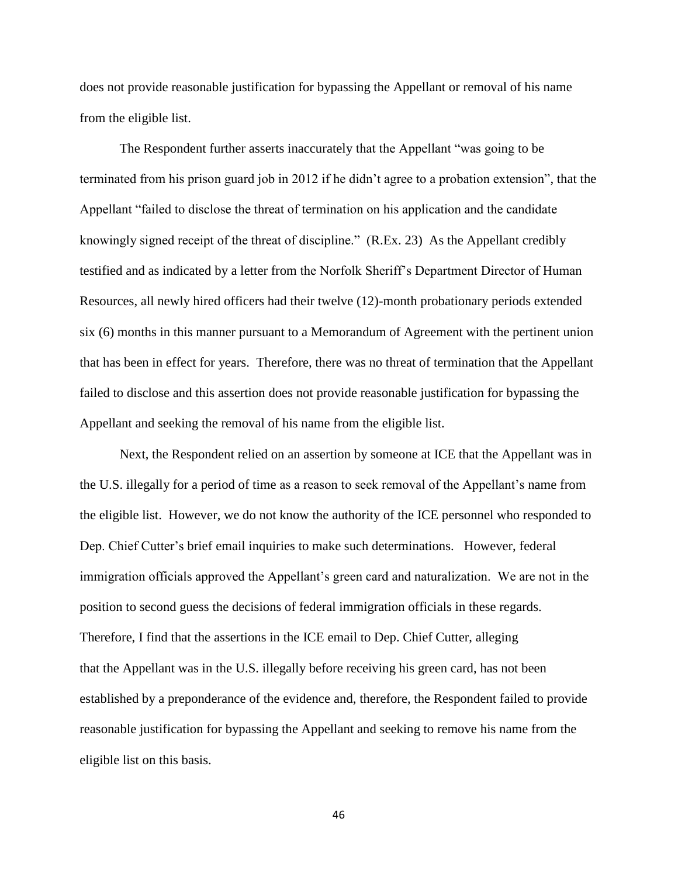does not provide reasonable justification for bypassing the Appellant or removal of his name from the eligible list.

The Respondent further asserts inaccurately that the Appellant "was going to be terminated from his prison guard job in 2012 if he didn't agree to a probation extension", that the Appellant "failed to disclose the threat of termination on his application and the candidate knowingly signed receipt of the threat of discipline." (R.Ex. 23) As the Appellant credibly testified and as indicated by a letter from the Norfolk Sheriff's Department Director of Human Resources, all newly hired officers had their twelve (12)-month probationary periods extended six (6) months in this manner pursuant to a Memorandum of Agreement with the pertinent union that has been in effect for years. Therefore, there was no threat of termination that the Appellant failed to disclose and this assertion does not provide reasonable justification for bypassing the Appellant and seeking the removal of his name from the eligible list.

Next, the Respondent relied on an assertion by someone at ICE that the Appellant was in the U.S. illegally for a period of time as a reason to seek removal of the Appellant's name from the eligible list. However, we do not know the authority of the ICE personnel who responded to Dep. Chief Cutter's brief email inquiries to make such determinations. However, federal immigration officials approved the Appellant's green card and naturalization. We are not in the position to second guess the decisions of federal immigration officials in these regards. Therefore, I find that the assertions in the ICE email to Dep. Chief Cutter, alleging that the Appellant was in the U.S. illegally before receiving his green card, has not been established by a preponderance of the evidence and, therefore, the Respondent failed to provide reasonable justification for bypassing the Appellant and seeking to remove his name from the eligible list on this basis.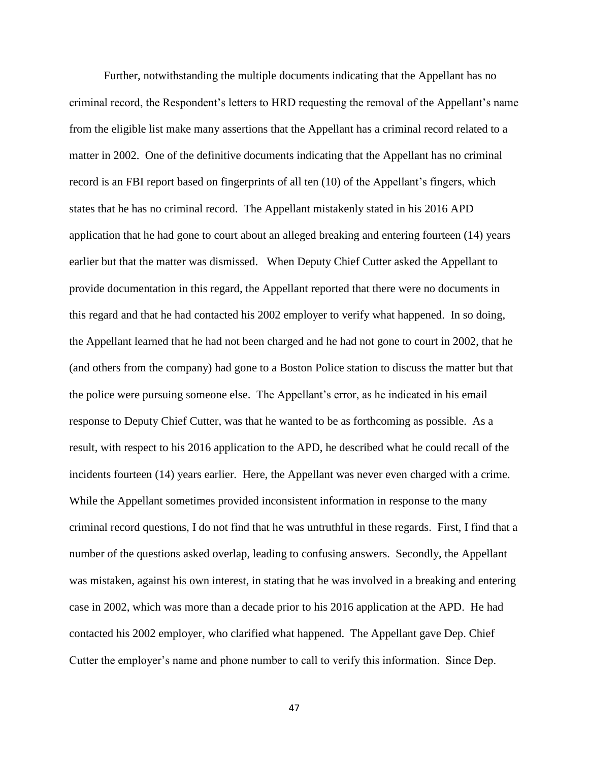Further, notwithstanding the multiple documents indicating that the Appellant has no criminal record, the Respondent's letters to HRD requesting the removal of the Appellant's name from the eligible list make many assertions that the Appellant has a criminal record related to a matter in 2002. One of the definitive documents indicating that the Appellant has no criminal record is an FBI report based on fingerprints of all ten (10) of the Appellant's fingers, which states that he has no criminal record. The Appellant mistakenly stated in his 2016 APD application that he had gone to court about an alleged breaking and entering fourteen (14) years earlier but that the matter was dismissed. When Deputy Chief Cutter asked the Appellant to provide documentation in this regard, the Appellant reported that there were no documents in this regard and that he had contacted his 2002 employer to verify what happened. In so doing, the Appellant learned that he had not been charged and he had not gone to court in 2002, that he (and others from the company) had gone to a Boston Police station to discuss the matter but that the police were pursuing someone else. The Appellant's error, as he indicated in his email response to Deputy Chief Cutter, was that he wanted to be as forthcoming as possible. As a result, with respect to his 2016 application to the APD, he described what he could recall of the incidents fourteen (14) years earlier. Here, the Appellant was never even charged with a crime. While the Appellant sometimes provided inconsistent information in response to the many criminal record questions, I do not find that he was untruthful in these regards. First, I find that a number of the questions asked overlap, leading to confusing answers. Secondly, the Appellant was mistaken, <u>against his own interest</u>, in stating that he was involved in a breaking and entering case in 2002, which was more than a decade prior to his 2016 application at the APD. He had contacted his 2002 employer, who clarified what happened. The Appellant gave Dep. Chief Cutter the employer's name and phone number to call to verify this information. Since Dep.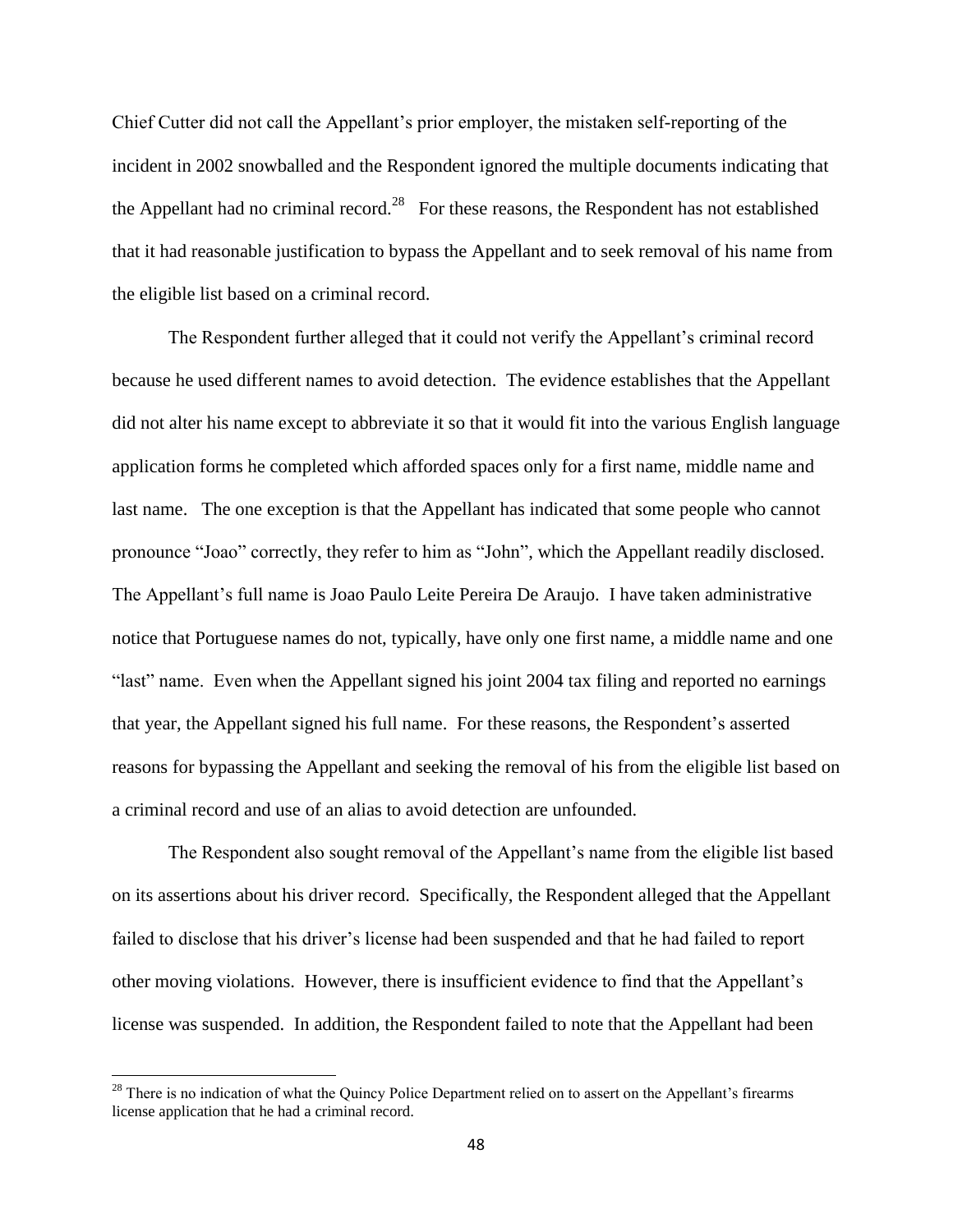Chief Cutter did not call the Appellant's prior employer, the mistaken self-reporting of the incident in 2002 snowballed and the Respondent ignored the multiple documents indicating that the Appellant had no criminal record.[28] For these reasons, the Respondent has not established that it had reasonable justification to bypass the Appellant and to seek removal of his name from the eligible list based on a criminal record.

The Respondent further alleged that it could not verify the Appellant's criminal record because he used different names to avoid detection. The evidence establishes that the Appellant did not alter his name except to abbreviate it so that it would fit into the various English language application forms he completed which afforded spaces only for a first name, middle name and last name. The one exception is that the Appellant has indicated that some people who cannot pronounce "Joao" correctly, they refer to him as "John", which the Appellant readily disclosed. The Appellant's full name is Joao Paulo Leite Pereira De Araujo. I have taken administrative notice that Portuguese names do not, typically, have only one first name, a middle name and one "last" name. Even when the Appellant signed his joint 2004 tax filing and reported no earnings that year, the Appellant signed his full name. For these reasons, the Respondent's asserted reasons for bypassing the Appellant and seeking the removal of his from the eligible list based on a criminal record and use of an alias to avoid detection are unfounded.

The Respondent also sought removal of the Appellant's name from the eligible list based on its assertions about his driver record. Specifically, the Respondent alleged that the Appellant failed to disclose that his driver's license had been suspended and that he had failed to report other moving violations. However, there is insufficient evidence to find that the Appellant's license was suspended. In addition, the Respondent failed to note that the Appellant had been

[28] There is no indication of what the Quincy Police Department relied on to assert on the Appellant's firearms license application that he had a criminal record.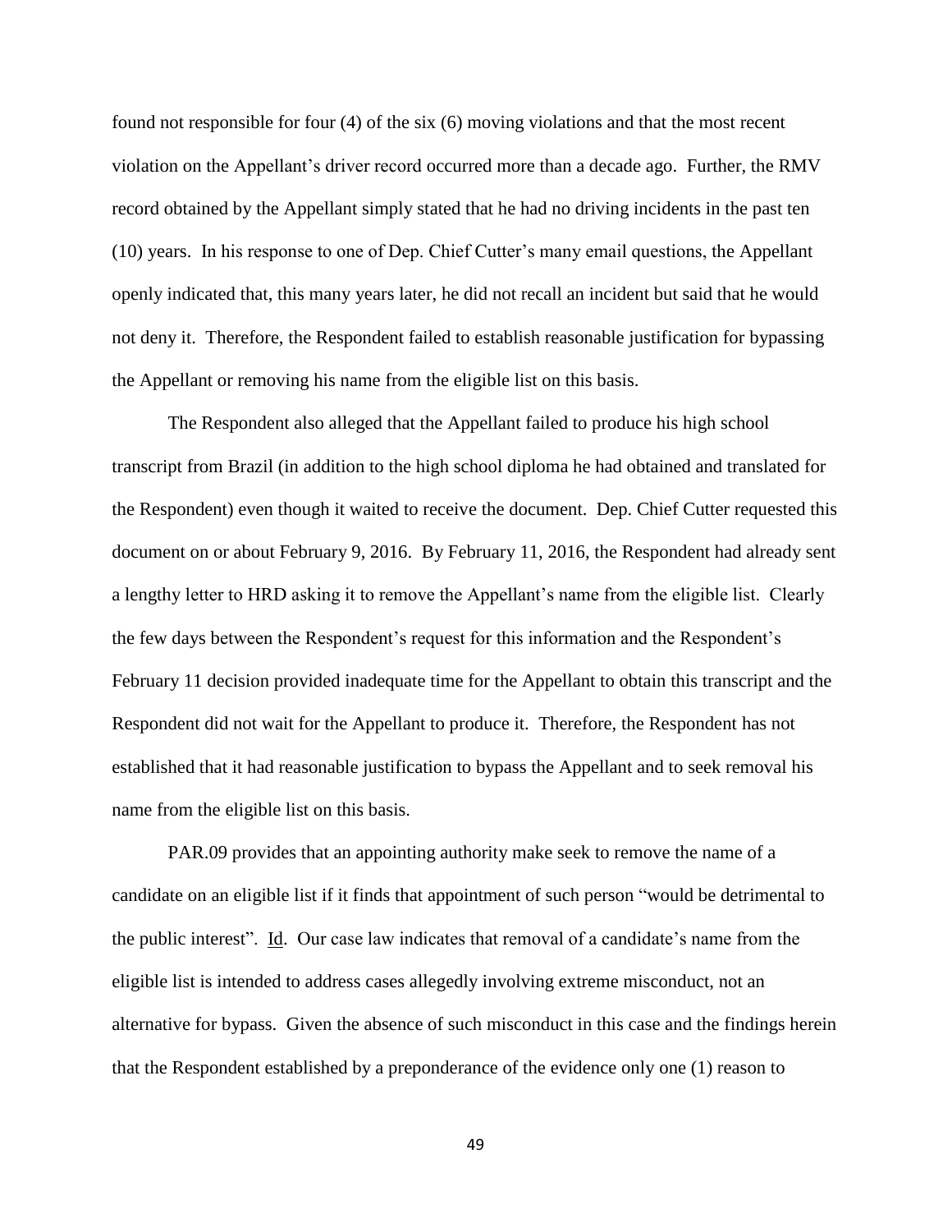found not responsible for four (4) of the six (6) moving violations and that the most recent violation on the Appellant's driver record occurred more than a decade ago. Further, the RMV record obtained by the Appellant simply stated that he had no driving incidents in the past ten (10) years. In his response to one of Dep. Chief Cutter's many email questions, the Appellant openly indicated that, this many years later, he did not recall an incident but said that he would not deny it. Therefore, the Respondent failed to establish reasonable justification for bypassing the Appellant or removing his name from the eligible list on this basis.

The Respondent also alleged that the Appellant failed to produce his high school transcript from Brazil (in addition to the high school diploma he had obtained and translated for the Respondent) even though it waited to receive the document. Dep. Chief Cutter requested this document on or about February 9, 2016. By February 11, 2016, the Respondent had already sent a lengthy letter to HRD asking it to remove the Appellant's name from the eligible list. Clearly the few days between the Respondent's request for this information and the Respondent's February 11 decision provided inadequate time for the Appellant to obtain this transcript and the Respondent did not wait for the Appellant to produce it. Therefore, the Respondent has not established that it had reasonable justification to bypass the Appellant and to seek removal his name from the eligible list on this basis.

PAR.09 provides that an appointing authority make seek to remove the name of a candidate on an eligible list if it finds that appointment of such person "would be detrimental to the public interest". Id. Our case law indicates that removal of a candidate's name from the eligible list is intended to address cases allegedly involving extreme misconduct, not an alternative for bypass. Given the absence of such misconduct in this case and the findings herein that the Respondent established by a preponderance of the evidence only one (1) reason to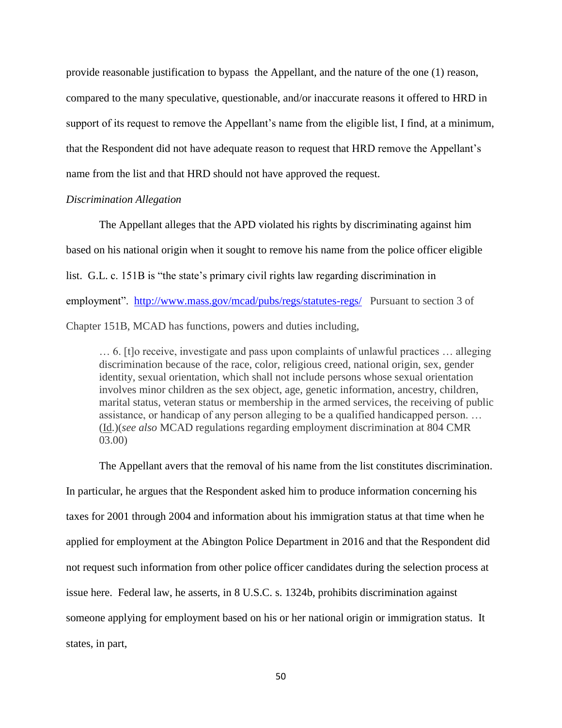provide reasonable justification to bypass the Appellant, and the nature of the one (1) reason, compared to the many speculative, questionable, and/or inaccurate reasons it offered to HRD in support of its request to remove the Appellant's name from the eligible list, I find, at a minimum, that the Respondent did not have adequate reason to request that HRD remove the Appellant's name from the list and that HRD should not have approved the request.

*Discrimination Allegation*

The Appellant alleges that the APD violated his rights by discriminating against him based on his national origin when it sought to remove his name from the police officer eligible list. G.L. c. 151B is "the state's primary civil rights law regarding discrimination in employment". http://www.mass.gov/mcad/pubs/regs/statutes-regs/ Pursuant to section 3 of Chapter 151B, MCAD has functions, powers and duties including,

> … 6. [t]o receive, investigate and pass upon complaints of unlawful practices … alleging discrimination because of the race, color, religious creed, national origin, sex, gender identity, sexual orientation, which shall not include persons whose sexual orientation involves minor children as the sex object, age, genetic information, ancestry, children, marital status, veteran status or membership in the armed services, the receiving of public assistance, or handicap of any person alleging to be a qualified handicapped person. … (Id.)(*see also* MCAD regulations regarding employment discrimination at 804 CMR 03.00)

The Appellant avers that the removal of his name from the list constitutes discrimination. In particular, he argues that the Respondent asked him to produce information concerning his taxes for 2001 through 2004 and information about his immigration status at that time when he applied for employment at the Abington Police Department in 2016 and that the Respondent did not request such information from other police officer candidates during the selection process at issue here. Federal law, he asserts, in 8 U.S.C. s. 1324b, prohibits discrimination against someone applying for employment based on his or her national origin or immigration status. It states, in part,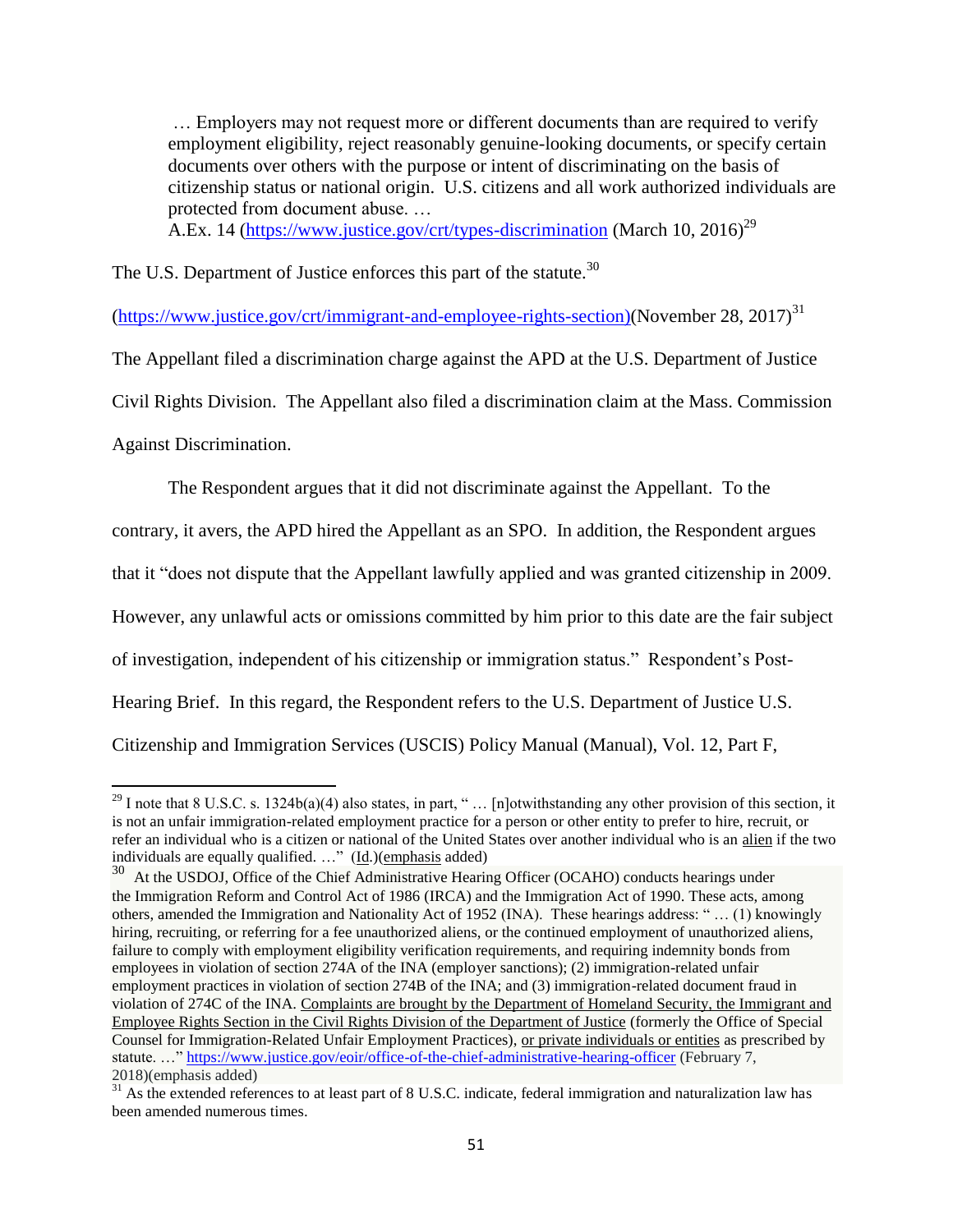> … Employers may not request more or different documents than are required to verify employment eligibility, reject reasonably genuine-looking documents, or specify certain documents over others with the purpose or intent of discriminating on the basis of citizenship status or national origin. U.S. citizens and all work authorized individuals are protected from document abuse. …
> A.Ex. 14 (https://www.justice.gov/crt/types-discrimination (March 10, 2016)[29]

The U.S. Department of Justice enforces this part of the statute.[30]

(https://www.justice.gov/crt/immigrant-and-employee-rights-section)(November 28, 2017)[31]

The Appellant filed a discrimination charge against the APD at the U.S. Department of Justice Civil Rights Division. The Appellant also filed a discrimination claim at the Mass. Commission Against Discrimination.

The Respondent argues that it did not discriminate against the Appellant. To the contrary, it avers, the APD hired the Appellant as an SPO. In addition, the Respondent argues that it "does not dispute that the Appellant lawfully applied and was granted citizenship in 2009. However, any unlawful acts or omissions committed by him prior to this date are the fair subject of investigation, independent of his citizenship or immigration status." Respondent's Post-Hearing Brief. In this regard, the Respondent refers to the U.S. Department of Justice U.S. Citizenship and Immigration Services (USCIS) Policy Manual (Manual), Vol. 12, Part F,

---

[29] I note that 8 U.S.C. s. 1324b(a)(4) also states, in part, " … [n]otwithstanding any other provision of this section, it is not an unfair immigration-related employment practice for a person or other entity to prefer to hire, recruit, or refer an individual who is a citizen or national of the United States over another individual who is an <u>alien</u> if the two individuals are equally qualified. …" (<u>Id</u>.)(<u>emphasis</u> added)

[30] At the USDOJ, Office of the Chief Administrative Hearing Officer (OCAHO) conducts hearings under the Immigration Reform and Control Act of 1986 (IRCA) and the Immigration Act of 1990. These acts, among others, amended the Immigration and Nationality Act of 1952 (INA). These hearings address: " … (1) knowingly hiring, recruiting, or referring for a fee unauthorized aliens, or the continued employment of unauthorized aliens, failure to comply with employment eligibility verification requirements, and requiring indemnity bonds from employees in violation of section 274A of the INA (employer sanctions); (2) immigration-related unfair employment practices in violation of section 274B of the INA; and (3) immigration-related document fraud in violation of 274C of the INA. <u>Complaints are brought by the Department of Homeland Security, the Immigrant and Employee Rights Section in the Civil Rights Division of the Department of Justice</u> (formerly the Office of Special Counsel for Immigration-Related Unfair Employment Practices), <u>or private individuals or entities</u> as prescribed by statute. …" https://www.justice.gov/eoir/office-of-the-chief-administrative-hearing-officer (February 7, 2018)(emphasis added)

[31] As the extended references to at least part of 8 U.S.C. indicate, federal immigration and naturalization law has been amended numerous times.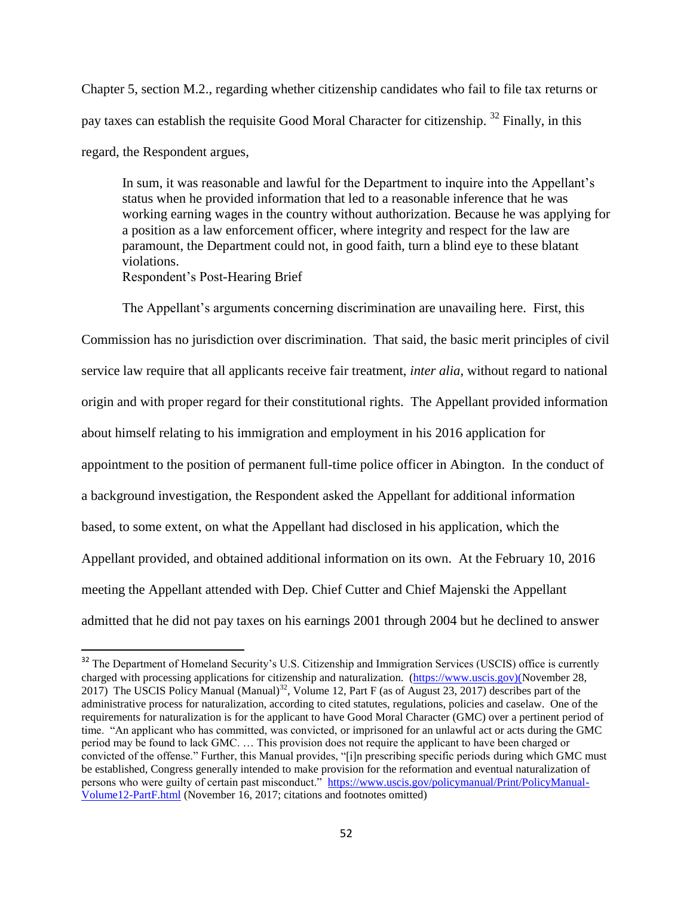Chapter 5, section M.2., regarding whether citizenship candidates who fail to file tax returns or pay taxes can establish the requisite Good Moral Character for citizenship. [32] Finally, in this regard, the Respondent argues,

> In sum, it was reasonable and lawful for the Department to inquire into the Appellant's status when he provided information that led to a reasonable inference that he was working earning wages in the country without authorization. Because he was applying for a position as a law enforcement officer, where integrity and respect for the law are paramount, the Department could not, in good faith, turn a blind eye to these blatant violations.
> Respondent's Post-Hearing Brief

The Appellant's arguments concerning discrimination are unavailing here. First, this Commission has no jurisdiction over discrimination. That said, the basic merit principles of civil service law require that all applicants receive fair treatment, *inter alia*, without regard to national origin and with proper regard for their constitutional rights. The Appellant provided information about himself relating to his immigration and employment in his 2016 application for appointment to the position of permanent full-time police officer in Abington. In the conduct of a background investigation, the Respondent asked the Appellant for additional information based, to some extent, on what the Appellant had disclosed in his application, which the Appellant provided, and obtained additional information on its own. At the February 10, 2016 meeting the Appellant attended with Dep. Chief Cutter and Chief Majenski the Appellant admitted that he did not pay taxes on his earnings 2001 through 2004 but he declined to answer

---

[32] The Department of Homeland Security's U.S. Citizenship and Immigration Services (USCIS) office is currently charged with processing applications for citizenship and naturalization. (https://www.uscis.gov)(November 28, 2017) The USCIS Policy Manual (Manual)[32], Volume 12, Part F (as of August 23, 2017) describes part of the administrative process for naturalization, according to cited statutes, regulations, policies and caselaw. One of the requirements for naturalization is for the applicant to have Good Moral Character (GMC) over a pertinent period of time. "An applicant who has committed, was convicted, or imprisoned for an unlawful act or acts during the GMC period may be found to lack GMC. … This provision does not require the applicant to have been charged or convicted of the offense." Further, this Manual provides, "[i]n prescribing specific periods during which GMC must be established, Congress generally intended to make provision for the reformation and eventual naturalization of persons who were guilty of certain past misconduct." https://www.uscis.gov/policymanual/Print/PolicyManual-Volume12-PartF.html (November 16, 2017; citations and footnotes omitted)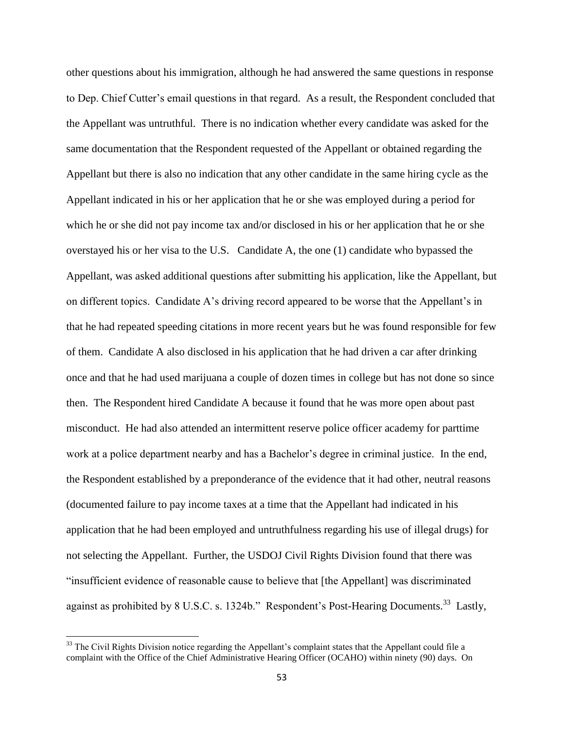other questions about his immigration, although he had answered the same questions in response to Dep. Chief Cutter's email questions in that regard. As a result, the Respondent concluded that the Appellant was untruthful. There is no indication whether every candidate was asked for the same documentation that the Respondent requested of the Appellant or obtained regarding the Appellant but there is also no indication that any other candidate in the same hiring cycle as the Appellant indicated in his or her application that he or she was employed during a period for which he or she did not pay income tax and/or disclosed in his or her application that he or she overstayed his or her visa to the U.S. Candidate A, the one (1) candidate who bypassed the Appellant, was asked additional questions after submitting his application, like the Appellant, but on different topics. Candidate A's driving record appeared to be worse that the Appellant's in that he had repeated speeding citations in more recent years but he was found responsible for few of them. Candidate A also disclosed in his application that he had driven a car after drinking once and that he had used marijuana a couple of dozen times in college but has not done so since then. The Respondent hired Candidate A because it found that he was more open about past misconduct. He had also attended an intermittent reserve police officer academy for parttime work at a police department nearby and has a Bachelor's degree in criminal justice. In the end, the Respondent established by a preponderance of the evidence that it had other, neutral reasons (documented failure to pay income taxes at a time that the Appellant had indicated in his application that he had been employed and untruthfulness regarding his use of illegal drugs) for not selecting the Appellant. Further, the USDOJ Civil Rights Division found that there was "insufficient evidence of reasonable cause to believe that [the Appellant] was discriminated against as prohibited by 8 U.S.C. s. 1324b." Respondent's Post-Hearing Documents.[33] Lastly,

---

[33] The Civil Rights Division notice regarding the Appellant's complaint states that the Appellant could file a complaint with the Office of the Chief Administrative Hearing Officer (OCAHO) within ninety (90) days. On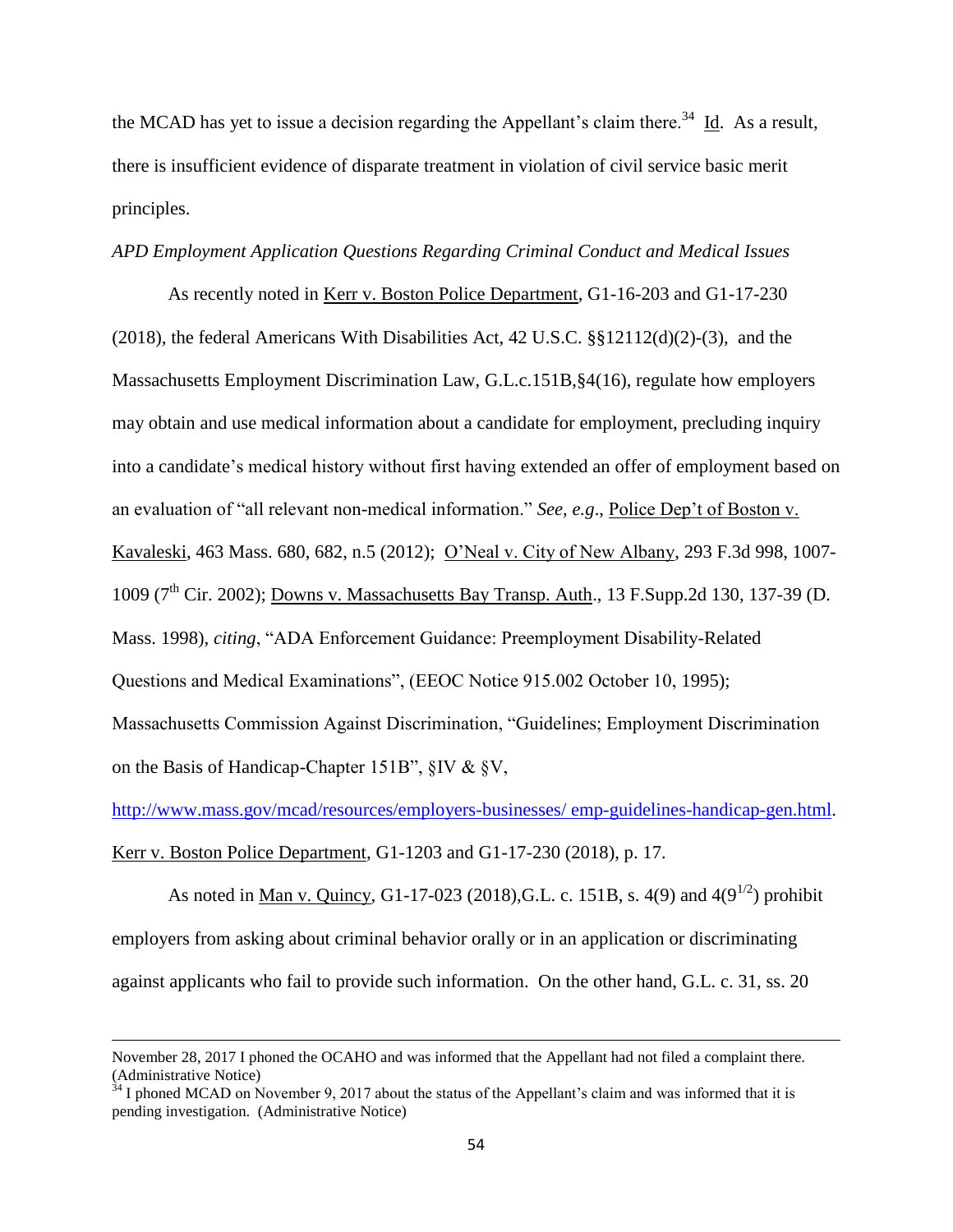the MCAD has yet to issue a decision regarding the Appellant's claim there.[34] Id. As a result, there is insufficient evidence of disparate treatment in violation of civil service basic merit principles.

*APD Employment Application Questions Regarding Criminal Conduct and Medical Issues*

As recently noted in Kerr v. Boston Police Department, G1-16-203 and G1-17-230 (2018), the federal Americans With Disabilities Act, 42 U.S.C. §§12112(d)(2)-(3), and the Massachusetts Employment Discrimination Law, G.L.c.151B,§4(16), regulate how employers may obtain and use medical information about a candidate for employment, precluding inquiry into a candidate's medical history without first having extended an offer of employment based on an evaluation of "all relevant non-medical information." *See, e.g*., Police Dep't of Boston v. Kavaleski, 463 Mass. 680, 682, n.5 (2012); O'Neal v. City of New Albany, 293 F.3d 998, 1007-1009 (7th Cir. 2002); Downs v. Massachusetts Bay Transp. Auth., 13 F.Supp.2d 130, 137-39 (D. Mass. 1998), *citing*, "ADA Enforcement Guidance: Preemployment Disability-Related Questions and Medical Examinations", (EEOC Notice 915.002 October 10, 1995); Massachusetts Commission Against Discrimination, "Guidelines; Employment Discrimination on the Basis of Handicap-Chapter 151B", §IV & §V, http://www.mass.gov/mcad/resources/employers-businesses/ emp-guidelines-handicap-gen.html. Kerr v. Boston Police Department, G1-1203 and G1-17-230 (2018), p. 17.

As noted in Man v. Quincy, G1-17-023 (2018),G.L. c. 151B, s. 4(9) and 4($9^{1/2}$) prohibit employers from asking about criminal behavior orally or in an application or discriminating against applicants who fail to provide such information. On the other hand, G.L. c. 31, ss. 20

---

November 28, 2017 I phoned the OCAHO and was informed that the Appellant had not filed a complaint there. (Administrative Notice)

[34] I phoned MCAD on November 9, 2017 about the status of the Appellant's claim and was informed that it is pending investigation. (Administrative Notice)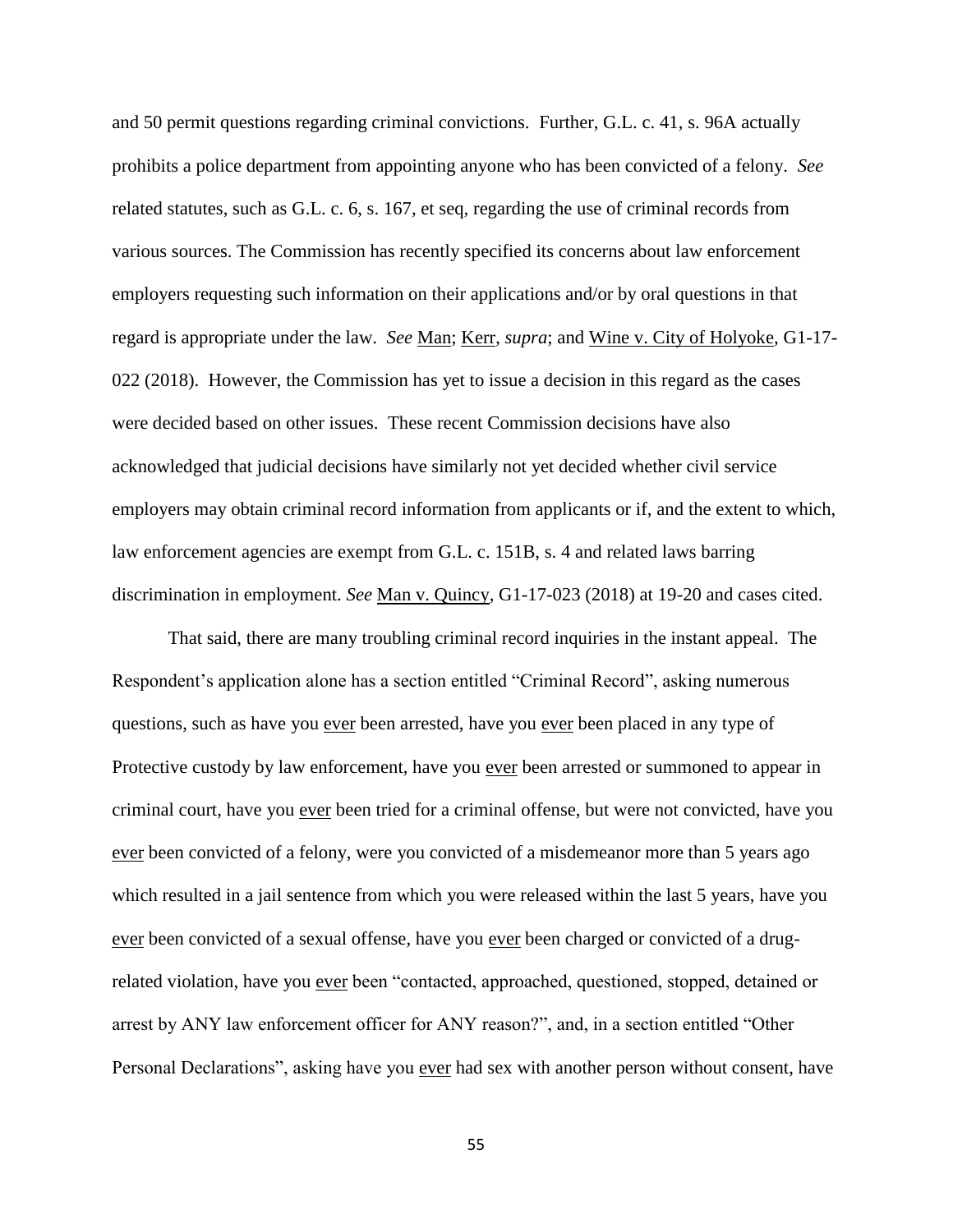and 50 permit questions regarding criminal convictions. Further, G.L. c. 41, s. 96A actually prohibits a police department from appointing anyone who has been convicted of a felony. *See* related statutes, such as G.L. c. 6, s. 167, et seq, regarding the use of criminal records from various sources. The Commission has recently specified its concerns about law enforcement employers requesting such information on their applications and/or by oral questions in that regard is appropriate under the law. *See* Man; Kerr, *supra*; and Wine v. City of Holyoke, G1-17-022 (2018). However, the Commission has yet to issue a decision in this regard as the cases were decided based on other issues. These recent Commission decisions have also acknowledged that judicial decisions have similarly not yet decided whether civil service employers may obtain criminal record information from applicants or if, and the extent to which, law enforcement agencies are exempt from G.L. c. 151B, s. 4 and related laws barring discrimination in employment. *See* Man v. Quincy, G1-17-023 (2018) at 19-20 and cases cited.

That said, there are many troubling criminal record inquiries in the instant appeal. The Respondent's application alone has a section entitled "Criminal Record", asking numerous questions, such as have you ever been arrested, have you ever been placed in any type of Protective custody by law enforcement, have you ever been arrested or summoned to appear in criminal court, have you ever been tried for a criminal offense, but were not convicted, have you ever been convicted of a felony, were you convicted of a misdemeanor more than 5 years ago which resulted in a jail sentence from which you were released within the last 5 years, have you ever been convicted of a sexual offense, have you ever been charged or convicted of a drug-related violation, have you ever been "contacted, approached, questioned, stopped, detained or arrest by ANY law enforcement officer for ANY reason?", and, in a section entitled "Other Personal Declarations", asking have you ever had sex with another person without consent, have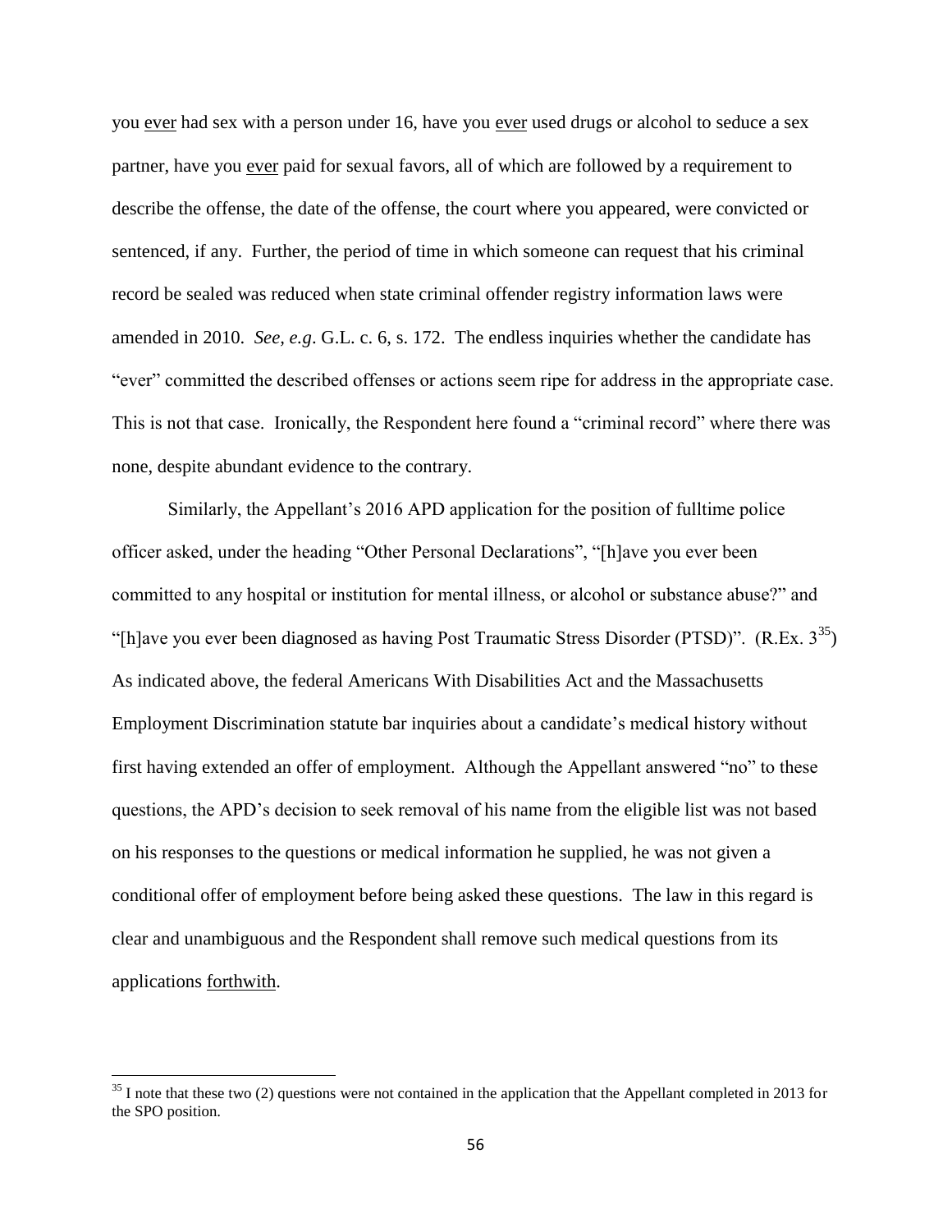you <u>ever</u> had sex with a person under 16, have you <u>ever</u> used drugs or alcohol to seduce a sex partner, have you <u>ever</u> paid for sexual favors, all of which are followed by a requirement to describe the offense, the date of the offense, the court where you appeared, were convicted or sentenced, if any. Further, the period of time in which someone can request that his criminal record be sealed was reduced when state criminal offender registry information laws were amended in 2010. *See*, *e.g*. G.L. c. 6, s. 172. The endless inquiries whether the candidate has "ever" committed the described offenses or actions seem ripe for address in the appropriate case. This is not that case. Ironically, the Respondent here found a "criminal record" where there was none, despite abundant evidence to the contrary.

Similarly, the Appellant's 2016 APD application for the position of fulltime police officer asked, under the heading "Other Personal Declarations", "[h]ave you ever been committed to any hospital or institution for mental illness, or alcohol or substance abuse?" and "[h]ave you ever been diagnosed as having Post Traumatic Stress Disorder (PTSD)". (R.Ex. 3[35]) As indicated above, the federal Americans With Disabilities Act and the Massachusetts Employment Discrimination statute bar inquiries about a candidate's medical history without first having extended an offer of employment. Although the Appellant answered "no" to these questions, the APD's decision to seek removal of his name from the eligible list was not based on his responses to the questions or medical information he supplied, he was not given a conditional offer of employment before being asked these questions. The law in this regard is clear and unambiguous and the Respondent shall remove such medical questions from its applications <u>forthwith</u>.

[35] I note that these two (2) questions were not contained in the application that the Appellant completed in 2013 for the SPO position.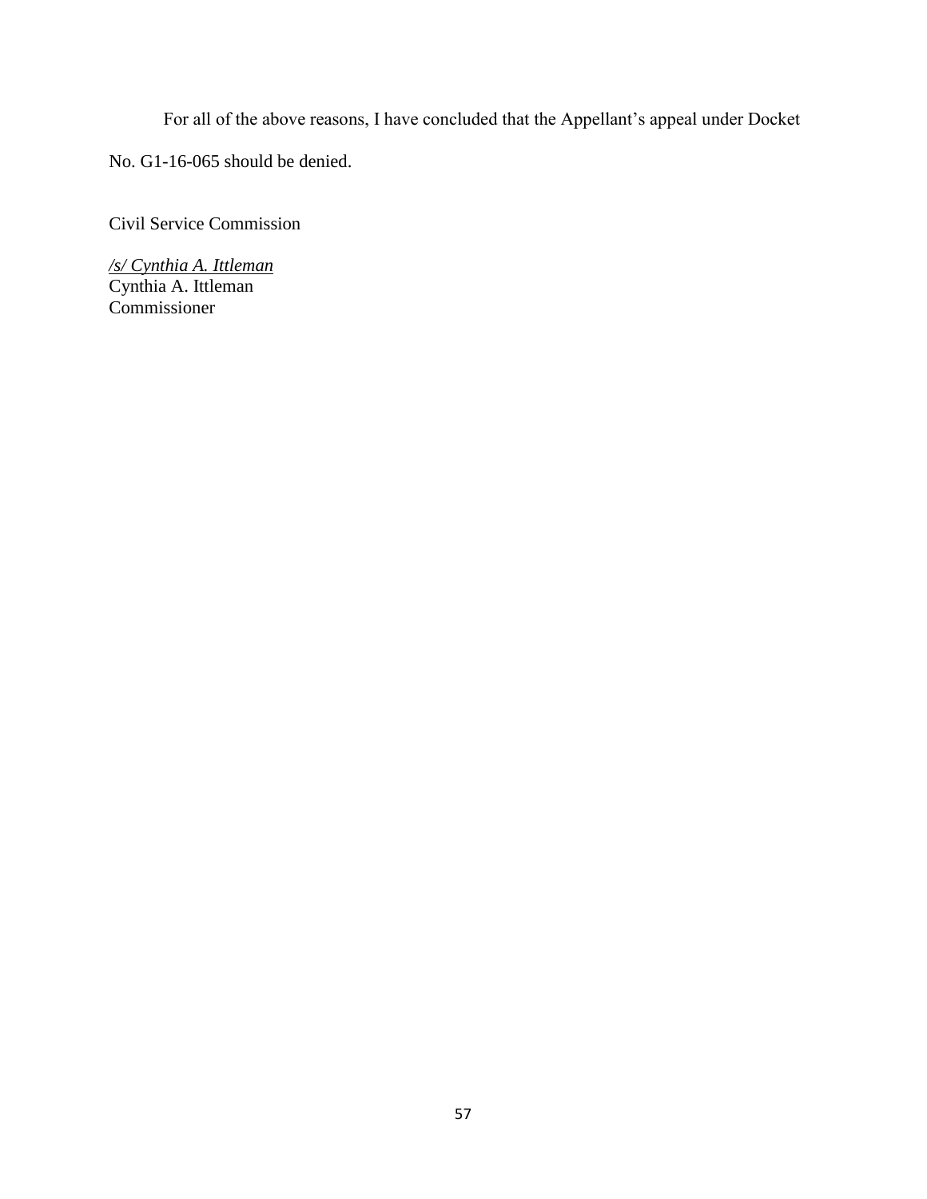For all of the above reasons, I have concluded that the Appellant's appeal under Docket No. G1-16-065 should be denied.

Civil Service Commission

*/s/ Cynthia A. Ittleman*
Cynthia A. Ittleman
Commissioner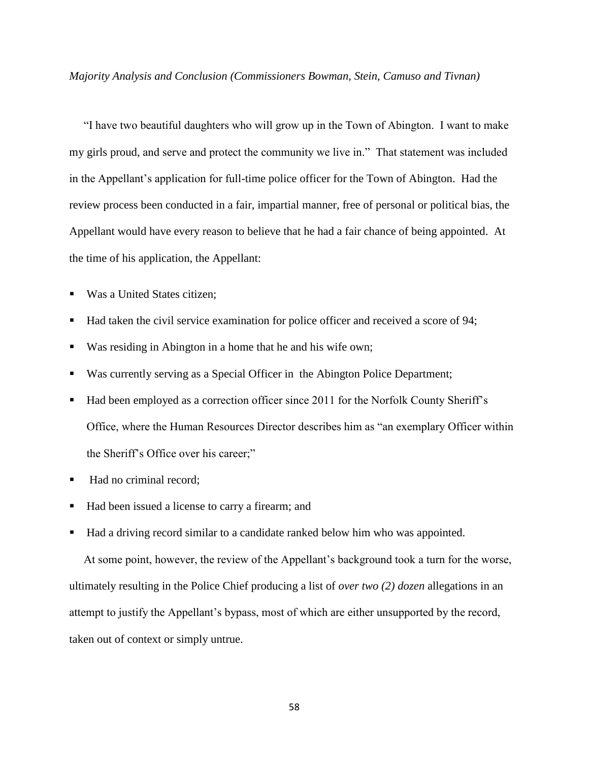*Majority Analysis and Conclusion (Commissioners Bowman, Stein, Camuso and Tivnan)*

"I have two beautiful daughters who will grow up in the Town of Abington. I want to make my girls proud, and serve and protect the community we live in." That statement was included in the Appellant's application for full-time police officer for the Town of Abington. Had the review process been conducted in a fair, impartial manner, free of personal or political bias, the Appellant would have every reason to believe that he had a fair chance of being appointed. At the time of his application, the Appellant:

- Was a United States citizen;
- Had taken the civil service examination for police officer and received a score of 94;
- Was residing in Abington in a home that he and his wife own;
- Was currently serving as a Special Officer in the Abington Police Department;
- Had been employed as a correction officer since 2011 for the Norfolk County Sheriff's Office, where the Human Resources Director describes him as "an exemplary Officer within the Sheriff's Office over his career;"
- Had no criminal record;
- Had been issued a license to carry a firearm; and
- Had a driving record similar to a candidate ranked below him who was appointed.

At some point, however, the review of the Appellant's background took a turn for the worse, ultimately resulting in the Police Chief producing a list of *over two (2) dozen* allegations in an attempt to justify the Appellant's bypass, most of which are either unsupported by the record, taken out of context or simply untrue.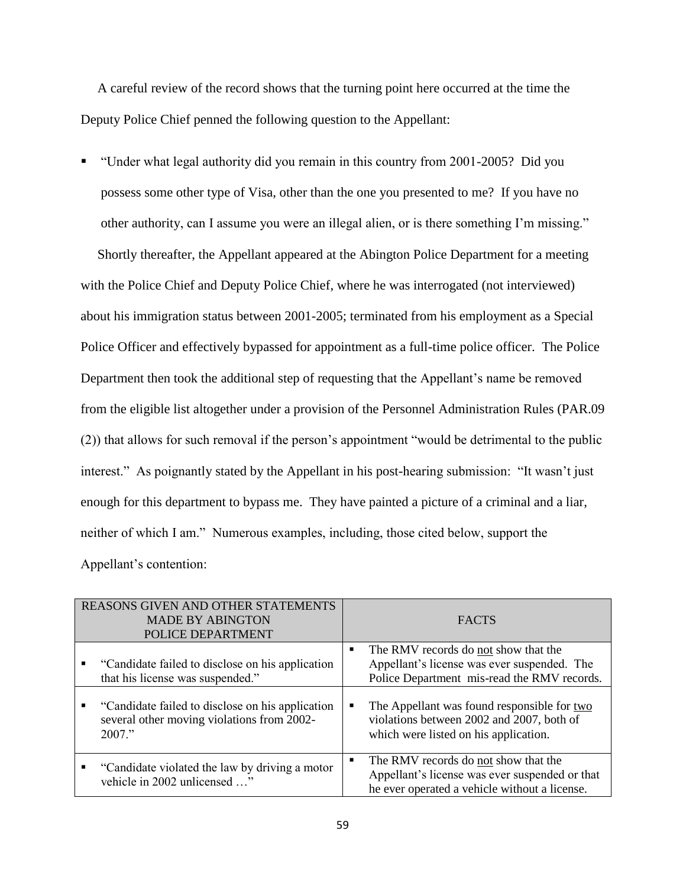A careful review of the record shows that the turning point here occurred at the time the Deputy Police Chief penned the following question to the Appellant:

- "Under what legal authority did you remain in this country from 2001-2005? Did you possess some other type of Visa, other than the one you presented to me? If you have no other authority, can I assume you were an illegal alien, or is there something I'm missing."

Shortly thereafter, the Appellant appeared at the Abington Police Department for a meeting with the Police Chief and Deputy Police Chief, where he was interrogated (not interviewed) about his immigration status between 2001-2005; terminated from his employment as a Special Police Officer and effectively bypassed for appointment as a full-time police officer. The Police Department then took the additional step of requesting that the Appellant's name be removed from the eligible list altogether under a provision of the Personnel Administration Rules (PAR.09 (2)) that allows for such removal if the person's appointment "would be detrimental to the public interest." As poignantly stated by the Appellant in his post-hearing submission: "It wasn't just enough for this department to bypass me. They have painted a picture of a criminal and a liar, neither of which I am." Numerous examples, including, those cited below, support the Appellant's contention:

| REASONS GIVEN AND OTHER STATEMENTS MADE BY ABINGTON POLICE DEPARTMENT | FACTS |
|---|---|
| ▪ "Candidate failed to disclose on his application that his license was suspended." | ▪ The RMV records do <u>not</u> show that the Appellant's license was ever suspended. The Police Department mis-read the RMV records. |
| ▪ "Candidate failed to disclose on his application several other moving violations from 2002-2007." | ▪ The Appellant was found responsible for <u>two</u> violations between 2002 and 2007, both of which were listed on his application. |
| ▪ "Candidate violated the law by driving a motor vehicle in 2002 unlicensed …" | ▪ The RMV records do <u>not</u> show that the Appellant's license was ever suspended or that he ever operated a vehicle without a license. |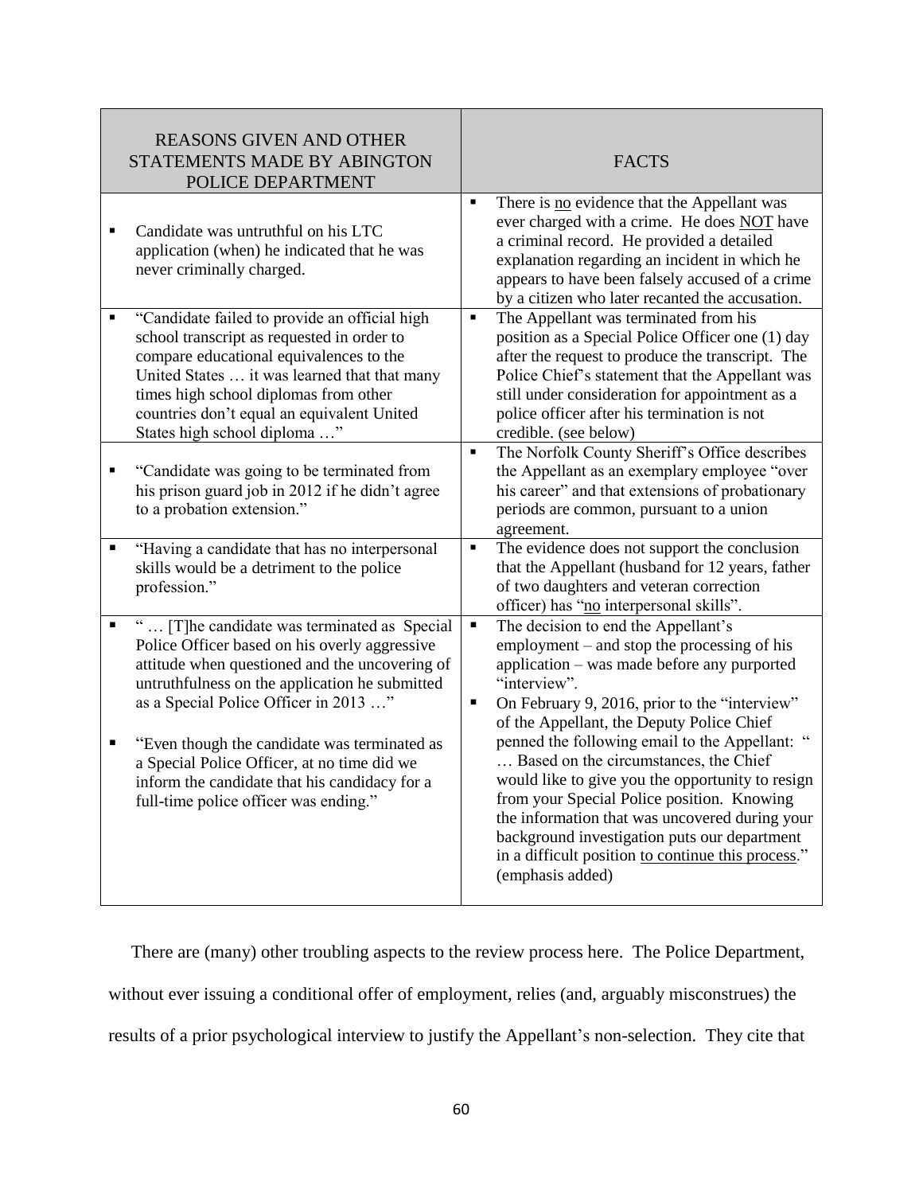| REASONS GIVEN AND OTHER STATEMENTS MADE BY ABINGTON POLICE DEPARTMENT | FACTS |
|---|---|
| ▪ Candidate was untruthful on his LTC application (when) he indicated that he was never criminally charged. | ▪ There is <u>no</u> evidence that the Appellant was ever charged with a crime. He does <u>NOT</u> have a criminal record. He provided a detailed explanation regarding an incident in which he appears to have been falsely accused of a crime by a citizen who later recanted the accusation. |
| ▪ "Candidate failed to provide an official high school transcript as requested in order to compare educational equivalences to the United States … it was learned that that many times high school diplomas from other countries don't equal an equivalent United States high school diploma …" | ▪ The Appellant was terminated from his position as a Special Police Officer one (1) day after the request to produce the transcript. The Police Chief's statement that the Appellant was still under consideration for appointment as a police officer after his termination is not credible. (see below) |
| ▪ "Candidate was going to be terminated from his prison guard job in 2012 if he didn't agree to a probation extension." | ▪ The Norfolk County Sheriff's Office describes the Appellant as an exemplary employee "over his career" and that extensions of probationary periods are common, pursuant to a union agreement. |
| ▪ "Having a candidate that has no interpersonal skills would be a detriment to the police profession." | ▪ The evidence does not support the conclusion that the Appellant (husband for 12 years, father of two daughters and veteran correction officer) has "<u>no</u> interpersonal skills". |
| ▪ " … [T]he candidate was terminated as Special Police Officer based on his overly aggressive attitude when questioned and the uncovering of untruthfulness on the application he submitted as a Special Police Officer in 2013 …"<br><br>▪ "Even though the candidate was terminated as a Special Police Officer, at no time did we inform the candidate that his candidacy for a full-time police officer was ending." | ▪ The decision to end the Appellant's employment – and stop the processing of his application – was made before any purported "interview".<br>▪ On February 9, 2016, prior to the "interview" of the Appellant, the Deputy Police Chief penned the following email to the Appellant: " … Based on the circumstances, the Chief would like to give you the opportunity to resign from your Special Police position. Knowing the information that was uncovered during your background investigation puts our department in a difficult position <u>to continue this process</u>." (emphasis added) |

There are (many) other troubling aspects to the review process here. The Police Department, without ever issuing a conditional offer of employment, relies (and, arguably misconstrues) the results of a prior psychological interview to justify the Appellant's non-selection. They cite that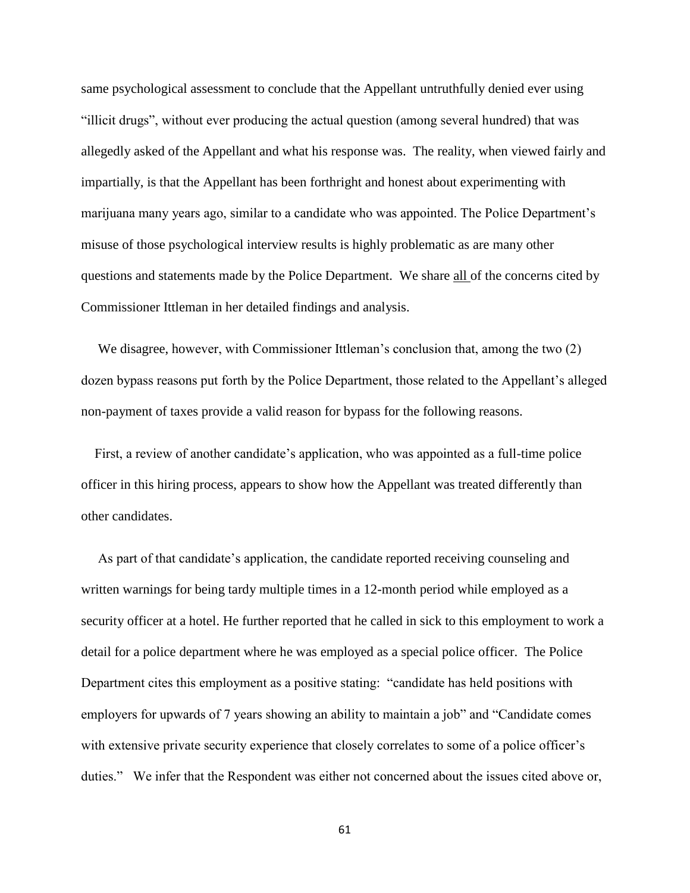same psychological assessment to conclude that the Appellant untruthfully denied ever using "illicit drugs", without ever producing the actual question (among several hundred) that was allegedly asked of the Appellant and what his response was. The reality, when viewed fairly and impartially, is that the Appellant has been forthright and honest about experimenting with marijuana many years ago, similar to a candidate who was appointed. The Police Department's misuse of those psychological interview results is highly problematic as are many other questions and statements made by the Police Department. We share all of the concerns cited by Commissioner Ittleman in her detailed findings and analysis.

We disagree, however, with Commissioner Ittleman's conclusion that, among the two (2) dozen bypass reasons put forth by the Police Department, those related to the Appellant's alleged non-payment of taxes provide a valid reason for bypass for the following reasons.

First, a review of another candidate's application, who was appointed as a full-time police officer in this hiring process, appears to show how the Appellant was treated differently than other candidates.

As part of that candidate's application, the candidate reported receiving counseling and written warnings for being tardy multiple times in a 12-month period while employed as a security officer at a hotel. He further reported that he called in sick to this employment to work a detail for a police department where he was employed as a special police officer. The Police Department cites this employment as a positive stating: "candidate has held positions with employers for upwards of 7 years showing an ability to maintain a job" and "Candidate comes with extensive private security experience that closely correlates to some of a police officer's duties." We infer that the Respondent was either not concerned about the issues cited above or,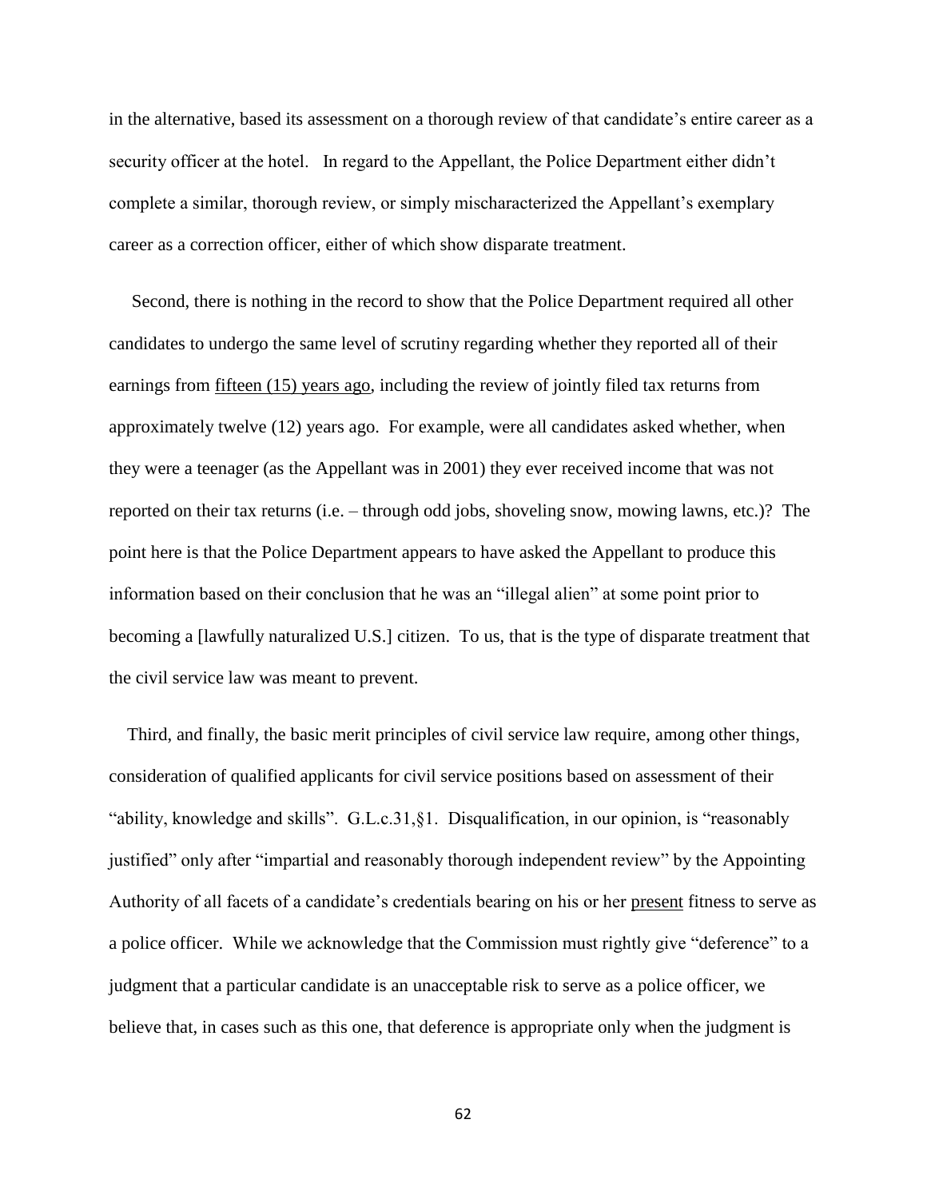in the alternative, based its assessment on a thorough review of that candidate's entire career as a security officer at the hotel. In regard to the Appellant, the Police Department either didn't complete a similar, thorough review, or simply mischaracterized the Appellant's exemplary career as a correction officer, either of which show disparate treatment.

Second, there is nothing in the record to show that the Police Department required all other candidates to undergo the same level of scrutiny regarding whether they reported all of their earnings from fifteen (15) years ago, including the review of jointly filed tax returns from approximately twelve (12) years ago. For example, were all candidates asked whether, when they were a teenager (as the Appellant was in 2001) they ever received income that was not reported on their tax returns (i.e. – through odd jobs, shoveling snow, mowing lawns, etc.)? The point here is that the Police Department appears to have asked the Appellant to produce this information based on their conclusion that he was an "illegal alien" at some point prior to becoming a [lawfully naturalized U.S.] citizen. To us, that is the type of disparate treatment that the civil service law was meant to prevent.

Third, and finally, the basic merit principles of civil service law require, among other things, consideration of qualified applicants for civil service positions based on assessment of their "ability, knowledge and skills". G.L.c.31,§1. Disqualification, in our opinion, is "reasonably justified" only after "impartial and reasonably thorough independent review" by the Appointing Authority of all facets of a candidate's credentials bearing on his or her present fitness to serve as a police officer. While we acknowledge that the Commission must rightly give "deference" to a judgment that a particular candidate is an unacceptable risk to serve as a police officer, we believe that, in cases such as this one, that deference is appropriate only when the judgment is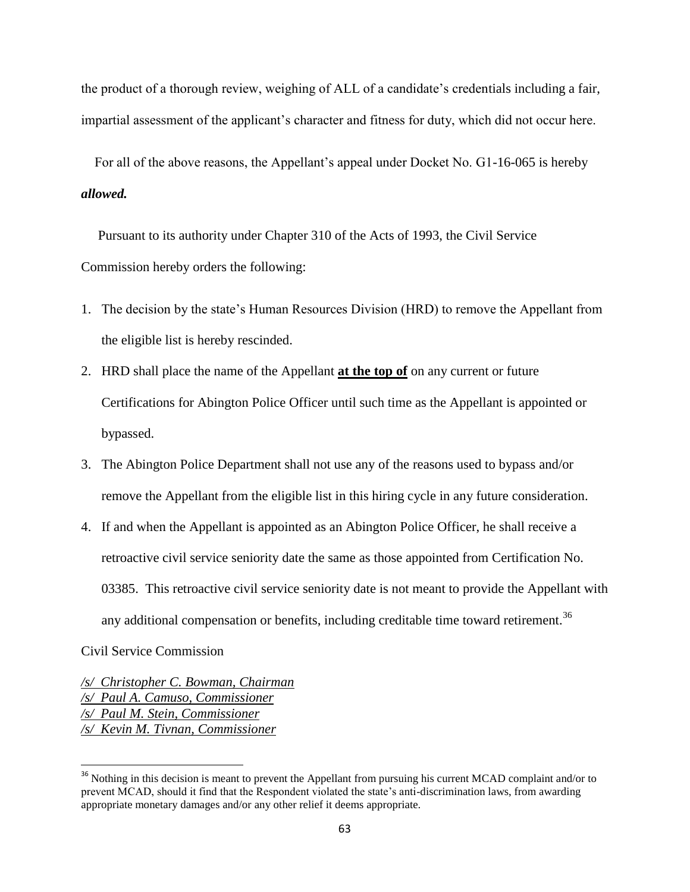the product of a thorough review, weighing of ALL of a candidate's credentials including a fair, impartial assessment of the applicant's character and fitness for duty, which did not occur here.

For all of the above reasons, the Appellant's appeal under Docket No. G1-16-065 is hereby ***allowed.***

Pursuant to its authority under Chapter 310 of the Acts of 1993, the Civil Service Commission hereby orders the following:

1. The decision by the state's Human Resources Division (HRD) to remove the Appellant from the eligible list is hereby rescinded.
2. HRD shall place the name of the Appellant **<u>at the top of</u>** on any current or future Certifications for Abington Police Officer until such time as the Appellant is appointed or bypassed.
3. The Abington Police Department shall not use any of the reasons used to bypass and/or remove the Appellant from the eligible list in this hiring cycle in any future consideration.
4. If and when the Appellant is appointed as an Abington Police Officer, he shall receive a retroactive civil service seniority date the same as those appointed from Certification No. 03385. This retroactive civil service seniority date is not meant to provide the Appellant with any additional compensation or benefits, including creditable time toward retirement.[36]

Civil Service Commission

*<u>/s/ Christopher C. Bowman, Chairman</u>*
*<u>/s/ Paul A. Camuso, Commissioner</u>*
*<u>/s/ Paul M. Stein, Commissioner</u>*
*<u>/s/ Kevin M. Tivnan, Commissioner</u>*

---

[36] Nothing in this decision is meant to prevent the Appellant from pursuing his current MCAD complaint and/or to prevent MCAD, should it find that the Respondent violated the state's anti-discrimination laws, from awarding appropriate monetary damages and/or any other relief it deems appropriate.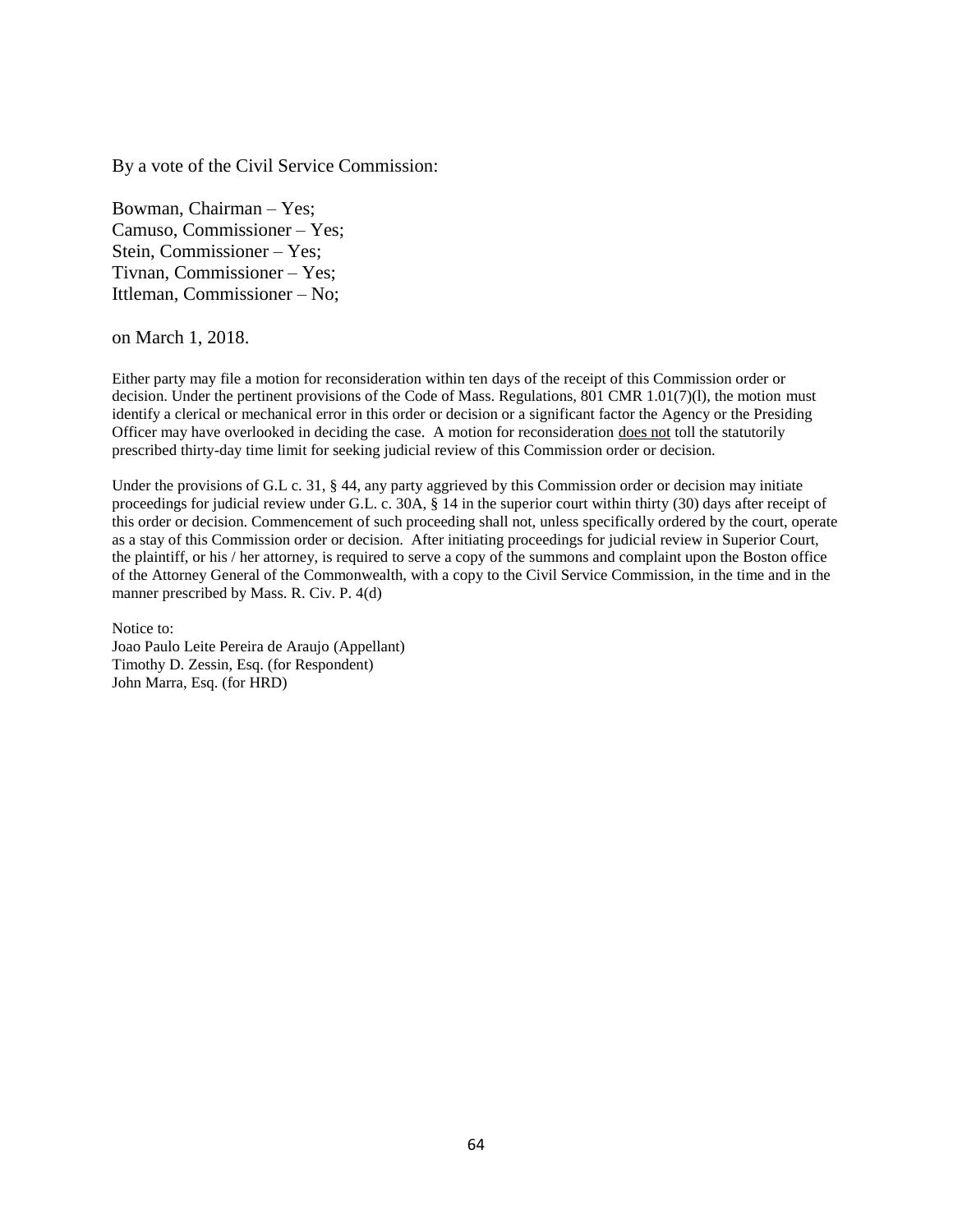By a vote of the Civil Service Commission:

Bowman, Chairman – Yes;
Camuso, Commissioner – Yes;
Stein, Commissioner – Yes;
Tivnan, Commissioner – Yes;
Ittleman, Commissioner – No;

on March 1, 2018.

Either party may file a motion for reconsideration within ten days of the receipt of this Commission order or decision. Under the pertinent provisions of the Code of Mass. Regulations, 801 CMR 1.01(7)(l), the motion must identify a clerical or mechanical error in this order or decision or a significant factor the Agency or the Presiding Officer may have overlooked in deciding the case. A motion for reconsideration does not toll the statutorily prescribed thirty-day time limit for seeking judicial review of this Commission order or decision.

Under the provisions of G.L c. 31, § 44, any party aggrieved by this Commission order or decision may initiate proceedings for judicial review under G.L. c. 30A, § 14 in the superior court within thirty (30) days after receipt of this order or decision. Commencement of such proceeding shall not, unless specifically ordered by the court, operate as a stay of this Commission order or decision. After initiating proceedings for judicial review in Superior Court, the plaintiff, or his / her attorney, is required to serve a copy of the summons and complaint upon the Boston office of the Attorney General of the Commonwealth, with a copy to the Civil Service Commission, in the time and in the manner prescribed by Mass. R. Civ. P. 4(d)

Notice to:
Joao Paulo Leite Pereira de Araujo (Appellant)
Timothy D. Zessin, Esq. (for Respondent)
John Marra, Esq. (for HRD)